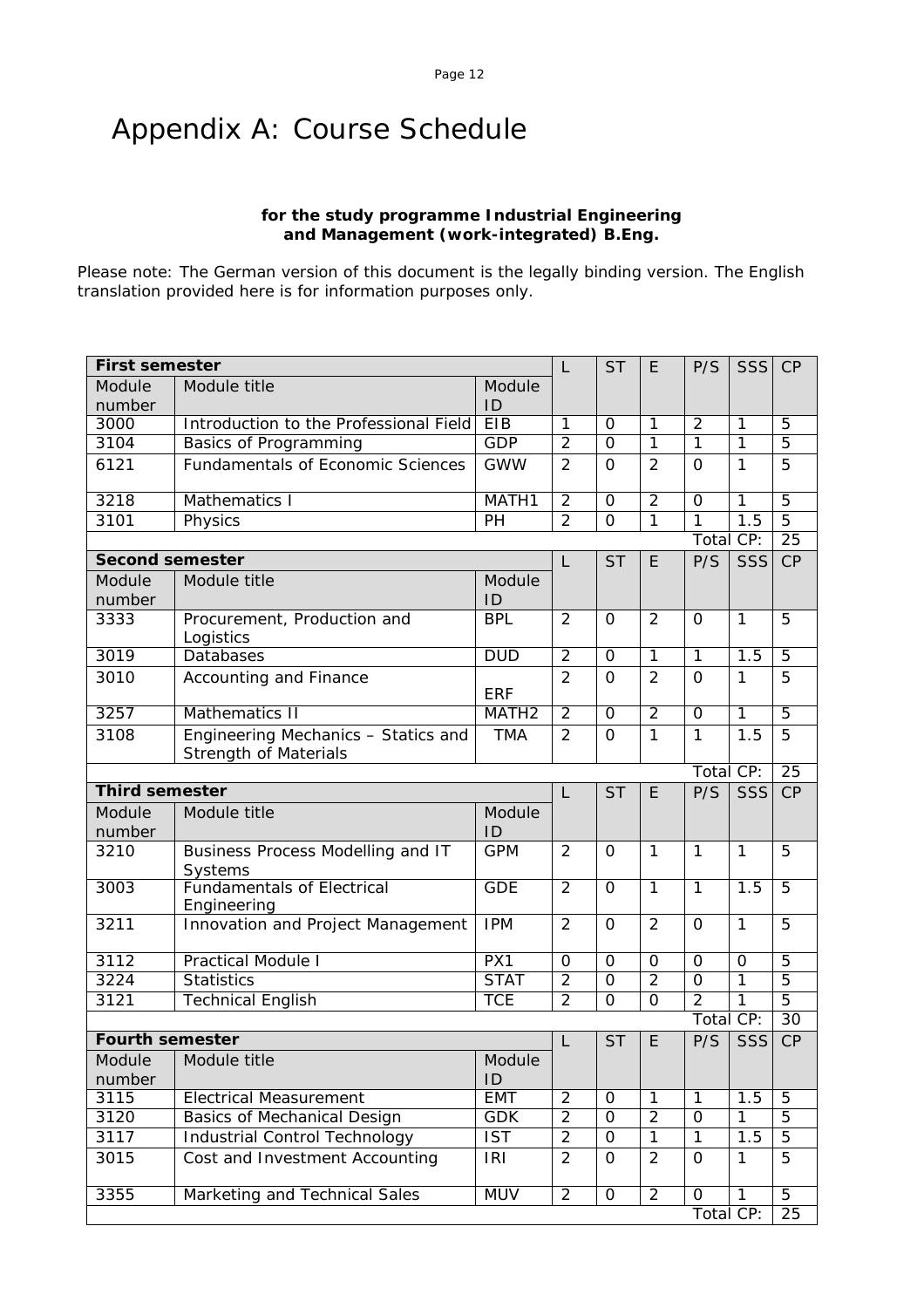# Appendix A: Course Schedule

**for the study programme Industrial Engineering and Management (work-integrated) B.Eng.**

Please note: The German version of this document is the legally binding version. The English translation provided here is for information purposes only.

| **First semester** | | | L | ST | E | P/S | SSS | CP |
|---|---|---|---|---|---|---|---|---|
| Module number | Module title | Module ID | | | | | | |
| 3000 | Introduction to the Professional Field | EIB | 1 | 0 | 1 | 2 | 1 | 5 |
| 3104 | Basics of Programming | GDP | 2 | 0 | 1 | 1 | 1 | 5 |
| 6121 | Fundamentals of Economic Sciences | GWW | 2 | 0 | 2 | 0 | 1 | 5 |
| 3218 | Mathematics I | MATH1 | 2 | 0 | 2 | 0 | 1 | 5 |
| 3101 | Physics | PH | 2 | 0 | 1 | 1 | 1.5 | 5 |
| | | | | | | | Total CP: | 25 |
| **Second semester** | | | L | ST | E | P/S | SSS | CP |
| Module number | Module title | Module ID | | | | | | |
| 3333 | Procurement, Production and Logistics | BPL | 2 | 0 | 2 | 0 | 1 | 5 |
| 3019 | Databases | DUD | 2 | 0 | 1 | 1 | 1.5 | 5 |
| 3010 | Accounting and Finance | ERF | 2 | 0 | 2 | 0 | 1 | 5 |
| 3257 | Mathematics II | MATH2 | 2 | 0 | 2 | 0 | 1 | 5 |
| 3108 | Engineering Mechanics – Statics and Strength of Materials | TMA | 2 | 0 | 1 | 1 | 1.5 | 5 |
| | | | | | | | Total CP: | 25 |
| **Third semester** | | | L | ST | E | P/S | SSS | CP |
| Module number | Module title | Module ID | | | | | | |
| 3210 | Business Process Modelling and IT Systems | GPM | 2 | 0 | 1 | 1 | 1 | 5 |
| 3003 | Fundamentals of Electrical Engineering | GDE | 2 | 0 | 1 | 1 | 1.5 | 5 |
| 3211 | Innovation and Project Management | IPM | 2 | 0 | 2 | 0 | 1 | 5 |
| 3112 | Practical Module I | PX1 | 0 | 0 | 0 | 0 | 0 | 5 |
| 3224 | Statistics | STAT | 2 | 0 | 2 | 0 | 1 | 5 |
| 3121 | Technical English | TCE | 2 | 0 | 0 | 2 | 1 | 5 |
| | | | | | | | Total CP: | 30 |
| **Fourth semester** | | | L | ST | E | P/S | SSS | CP |
| Module number | Module title | Module ID | | | | | | |
| 3115 | Electrical Measurement | EMT | 2 | 0 | 1 | 1 | 1.5 | 5 |
| 3120 | Basics of Mechanical Design | GDK | 2 | 0 | 2 | 0 | 1 | 5 |
| 3117 | Industrial Control Technology | IST | 2 | 0 | 1 | 1 | 1.5 | 5 |
| 3015 | Cost and Investment Accounting | IRI | 2 | 0 | 2 | 0 | 1 | 5 |
| 3355 | Marketing and Technical Sales | MUV | 2 | 0 | 2 | 0 | 1 | 5 |
| | | | | | | | Total CP: | 25 |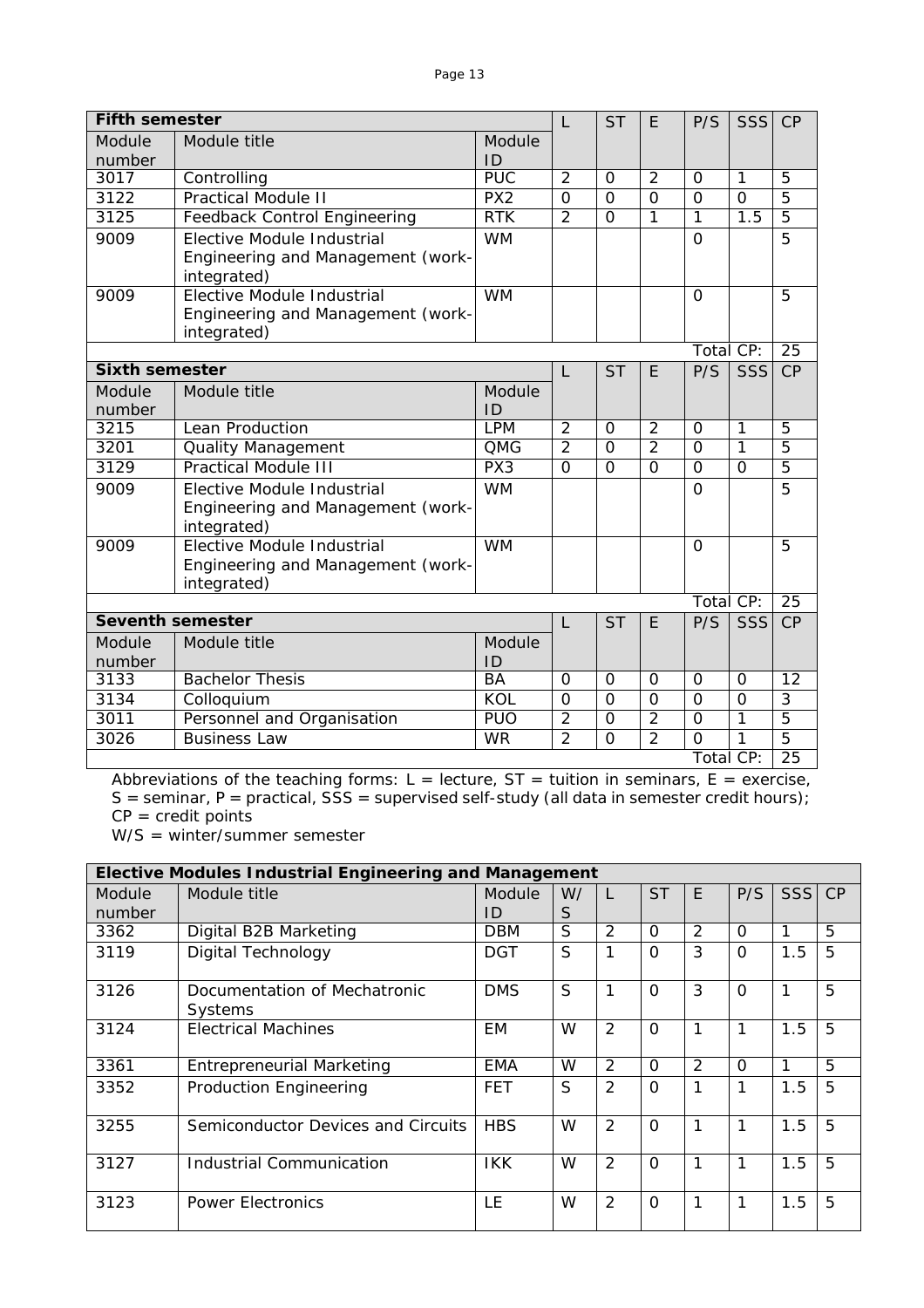| **Fifth semester** | | | L | ST | E | P/S | SSS | CP |
|---|---|---|---|---|---|---|---|---|
| Module number | Module title | Module ID | | | | | | |
| 3017 | Controlling | PUC | 2 | 0 | 2 | 0 | 1 | 5 |
| 3122 | Practical Module II | PX2 | 0 | 0 | 0 | 0 | 0 | 5 |
| 3125 | Feedback Control Engineering | RTK | 2 | 0 | 1 | 1 | 1.5 | 5 |
| 9009 | Elective Module Industrial Engineering and Management (work-integrated) | WM | | | | 0 | | 5 |
| 9009 | Elective Module Industrial Engineering and Management (work-integrated) | WM | | | | 0 | | 5 |
| | | | | | | Total CP: | | 25 |
| **Sixth semester** | | | L | ST | E | P/S | SSS | CP |
| Module number | Module title | Module ID | | | | | | |
| 3215 | Lean Production | LPM | 2 | 0 | 2 | 0 | 1 | 5 |
| 3201 | Quality Management | QMG | 2 | 0 | 2 | 0 | 1 | 5 |
| 3129 | Practical Module III | PX3 | 0 | 0 | 0 | 0 | 0 | 5 |
| 9009 | Elective Module Industrial Engineering and Management (work-integrated) | WM | | | | 0 | | 5 |
| 9009 | Elective Module Industrial Engineering and Management (work-integrated) | WM | | | | 0 | | 5 |
| | | | | | | Total CP: | | 25 |
| **Seventh semester** | | | L | ST | E | P/S | SSS | CP |
| Module number | Module title | Module ID | | | | | | |
| 3133 | Bachelor Thesis | BA | 0 | 0 | 0 | 0 | 0 | 12 |
| 3134 | Colloquium | KOL | 0 | 0 | 0 | 0 | 0 | 3 |
| 3011 | Personnel and Organisation | PUO | 2 | 0 | 2 | 0 | 1 | 5 |
| 3026 | Business Law | WR | 2 | 0 | 2 | 0 | 1 | 5 |
| | | | | | | Total CP: | | 25 |

Abbreviations of the teaching forms: L = lecture, ST = tuition in seminars, E = exercise, S = seminar, P = practical, SSS = supervised self-study (all data in semester credit hours); CP = credit points
W/S = winter/summer semester

| **Elective Modules Industrial Engineering and Management** | | | | | | | | | |
|---|---|---|---|---|---|---|---|---|---|
| Module number | Module title | Module ID | W/S | L | ST | E | P/S | SSS | CP |
| 3362 | Digital B2B Marketing | DBM | S | 2 | 0 | 2 | 0 | 1 | 5 |
| 3119 | Digital Technology | DGT | S | 1 | 0 | 3 | 0 | 1.5 | 5 |
| 3126 | Documentation of Mechatronic Systems | DMS | S | 1 | 0 | 3 | 0 | 1 | 5 |
| 3124 | Electrical Machines | EM | W | 2 | 0 | 1 | 1 | 1.5 | 5 |
| 3361 | Entrepreneurial Marketing | EMA | W | 2 | 0 | 2 | 0 | 1 | 5 |
| 3352 | Production Engineering | FET | S | 2 | 0 | 1 | 1 | 1.5 | 5 |
| 3255 | Semiconductor Devices and Circuits | HBS | W | 2 | 0 | 1 | 1 | 1.5 | 5 |
| 3127 | Industrial Communication | IKK | W | 2 | 0 | 1 | 1 | 1.5 | 5 |
| 3123 | Power Electronics | LE | W | 2 | 0 | 1 | 1 | 1.5 | 5 |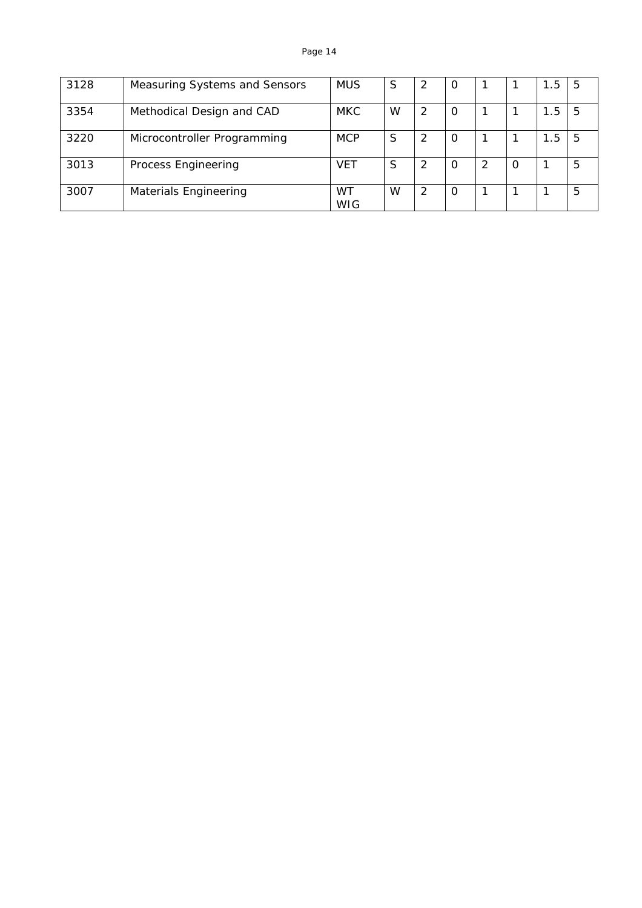| | | | | | | | | | |
|---|---|---|---|---|---|---|---|---|---|
| 3128 | Measuring Systems and Sensors | MUS | S | 2 | 0 | 1 | 1 | 1.5 | 5 |
| 3354 | Methodical Design and CAD | MKC | W | 2 | 0 | 1 | 1 | 1.5 | 5 |
| 3220 | Microcontroller Programming | MCP | S | 2 | 0 | 1 | 1 | 1.5 | 5 |
| 3013 | Process Engineering | VET | S | 2 | 0 | 2 | 0 | 1 | 5 |
| 3007 | Materials Engineering | WT WIG | W | 2 | 0 | 1 | 1 | 1 | 5 |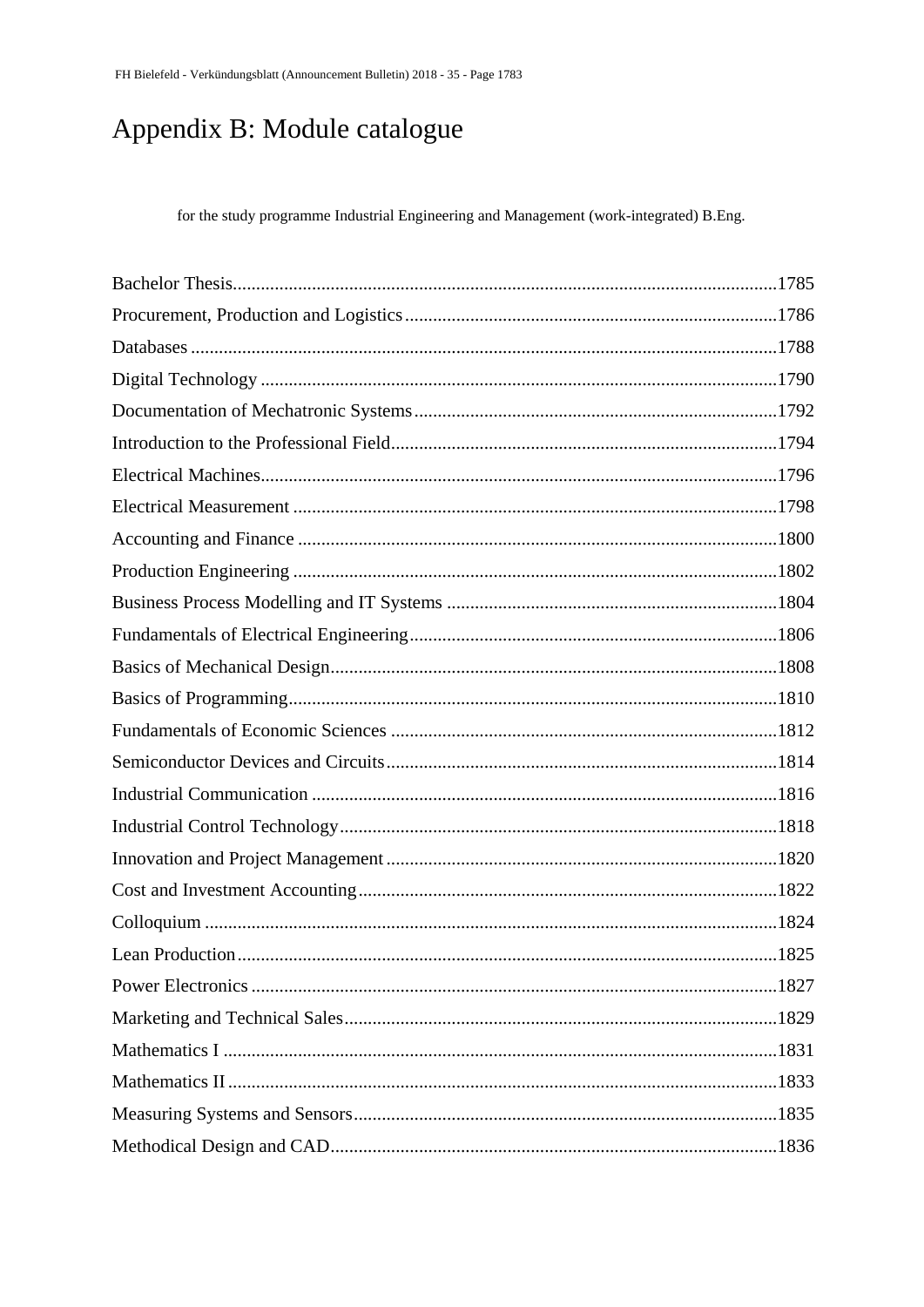# Appendix B: Module catalogue

for the study programme Industrial Engineering and Management (work-integrated) B.Eng.

Bachelor Thesis....................1785
Procurement, Production and Logistics....................1786
Databases....................1788
Digital Technology....................1790
Documentation of Mechatronic Systems....................1792
Introduction to the Professional Field....................1794
Electrical Machines....................1796
Electrical Measurement....................1798
Accounting and Finance....................1800
Production Engineering....................1802
Business Process Modelling and IT Systems....................1804
Fundamentals of Electrical Engineering....................1806
Basics of Mechanical Design....................1808
Basics of Programming....................1810
Fundamentals of Economic Sciences....................1812
Semiconductor Devices and Circuits....................1814
Industrial Communication....................1816
Industrial Control Technology....................1818
Innovation and Project Management....................1820
Cost and Investment Accounting....................1822
Colloquium....................1824
Lean Production....................1825
Power Electronics....................1827
Marketing and Technical Sales....................1829
Mathematics I....................1831
Mathematics II....................1833
Measuring Systems and Sensors....................1835
Methodical Design and CAD....................1836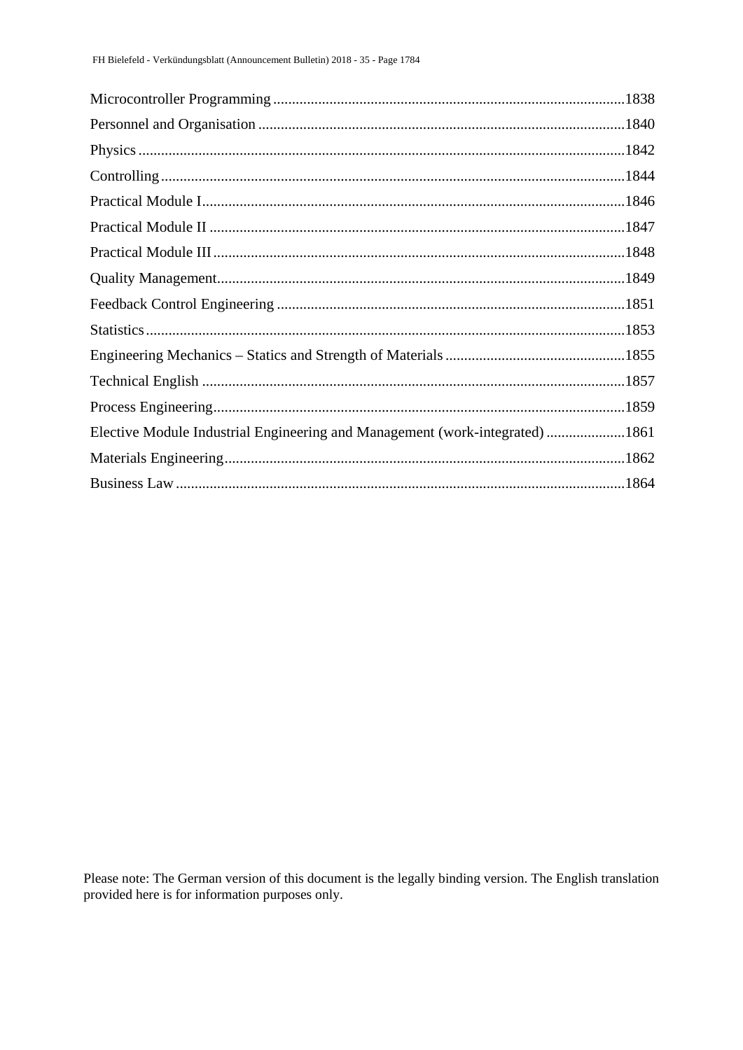Microcontroller Programming ....................................................................................1838

Personnel and Organisation .......................................................................................1840

Physics .......................................................................................................................1842

Controlling .................................................................................................................1844

Practical Module I......................................................................................................1846

Practical Module II ....................................................................................................1847

Practical Module III ...................................................................................................1848

Quality Management..................................................................................................1849

Feedback Control Engineering ..................................................................................1851

Statistics .....................................................................................................................1853

Engineering Mechanics – Statics and Strength of Materials .....................................1855

Technical English ......................................................................................................1857

Process Engineering...................................................................................................1859

Elective Module Industrial Engineering and Management (work-integrated) ..........1861

Materials Engineering................................................................................................1862

Business Law .............................................................................................................1864

Please note: The German version of this document is the legally binding version. The English translation provided here is for information purposes only.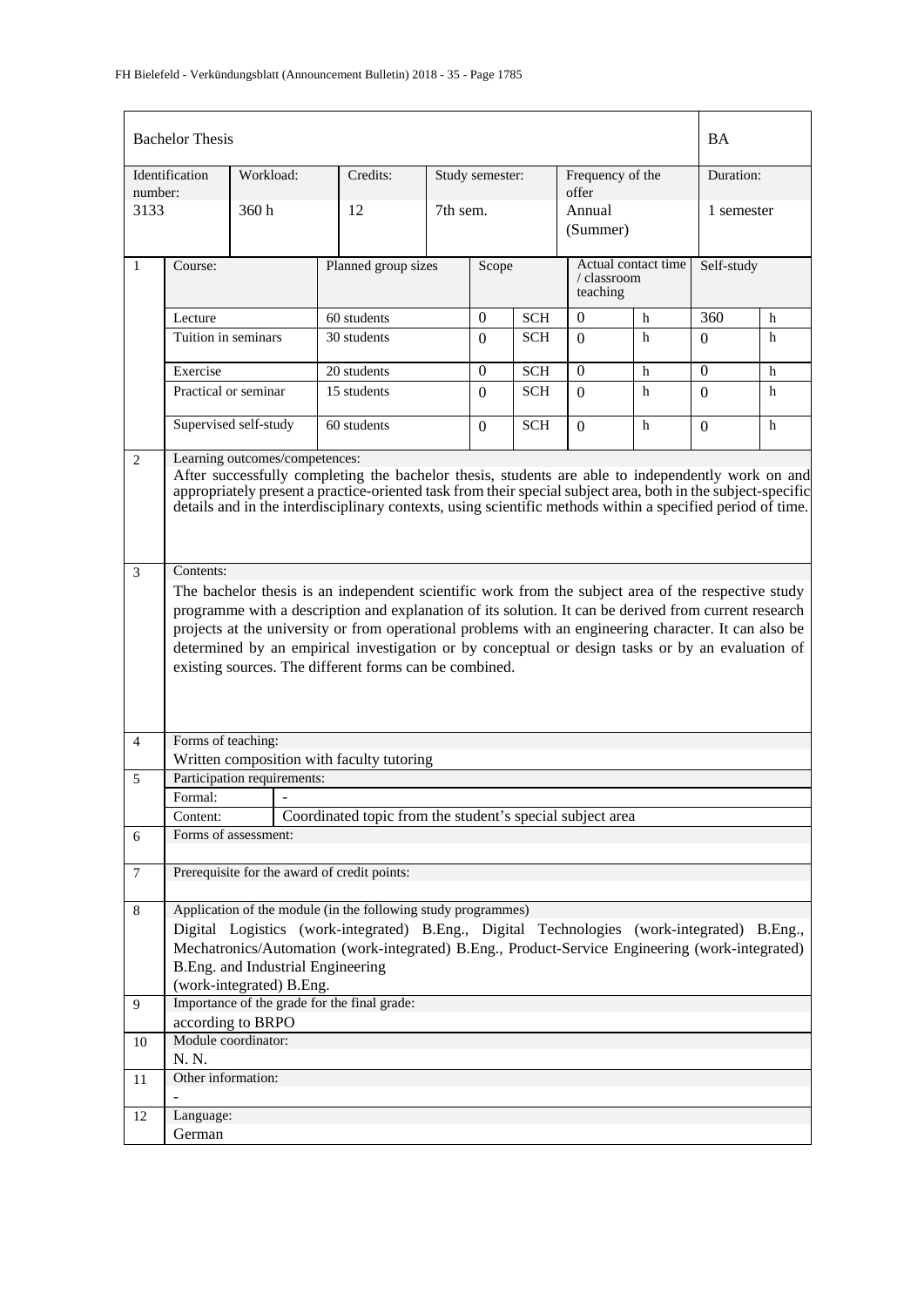| Bachelor Thesis | | | | | | BA |
|---|---|---|---|---|---|---|
| Identification number: | Workload: | Credits: | Study semester: | Frequency of the offer | | Duration: |
| 3133 | 360 h | 12 | 7th sem. | Annual (Summer) | | 1 semester |

| | Course: | Planned group sizes | Scope | | Actual contact time / classroom teaching | | Self-study | |
|---|---|---|---|---|---|---|---|---|
| 1 | Lecture | 60 students | 0 | SCH | 0 | h | 360 | h |
| | Tuition in seminars | 30 students | 0 | SCH | 0 | h | 0 | h |
| | Exercise | 20 students | 0 | SCH | 0 | h | 0 | h |
| | Practical or seminar | 15 students | 0 | SCH | 0 | h | 0 | h |
| | Supervised self-study | 60 students | 0 | SCH | 0 | h | 0 | h |

**2 Learning outcomes/competences:**

After successfully completing the bachelor thesis, students are able to independently work on and appropriately present a practice-oriented task from their special subject area, both in the subject-specific details and in the interdisciplinary contexts, using scientific methods within a specified period of time.

**3 Contents:**

The bachelor thesis is an independent scientific work from the subject area of the respective study programme with a description and explanation of its solution. It can be derived from current research projects at the university or from operational problems with an engineering character. It can also be determined by an empirical investigation or by conceptual or design tasks or by an evaluation of existing sources. The different forms can be combined.

**4 Forms of teaching:**

Written composition with faculty tutoring

**5 Participation requirements:**

| Formal: | - |
|---|---|
| Content: | Coordinated topic from the student's special subject area |

**6 Forms of assessment:**

**7 Prerequisite for the award of credit points:**

**8 Application of the module (in the following study programmes)**

Digital Logistics (work-integrated) B.Eng., Digital Technologies (work-integrated) B.Eng., Mechatronics/Automation (work-integrated) B.Eng., Product-Service Engineering (work-integrated) B.Eng. and Industrial Engineering (work-integrated) B.Eng.

**9 Importance of the grade for the final grade:**

according to BRPO

**10 Module coordinator:**

N. N.

**11 Other information:**

-

**12 Language:**

German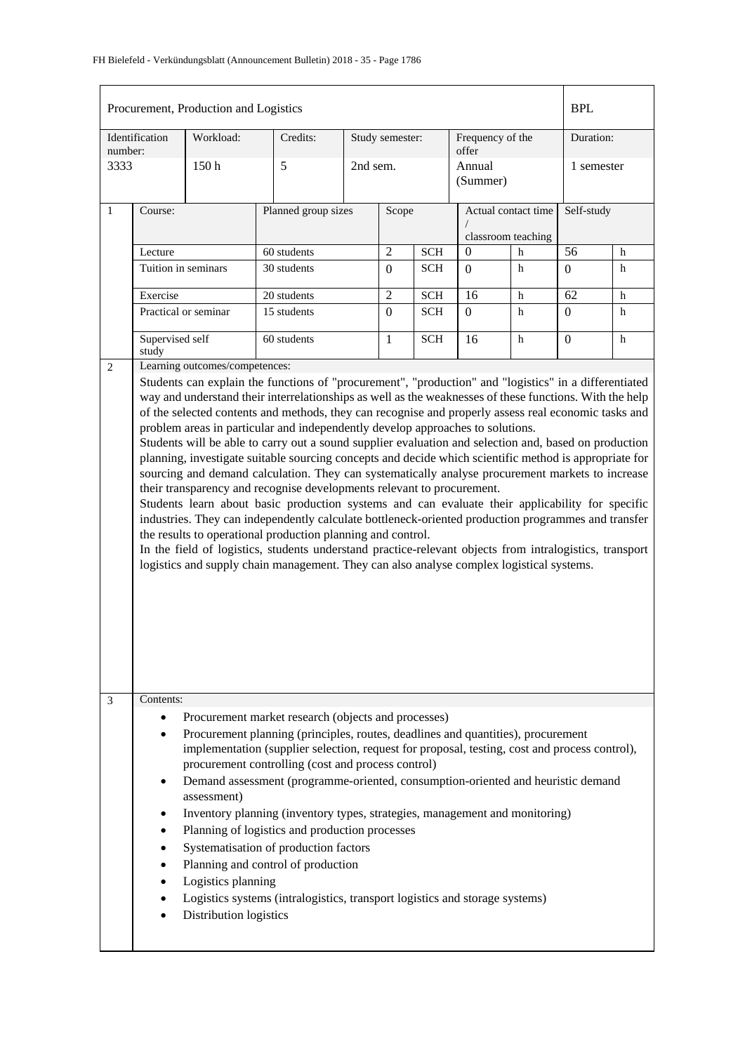| Procurement, Production and Logistics | | | | | | BPL |
|---|---|---|---|---|---|---|
| Identification number: | Workload: | Credits: | Study semester: | Frequency of the offer | | Duration: |
| 3333 | 150 h | 5 | 2nd sem. | Annual (Summer) | | 1 semester |

| 1 | Course: | Planned group sizes | Scope | | Actual contact time / classroom teaching | | Self-study | |
|---|---|---|---|---|---|---|---|---|
| | Lecture | 60 students | 2 | SCH | 0 | h | 56 | h |
| | Tuition in seminars | 30 students | 0 | SCH | 0 | h | 0 | h |
| | Exercise | 20 students | 2 | SCH | 16 | h | 62 | h |
| | Practical or seminar | 15 students | 0 | SCH | 0 | h | 0 | h |
| | Supervised self study | 60 students | 1 | SCH | 16 | h | 0 | h |

**2 Learning outcomes/competences:**

Students can explain the functions of "procurement", "production" and "logistics" in a differentiated way and understand their interrelationships as well as the weaknesses of these functions. With the help of the selected contents and methods, they can recognise and properly assess real economic tasks and problem areas in particular and independently develop approaches to solutions.

Students will be able to carry out a sound supplier evaluation and selection and, based on production planning, investigate suitable sourcing concepts and decide which scientific method is appropriate for sourcing and demand calculation. They can systematically analyse procurement markets to increase their transparency and recognise developments relevant to procurement.

Students learn about basic production systems and can evaluate their applicability for specific industries. They can independently calculate bottleneck-oriented production programmes and transfer the results to operational production planning and control.

In the field of logistics, students understand practice-relevant objects from intralogistics, transport logistics and supply chain management. They can also analyse complex logistical systems.

**3 Contents:**

- Procurement market research (objects and processes)
- Procurement planning (principles, routes, deadlines and quantities), procurement implementation (supplier selection, request for proposal, testing, cost and process control), procurement controlling (cost and process control)
- Demand assessment (programme-oriented, consumption-oriented and heuristic demand assessment)
- Inventory planning (inventory types, strategies, management and monitoring)
- Planning of logistics and production processes
- Systematisation of production factors
- Planning and control of production
- Logistics planning
- Logistics systems (intralogistics, transport logistics and storage systems)
- Distribution logistics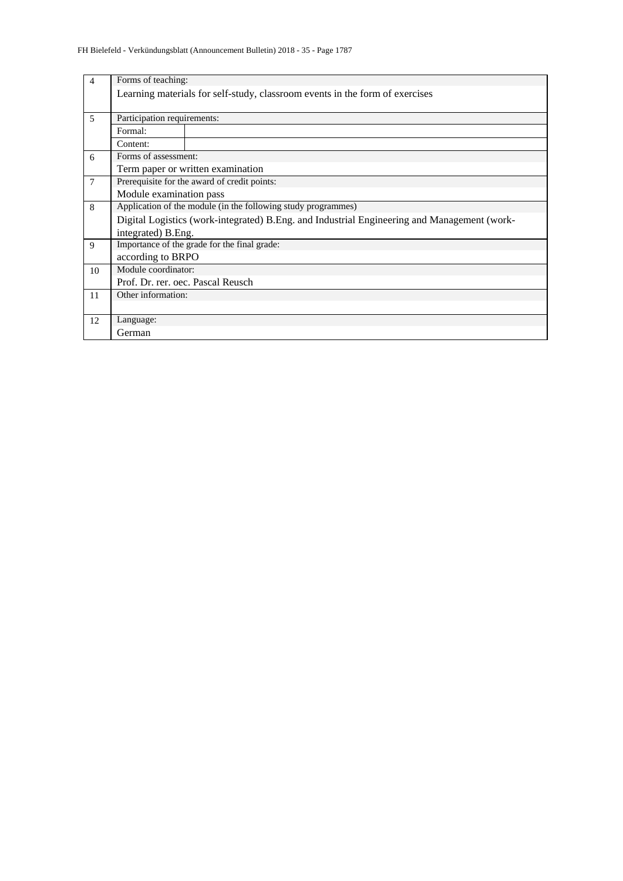| | | |
|---|---|---|
| 4 | Forms of teaching: | |
| | Learning materials for self-study, classroom events in the form of exercises | |
| 5 | Participation requirements: | |
| | Formal: | |
| | Content: | |
| 6 | Forms of assessment: | |
| | Term paper or written examination | |
| 7 | Prerequisite for the award of credit points: | |
| | Module examination pass | |
| 8 | Application of the module (in the following study programmes) | |
| | Digital Logistics (work-integrated) B.Eng. and Industrial Engineering and Management (work-integrated) B.Eng. | |
| 9 | Importance of the grade for the final grade: | |
| | according to BRPO | |
| 10 | Module coordinator: | |
| | Prof. Dr. rer. oec. Pascal Reusch | |
| 11 | Other information: | |
| | | |
| 12 | Language: | |
| | German | |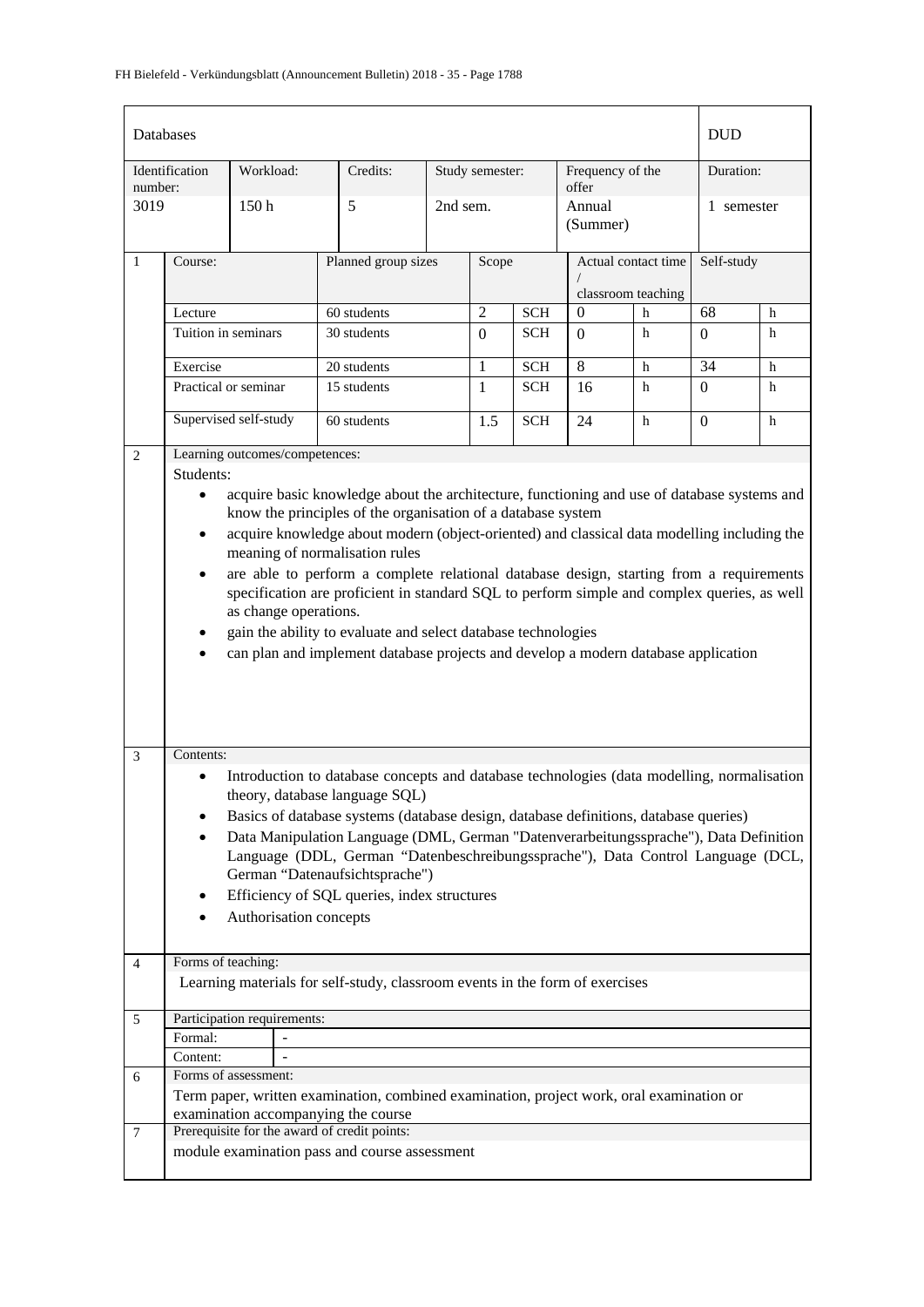| Databases | | | | | | DUD |
|---|---|---|---|---|---|---|
| Identification number: | Workload: | Credits: | Study semester: | Frequency of the offer | | Duration: |
| 3019 | 150 h | 5 | 2nd sem. | Annual (Summer) | | 1 semester |

| 1 | Course: | Planned group sizes | Scope | | Actual contact time / classroom teaching | | Self-study | |
|---|---|---|---|---|---|---|---|---|
| | Lecture | 60 students | 2 | SCH | 0 | h | 68 | h |
| | Tuition in seminars | 30 students | 0 | SCH | 0 | h | 0 | h |
| | Exercise | 20 students | 1 | SCH | 8 | h | 34 | h |
| | Practical or seminar | 15 students | 1 | SCH | 16 | h | 0 | h |
| | Supervised self-study | 60 students | 1.5 | SCH | 24 | h | 0 | h |

**2 Learning outcomes/competences:**

Students:

- acquire basic knowledge about the architecture, functioning and use of database systems and know the principles of the organisation of a database system
- acquire knowledge about modern (object-oriented) and classical data modelling including the meaning of normalisation rules
- are able to perform a complete relational database design, starting from a requirements specification are proficient in standard SQL to perform simple and complex queries, as well as change operations.
- gain the ability to evaluate and select database technologies
- can plan and implement database projects and develop a modern database application

**3 Contents:**

- Introduction to database concepts and database technologies (data modelling, normalisation theory, database language SQL)
- Basics of database systems (database design, database definitions, database queries)
- Data Manipulation Language (DML, German "Datenverarbeitungssprache"), Data Definition Language (DDL, German "Datenbeschreibungssprache"), Data Control Language (DCL, German "Datenaufsichtsprache")
- Efficiency of SQL queries, index structures
- Authorisation concepts

**4 Forms of teaching:**

Learning materials for self-study, classroom events in the form of exercises

**5 Participation requirements:**

| Formal: | - |
|---|---|
| Content: | - |

**6 Forms of assessment:**

Term paper, written examination, combined examination, project work, oral examination or examination accompanying the course

**7 Prerequisite for the award of credit points:**

module examination pass and course assessment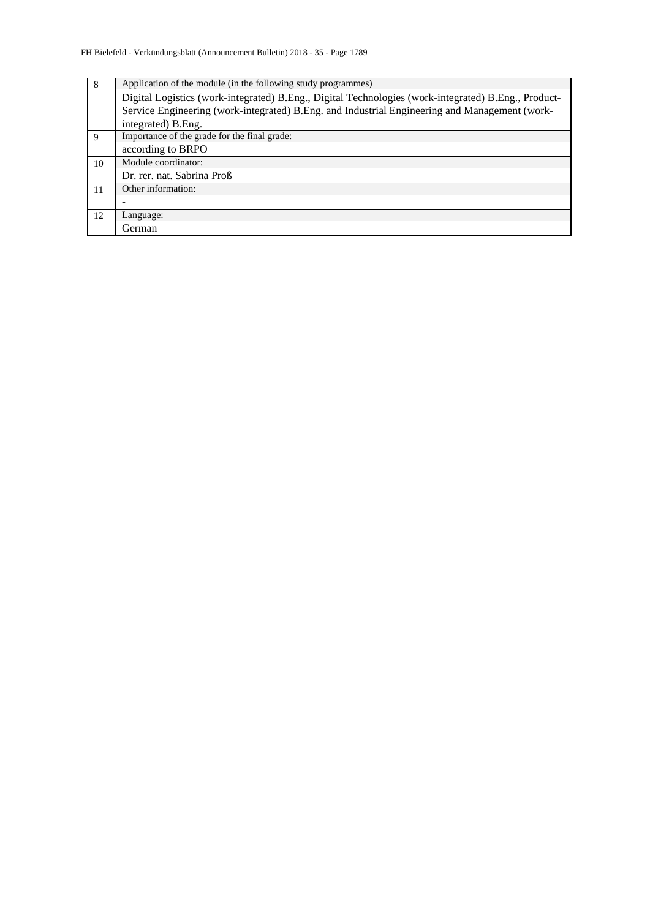| | |
|---|---|
| 8 | Application of the module (in the following study programmes)<br>Digital Logistics (work-integrated) B.Eng., Digital Technologies (work-integrated) B.Eng., Product-Service Engineering (work-integrated) B.Eng. and Industrial Engineering and Management (work-integrated) B.Eng. |
| 9 | Importance of the grade for the final grade:<br>according to BRPO |
| 10 | Module coordinator:<br>Dr. rer. nat. Sabrina Proß |
| 11 | Other information:<br>- |
| 12 | Language:<br>German |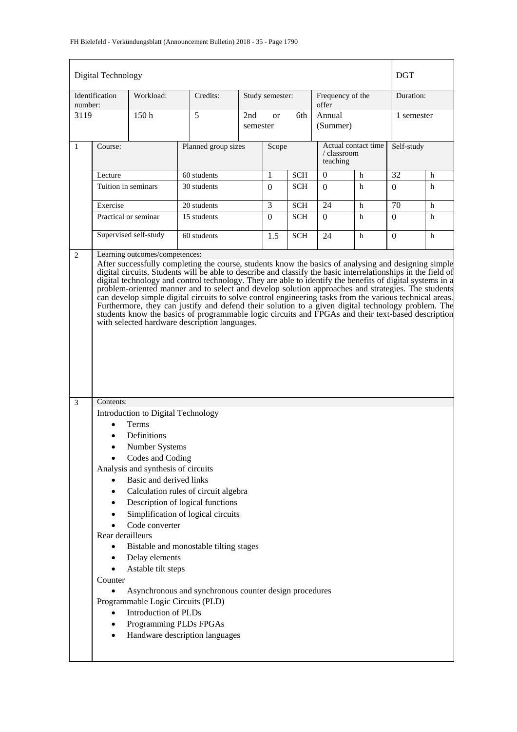| Digital Technology | | | | | | DGT |
|---|---|---|---|---|---|---|
| Identification number: | Workload: | Credits: | Study semester: | | Frequency of the offer | Duration: |
| 3119 | 150 h | 5 | 2nd or 6th semester | | Annual (Summer) | 1 semester |

| 1 | Course: | Planned group sizes | Scope | | Actual contact time / classroom teaching | | Self-study | |
|---|---|---|---|---|---|---|---|---|
| | Lecture | 60 students | 1 | SCH | 0 | h | 32 | h |
| | Tuition in seminars | 30 students | 0 | SCH | 0 | h | 0 | h |
| | Exercise | 20 students | 3 | SCH | 24 | h | 70 | h |
| | Practical or seminar | 15 students | 0 | SCH | 0 | h | 0 | h |
| | Supervised self-study | 60 students | 1.5 | SCH | 24 | h | 0 | h |

**2 Learning outcomes/competences:**

After successfully completing the course, students know the basics of analysing and designing simple digital circuits. Students will be able to describe and classify the basic interrelationships in the field of digital technology and control technology. They are able to identify the benefits of digital systems in a problem-oriented manner and to select and develop solution approaches and strategies. The students can develop simple digital circuits to solve control engineering tasks from the various technical areas. Furthermore, they can justify and defend their solution to a given digital technology problem. The students know the basics of programmable logic circuits and FPGAs and their text-based description with selected hardware description languages.

**3 Contents:**

Introduction to Digital Technology

- Terms
- Definitions
- Number Systems
- Codes and Coding

Analysis and synthesis of circuits

- Basic and derived links
- Calculation rules of circuit algebra
- Description of logical functions
- Simplification of logical circuits
- Code converter

Rear derailleurs

- Bistable and monostable tilting stages
- Delay elements
- Astable tilt steps

Counter

- Asynchronous and synchronous counter design procedures

Programmable Logic Circuits (PLD)

- Introduction of PLDs
- Programming PLDs FPGAs
- Handware description languages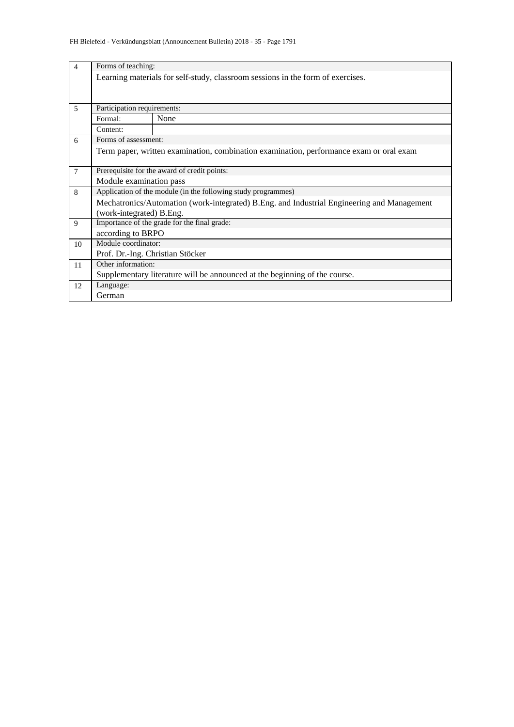| | | |
|---|---|---|
| 4 | Forms of teaching: | |
| | Learning materials for self-study, classroom sessions in the form of exercises. | |
| 5 | Participation requirements: | |
| | Formal: | None |
| | Content: | |
| 6 | Forms of assessment: | |
| | Term paper, written examination, combination examination, performance exam or oral exam | |
| 7 | Prerequisite for the award of credit points: | |
| | Module examination pass | |
| 8 | Application of the module (in the following study programmes) | |
| | Mechatronics/Automation (work-integrated) B.Eng. and Industrial Engineering and Management (work-integrated) B.Eng. | |
| 9 | Importance of the grade for the final grade: | |
| | according to BRPO | |
| 10 | Module coordinator: | |
| | Prof. Dr.-Ing. Christian Stöcker | |
| 11 | Other information: | |
| | Supplementary literature will be announced at the beginning of the course. | |
| 12 | Language: | |
| | German | |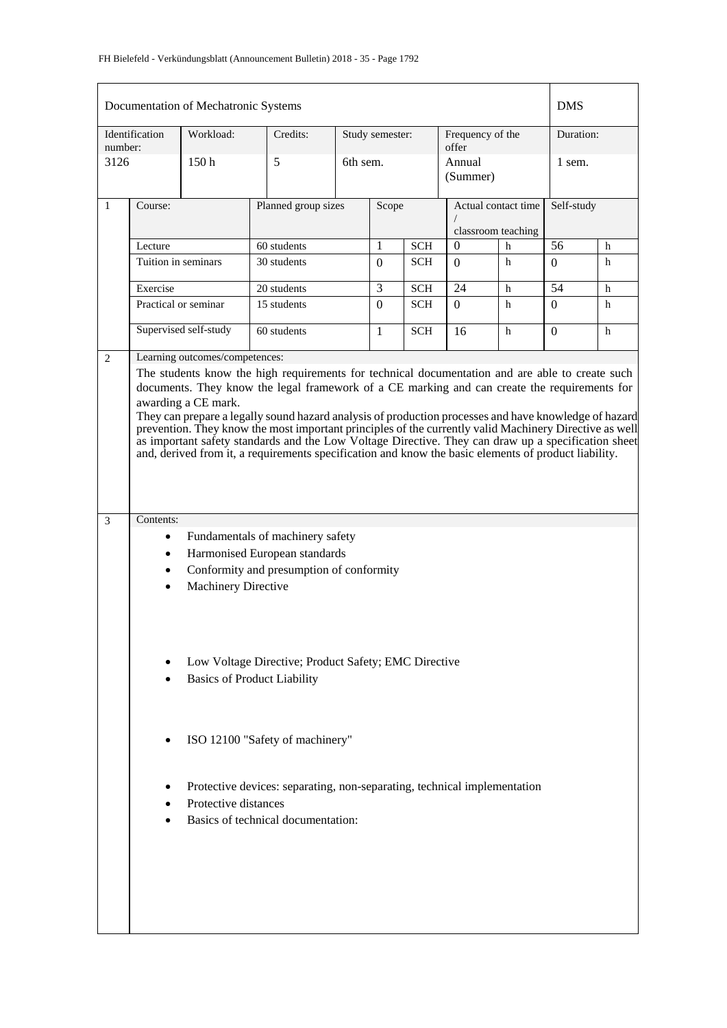| Documentation of Mechatronic Systems | | | | | | DMS |
|---|---|---|---|---|---|---|
| Identification number: | Workload: | Credits: | Study semester: | Frequency of the offer | | Duration: |
| 3126 | 150 h | 5 | 6th sem. | Annual (Summer) | | 1 sem. |

| 1 | Course: | Planned group sizes | Scope | | Actual contact time / classroom teaching | | Self-study | |
|---|---|---|---|---|---|---|---|---|
| | Lecture | 60 students | 1 | SCH | 0 | h | 56 | h |
| | Tuition in seminars | 30 students | 0 | SCH | 0 | h | 0 | h |
| | Exercise | 20 students | 3 | SCH | 24 | h | 54 | h |
| | Practical or seminar | 15 students | 0 | SCH | 0 | h | 0 | h |
| | Supervised self-study | 60 students | 1 | SCH | 16 | h | 0 | h |

**2 Learning outcomes/competences:**

The students know the high requirements for technical documentation and are able to create such documents. They know the legal framework of a CE marking and can create the requirements for awarding a CE mark.
They can prepare a legally sound hazard analysis of production processes and have knowledge of hazard prevention. They know the most important principles of the currently valid Machinery Directive as well as important safety standards and the Low Voltage Directive. They can draw up a specification sheet and, derived from it, a requirements specification and know the basic elements of product liability.

**3 Contents:**

- Fundamentals of machinery safety
- Harmonised European standards
- Conformity and presumption of conformity
- Machinery Directive
- Low Voltage Directive; Product Safety; EMC Directive
- Basics of Product Liability
- ISO 12100 "Safety of machinery"
- Protective devices: separating, non-separating, technical implementation
- Protective distances
- Basics of technical documentation: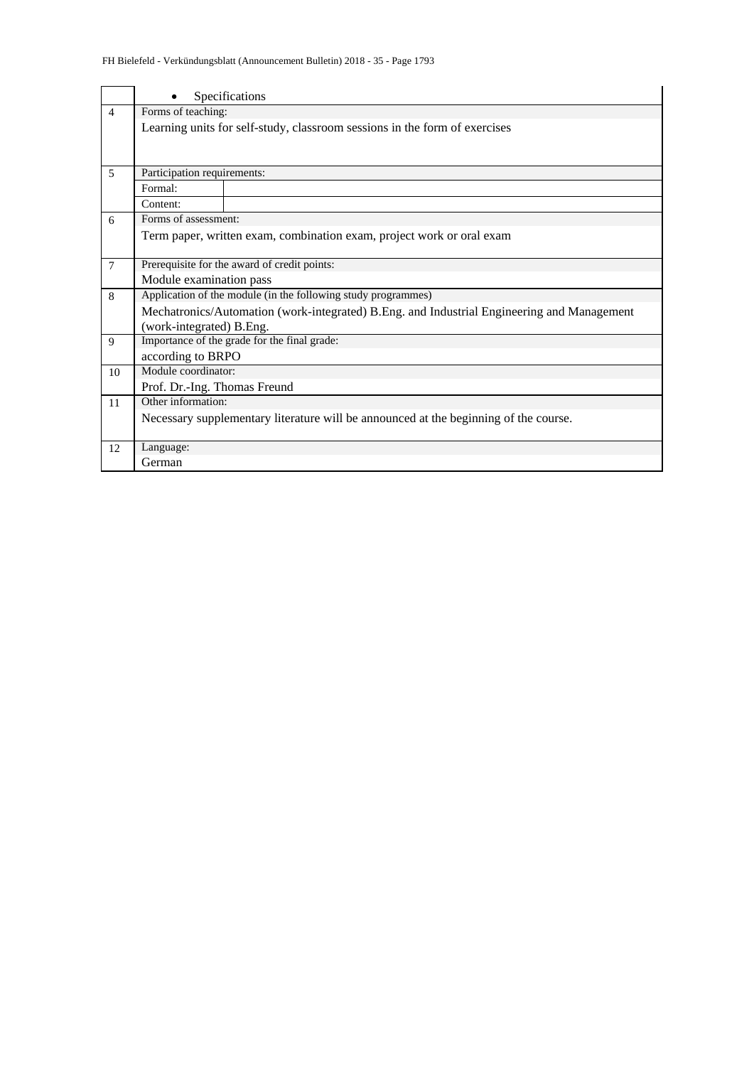|  |  |  |
|---|---|---|
|  | • Specifications |  |
| 4 | Forms of teaching: |  |
|  | Learning units for self-study, classroom sessions in the form of exercises |  |
| 5 | Participation requirements: |  |
|  | Formal: |  |
|  | Content: |  |
| 6 | Forms of assessment: |  |
|  | Term paper, written exam, combination exam, project work or oral exam |  |
| 7 | Prerequisite for the award of credit points: |  |
|  | Module examination pass |  |
| 8 | Application of the module (in the following study programmes) |  |
|  | Mechatronics/Automation (work-integrated) B.Eng. and Industrial Engineering and Management (work-integrated) B.Eng. |  |
| 9 | Importance of the grade for the final grade: |  |
|  | according to BRPO |  |
| 10 | Module coordinator: |  |
|  | Prof. Dr.-Ing. Thomas Freund |  |
| 11 | Other information: |  |
|  | Necessary supplementary literature will be announced at the beginning of the course. |  |
| 12 | Language: |  |
|  | German |  |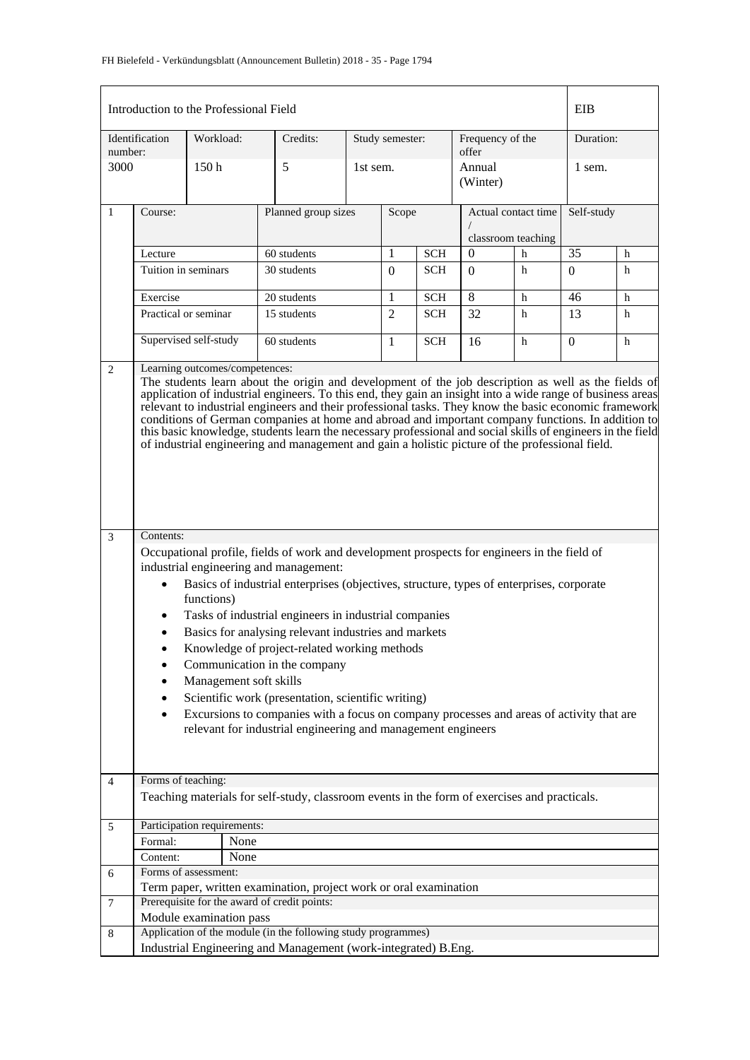| Introduction to the Professional Field | | | | | | EIB |
|---|---|---|---|---|---|---|
| Identification number: | Workload: | Credits: | Study semester: | Frequency of the offer | | Duration: |
| 3000 | 150 h | 5 | 1st sem. | Annual (Winter) | | 1 sem. |

| 1 | Course: | Planned group sizes | Scope | | Actual contact time / classroom teaching | | Self-study | |
|---|---|---|---|---|---|---|---|---|
| | Lecture | 60 students | 1 | SCH | 0 | h | 35 | h |
| | Tuition in seminars | 30 students | 0 | SCH | 0 | h | 0 | h |
| | Exercise | 20 students | 1 | SCH | 8 | h | 46 | h |
| | Practical or seminar | 15 students | 2 | SCH | 32 | h | 13 | h |
| | Supervised self-study | 60 students | 1 | SCH | 16 | h | 0 | h |

**2 Learning outcomes/competences:**

The students learn about the origin and development of the job description as well as the fields of application of industrial engineers. To this end, they gain an insight into a wide range of business areas relevant to industrial engineers and their professional tasks. They know the basic economic framework conditions of German companies at home and abroad and important company functions. In addition to this basic knowledge, students learn the necessary professional and social skills of engineers in the field of industrial engineering and management and gain a holistic picture of the professional field.

**3 Contents:**

Occupational profile, fields of work and development prospects for engineers in the field of industrial engineering and management:

- Basics of industrial enterprises (objectives, structure, types of enterprises, corporate functions)
- Tasks of industrial engineers in industrial companies
- Basics for analysing relevant industries and markets
- Knowledge of project-related working methods
- Communication in the company
- Management soft skills
- Scientific work (presentation, scientific writing)
- Excursions to companies with a focus on company processes and areas of activity that are relevant for industrial engineering and management engineers

**4 Forms of teaching:**

Teaching materials for self-study, classroom events in the form of exercises and practicals.

**5 Participation requirements:**

| Formal: | None |
|---|---|
| Content: | None |

**6 Forms of assessment:**

Term paper, written examination, project work or oral examination

**7 Prerequisite for the award of credit points:**

Module examination pass

**8 Application of the module (in the following study programmes)**

Industrial Engineering and Management (work-integrated) B.Eng.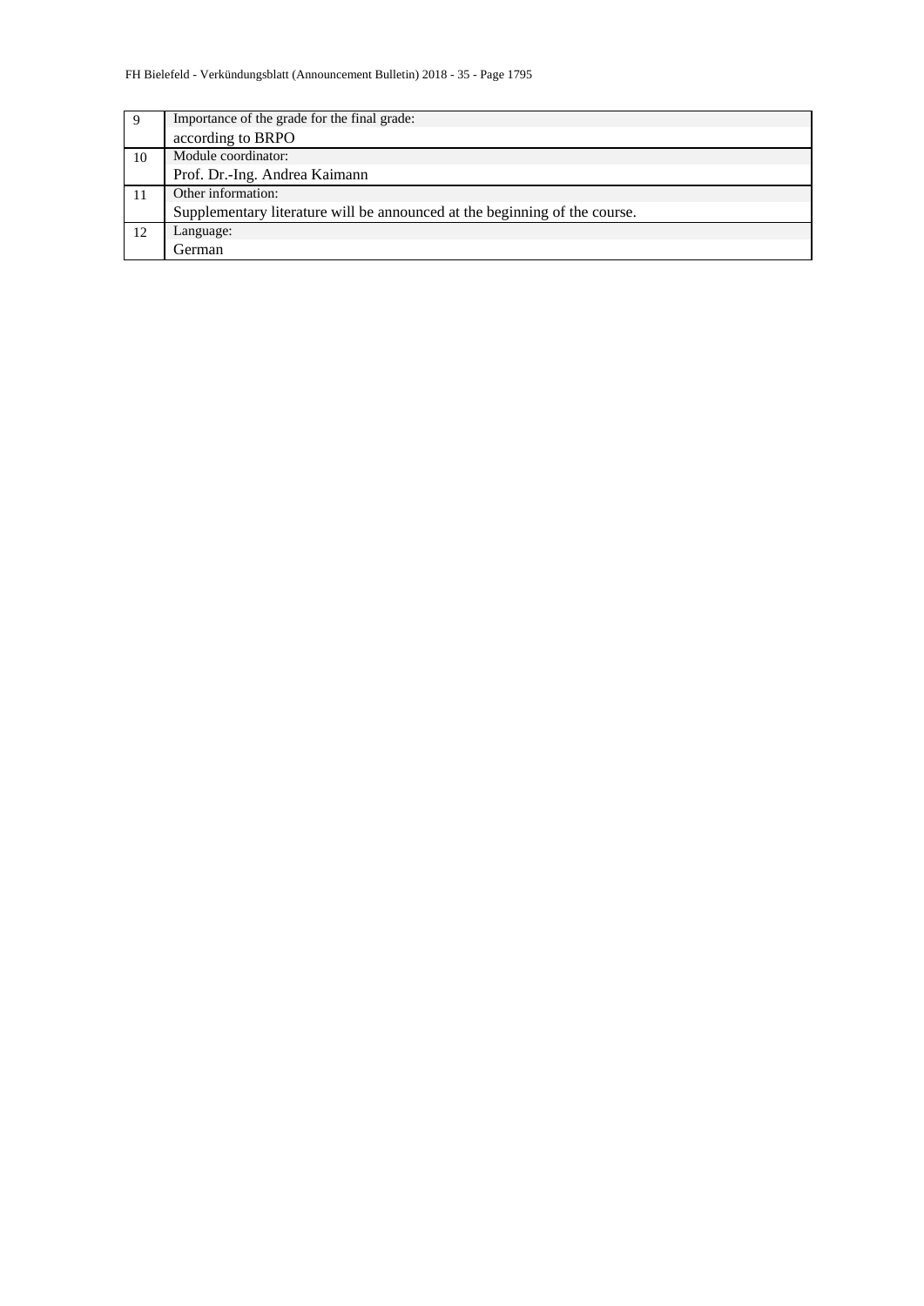| | |
|---|---|
| 9 | Importance of the grade for the final grade:<br>according to BRPO |
| 10 | Module coordinator:<br>Prof. Dr.-Ing. Andrea Kaimann |
| 11 | Other information:<br>Supplementary literature will be announced at the beginning of the course. |
| 12 | Language:<br>German |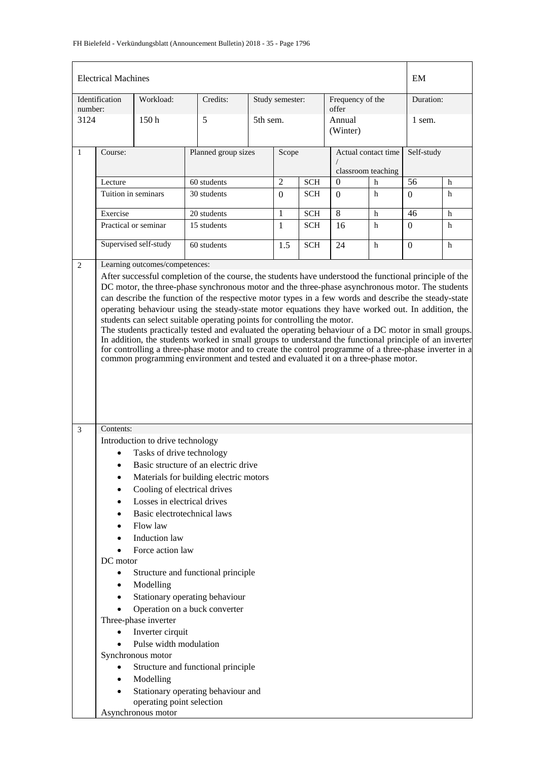| Electrical Machines | | | | | | EM |
|---|---|---|---|---|---|---|
| Identification number: | Workload: | Credits: | Study semester: | Frequency of the offer | | Duration: |
| 3124 | 150 h | 5 | 5th sem. | Annual (Winter) | | 1 sem. |

| 1 | Course: | Planned group sizes | Scope | | Actual contact time / classroom teaching | | Self-study | |
|---|---|---|---|---|---|---|---|---|
| | Lecture | 60 students | 2 | SCH | 0 | h | 56 | h |
| | Tuition in seminars | 30 students | 0 | SCH | 0 | h | 0 | h |
| | Exercise | 20 students | 1 | SCH | 8 | h | 46 | h |
| | Practical or seminar | 15 students | 1 | SCH | 16 | h | 0 | h |
| | Supervised self-study | 60 students | 1.5 | SCH | 24 | h | 0 | h |

**2 Learning outcomes/competences:**

After successful completion of the course, the students have understood the functional principle of the DC motor, the three-phase synchronous motor and the three-phase asynchronous motor. The students can describe the function of the respective motor types in a few words and describe the steady-state operating behaviour using the steady-state motor equations they have worked out. In addition, the students can select suitable operating points for controlling the motor.
The students practically tested and evaluated the operating behaviour of a DC motor in small groups. In addition, the students worked in small groups to understand the functional principle of an inverter for controlling a three-phase motor and to create the control programme of a three-phase inverter in a common programming environment and tested and evaluated it on a three-phase motor.

**3 Contents:**

Introduction to drive technology

- Tasks of drive technology
- Basic structure of an electric drive
- Materials for building electric motors
- Cooling of electrical drives
- Losses in electrical drives
- Basic electrotechnical laws
- Flow law
- Induction law
- Force action law

DC motor

- Structure and functional principle
- Modelling
- Stationary operating behaviour
- Operation on a buck converter

Three-phase inverter

- Inverter cirquit
- Pulse width modulation

Synchronous motor

- Structure and functional principle
- Modelling
- Stationary operating behaviour and operating point selection

Asynchronous motor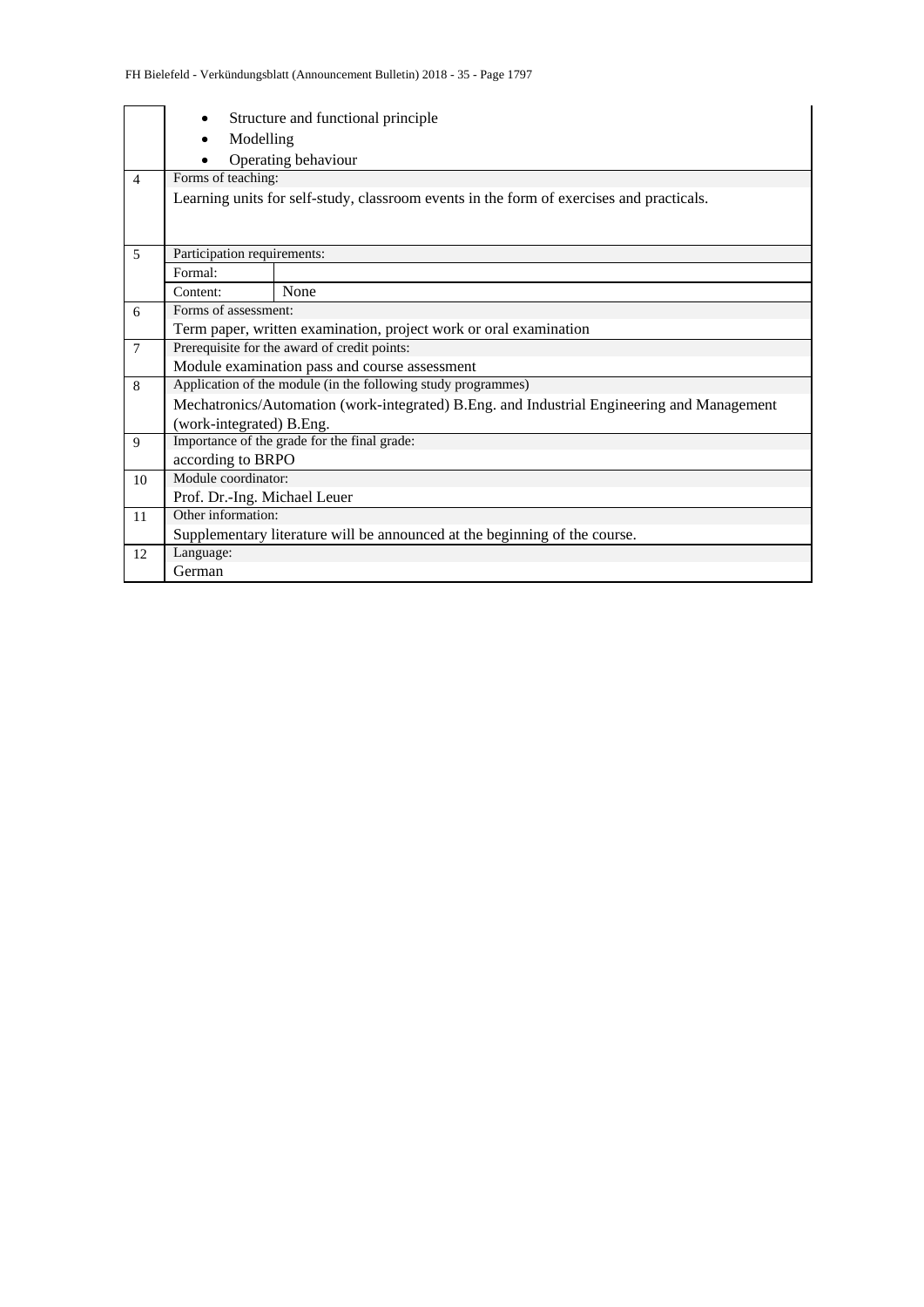|  |  |  |
|---|---|---|
|  | • Structure and functional principle<br>• Modelling<br>• Operating behaviour | |
| 4 | Forms of teaching: | |
|  | Learning units for self-study, classroom events in the form of exercises and practicals. | |
| 5 | Participation requirements: | |
|  | Formal: | |
|  | Content: | None |
| 6 | Forms of assessment: | |
|  | Term paper, written examination, project work or oral examination | |
| 7 | Prerequisite for the award of credit points: | |
|  | Module examination pass and course assessment | |
| 8 | Application of the module (in the following study programmes) | |
|  | Mechatronics/Automation (work-integrated) B.Eng. and Industrial Engineering and Management (work-integrated) B.Eng. | |
| 9 | Importance of the grade for the final grade: | |
|  | according to BRPO | |
| 10 | Module coordinator: | |
|  | Prof. Dr.-Ing. Michael Leuer | |
| 11 | Other information: | |
|  | Supplementary literature will be announced at the beginning of the course. | |
| 12 | Language: | |
|  | German | |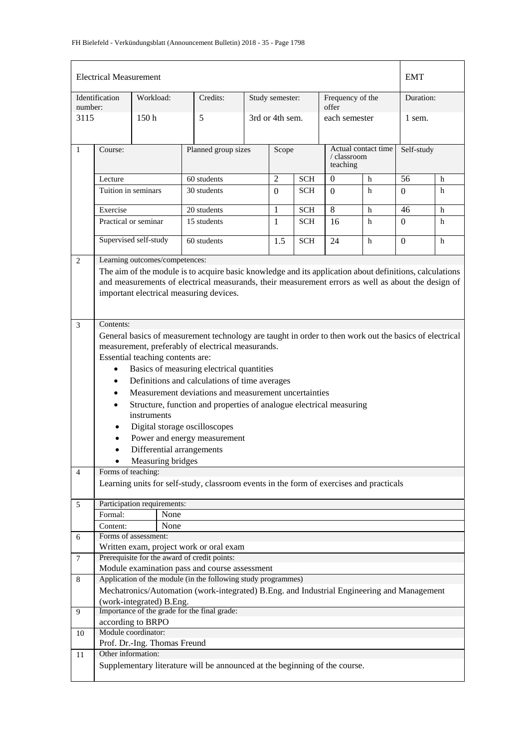| Electrical Measurement | | | | | EMT |
|---|---|---|---|---|---|
| Identification number: | Workload: | Credits: | Study semester: | Frequency of the offer | Duration: |
| 3115 | 150 h | 5 | 3rd or 4th sem. | each semester | 1 sem. |

| 1 | Course: | Planned group sizes | Scope | | Actual contact time / classroom teaching | | Self-study | |
|---|---|---|---|---|---|---|---|---|
| | Lecture | 60 students | 2 | SCH | 0 | h | 56 | h |
| | Tuition in seminars | 30 students | 0 | SCH | 0 | h | 0 | h |
| | Exercise | 20 students | 1 | SCH | 8 | h | 46 | h |
| | Practical or seminar | 15 students | 1 | SCH | 16 | h | 0 | h |
| | Supervised self-study | 60 students | 1.5 | SCH | 24 | h | 0 | h |

**2 Learning outcomes/competences:**

The aim of the module is to acquire basic knowledge and its application about definitions, calculations and measurements of electrical measurands, their measurement errors as well as about the design of important electrical measuring devices.

**3 Contents:**

General basics of measurement technology are taught in order to then work out the basics of electrical measurement, preferably of electrical measurands.

Essential teaching contents are:

- Basics of measuring electrical quantities
- Definitions and calculations of time averages
- Measurement deviations and measurement uncertainties
- Structure, function and properties of analogue electrical measuring instruments
- Digital storage oscilloscopes
- Power and energy measurement
- Differential arrangements
- Measuring bridges

**4 Forms of teaching:**

Learning units for self-study, classroom events in the form of exercises and practicals

**5 Participation requirements:**

| Formal: | None |
|---|---|
| Content: | None |

**6 Forms of assessment:**

Written exam, project work or oral exam

**7 Prerequisite for the award of credit points:**

Module examination pass and course assessment

**8 Application of the module (in the following study programmes)**

Mechatronics/Automation (work-integrated) B.Eng. and Industrial Engineering and Management (work-integrated) B.Eng.

**9 Importance of the grade for the final grade:**

according to BRPO

**10 Module coordinator:**

Prof. Dr.-Ing. Thomas Freund

**11 Other information:**

Supplementary literature will be announced at the beginning of the course.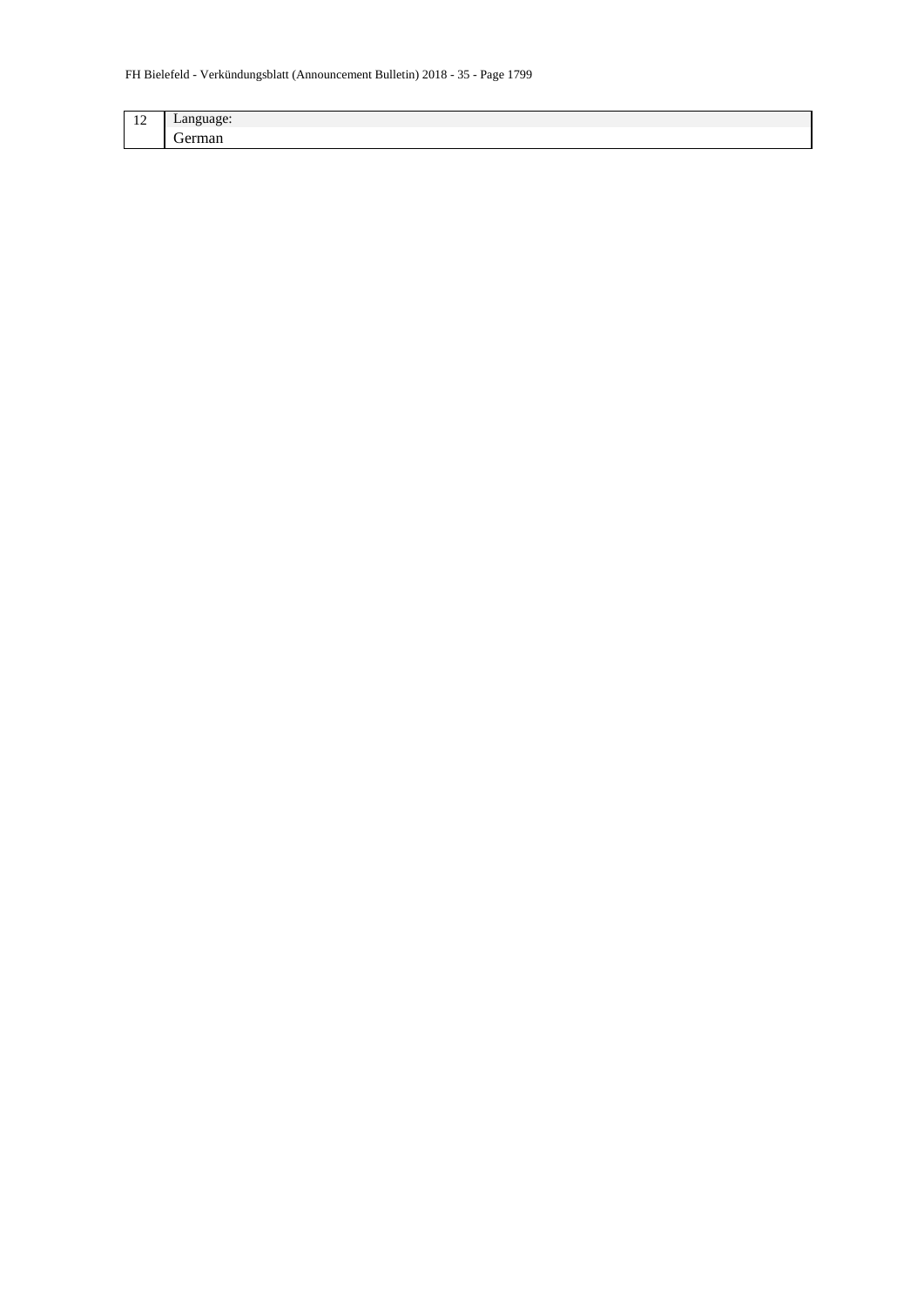| 12 | Language: |
| --- | --- |
| | German |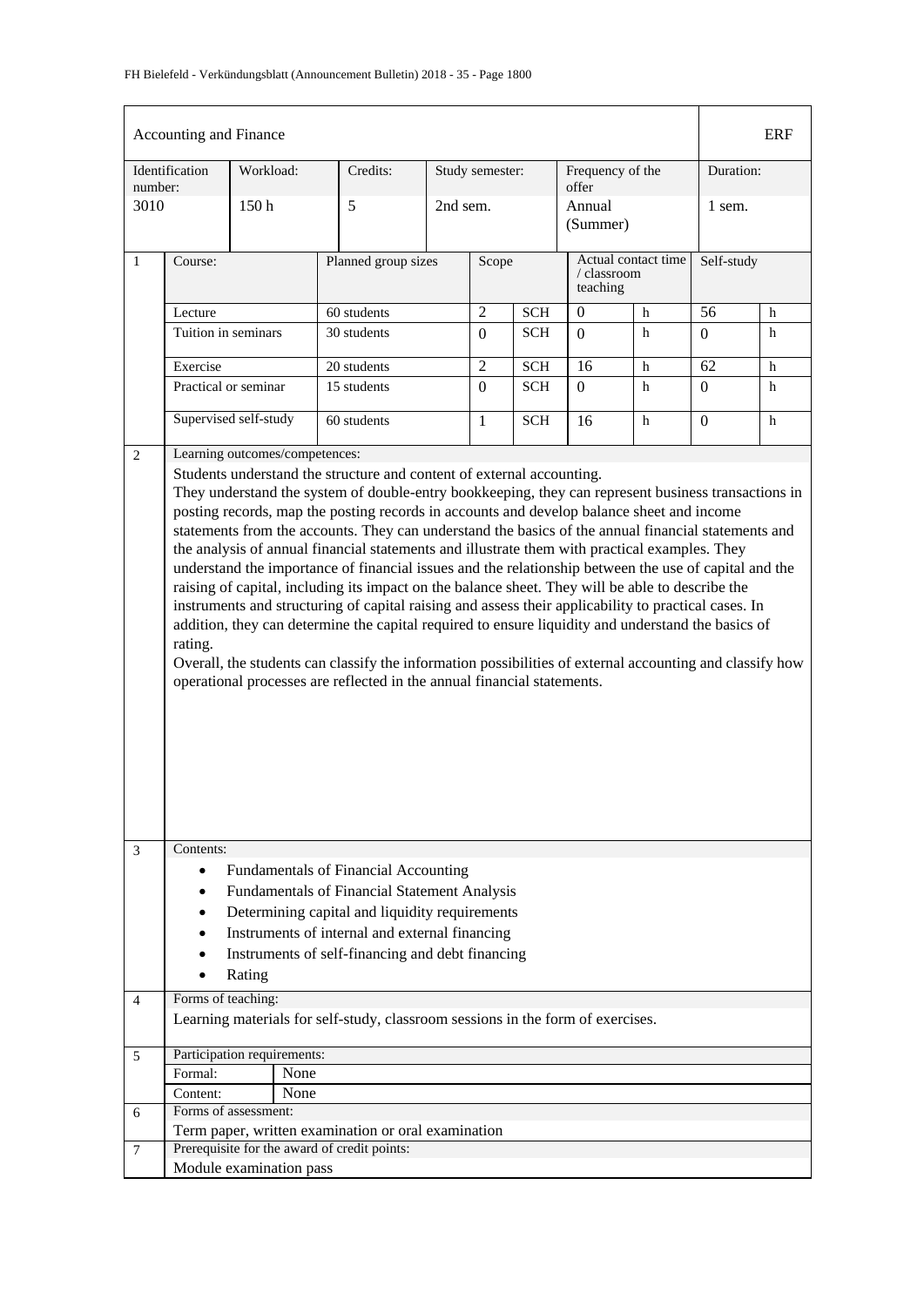## Accounting and Finance — ERF

| Identification number: | Workload: | Credits: | Study semester: | Frequency of the offer | Duration: |
|---|---|---|---|---|---|
| 3010 | 150 h | 5 | 2nd sem. | Annual (Summer) | 1 sem. |

**1**

| Course: | Planned group sizes | Scope | | Actual contact time / classroom teaching | | Self-study | |
|---|---|---|---|---|---|---|---|
| Lecture | 60 students | 2 | SCH | 0 | h | 56 | h |
| Tuition in seminars | 30 students | 0 | SCH | 0 | h | 0 | h |
| Exercise | 20 students | 2 | SCH | 16 | h | 62 | h |
| Practical or seminar | 15 students | 0 | SCH | 0 | h | 0 | h |
| Supervised self-study | 60 students | 1 | SCH | 16 | h | 0 | h |

**2 Learning outcomes/competences:**

Students understand the structure and content of external accounting.
They understand the system of double-entry bookkeeping, they can represent business transactions in posting records, map the posting records in accounts and develop balance sheet and income statements from the accounts. They can understand the basics of the annual financial statements and the analysis of annual financial statements and illustrate them with practical examples. They understand the importance of financial issues and the relationship between the use of capital and the raising of capital, including its impact on the balance sheet. They will be able to describe the instruments and structuring of capital raising and assess their applicability to practical cases. In addition, they can determine the capital required to ensure liquidity and understand the basics of rating.
Overall, the students can classify the information possibilities of external accounting and classify how operational processes are reflected in the annual financial statements.

**3 Contents:**

- Fundamentals of Financial Accounting
- Fundamentals of Financial Statement Analysis
- Determining capital and liquidity requirements
- Instruments of internal and external financing
- Instruments of self-financing and debt financing
- Rating

**4 Forms of teaching:**

Learning materials for self-study, classroom sessions in the form of exercises.

**5 Participation requirements:**

| | |
|---|---|
| Formal: | None |
| Content: | None |

**6 Forms of assessment:**

Term paper, written examination or oral examination

**7 Prerequisite for the award of credit points:**

Module examination pass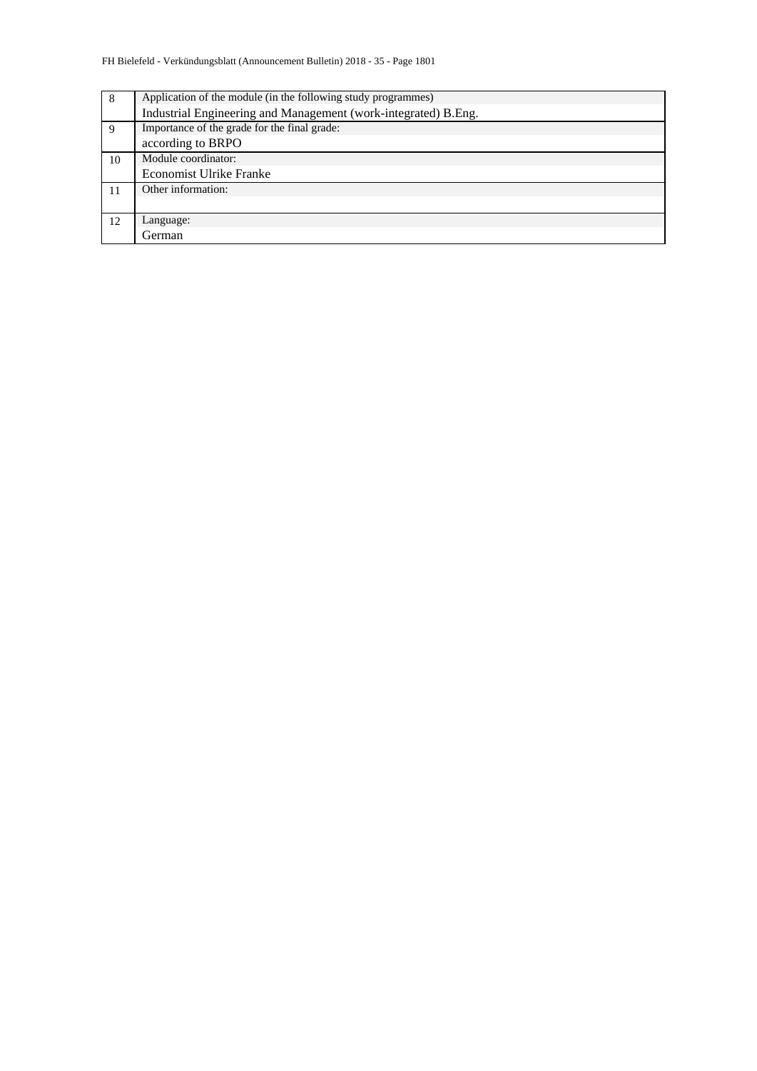| | |
|---|---|
| 8 | Application of the module (in the following study programmes)<br>Industrial Engineering and Management (work-integrated) B.Eng. |
| 9 | Importance of the grade for the final grade:<br>according to BRPO |
| 10 | Module coordinator:<br>Economist Ulrike Franke |
| 11 | Other information: |
| 12 | Language:<br>German |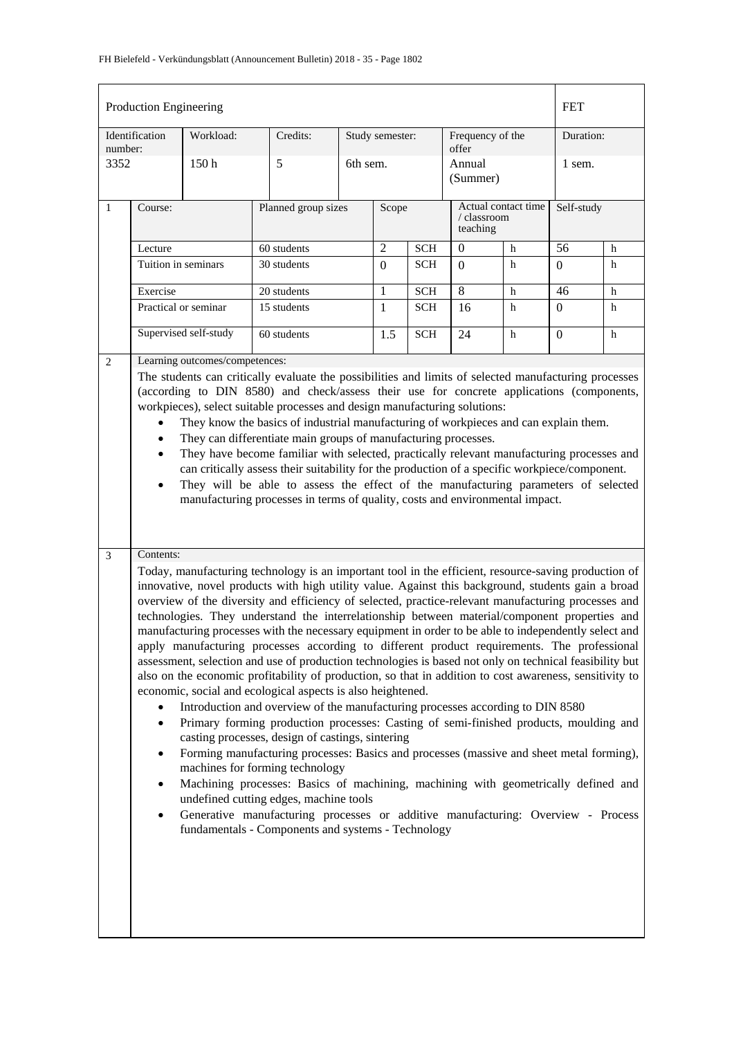| Production Engineering | | | | | | FET |
|---|---|---|---|---|---|---|
| Identification number: | Workload: | Credits: | Study semester: | Frequency of the offer | | Duration: |
| 3352 | 150 h | 5 | 6th sem. | Annual (Summer) | | 1 sem. |

| 1 | Course: | Planned group sizes | Scope | | Actual contact time / classroom teaching | | Self-study | |
|---|---|---|---|---|---|---|---|---|
| | Lecture | 60 students | 2 | SCH | 0 | h | 56 | h |
| | Tuition in seminars | 30 students | 0 | SCH | 0 | h | 0 | h |
| | Exercise | 20 students | 1 | SCH | 8 | h | 46 | h |
| | Practical or seminar | 15 students | 1 | SCH | 16 | h | 0 | h |
| | Supervised self-study | 60 students | 1.5 | SCH | 24 | h | 0 | h |

**2 Learning outcomes/competences:**

The students can critically evaluate the possibilities and limits of selected manufacturing processes (according to DIN 8580) and check/assess their use for concrete applications (components, workpieces), select suitable processes and design manufacturing solutions:

- They know the basics of industrial manufacturing of workpieces and can explain them.
- They can differentiate main groups of manufacturing processes.
- They have become familiar with selected, practically relevant manufacturing processes and can critically assess their suitability for the production of a specific workpiece/component.
- They will be able to assess the effect of the manufacturing parameters of selected manufacturing processes in terms of quality, costs and environmental impact.

**3 Contents:**

Today, manufacturing technology is an important tool in the efficient, resource-saving production of innovative, novel products with high utility value. Against this background, students gain a broad overview of the diversity and efficiency of selected, practice-relevant manufacturing processes and technologies. They understand the interrelationship between material/component properties and manufacturing processes with the necessary equipment in order to be able to independently select and apply manufacturing processes according to different product requirements. The professional assessment, selection and use of production technologies is based not only on technical feasibility but also on the economic profitability of production, so that in addition to cost awareness, sensitivity to economic, social and ecological aspects is also heightened.

- Introduction and overview of the manufacturing processes according to DIN 8580
- Primary forming production processes: Casting of semi-finished products, moulding and casting processes, design of castings, sintering
- Forming manufacturing processes: Basics and processes (massive and sheet metal forming), machines for forming technology
- Machining processes: Basics of machining, machining with geometrically defined and undefined cutting edges, machine tools
- Generative manufacturing processes or additive manufacturing: Overview - Process fundamentals - Components and systems - Technology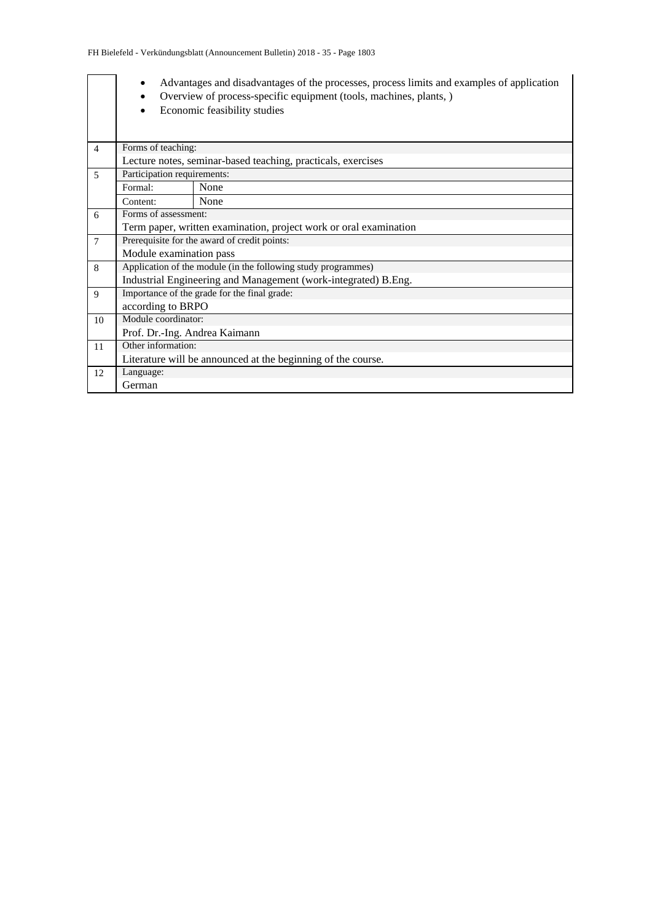| | |
|---|---|
| | • Advantages and disadvantages of the processes, process limits and examples of application<br>• Overview of process-specific equipment (tools, machines, plants, )<br>• Economic feasibility studies |
| 4 | Forms of teaching:<br>Lecture notes, seminar-based teaching, practicals, exercises |
| 5 | Participation requirements:<br>Formal: None<br>Content: None |
| 6 | Forms of assessment:<br>Term paper, written examination, project work or oral examination |
| 7 | Prerequisite for the award of credit points:<br>Module examination pass |
| 8 | Application of the module (in the following study programmes)<br>Industrial Engineering and Management (work-integrated) B.Eng. |
| 9 | Importance of the grade for the final grade:<br>according to BRPO |
| 10 | Module coordinator:<br>Prof. Dr.-Ing. Andrea Kaimann |
| 11 | Other information:<br>Literature will be announced at the beginning of the course. |
| 12 | Language:<br>German |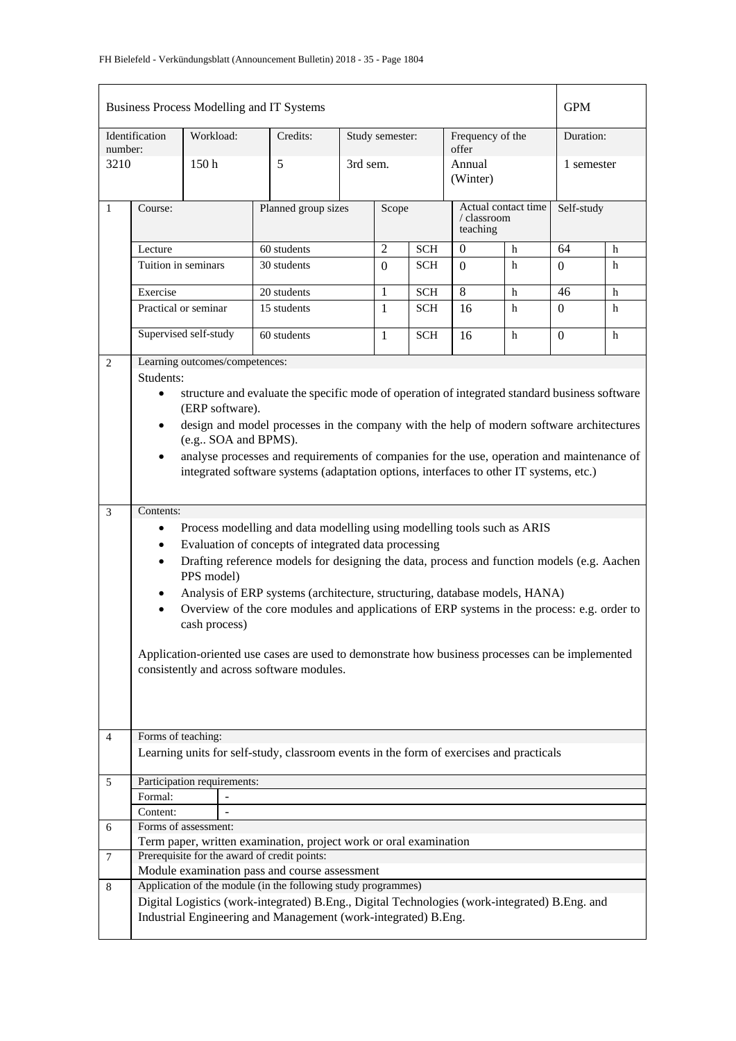| Business Process Modelling and IT Systems | | | | | | GPM |
|---|---|---|---|---|---|---|
| Identification number: | Workload: | Credits: | Study semester: | | Frequency of the offer | Duration: |
| 3210 | 150 h | 5 | 3rd sem. | | Annual (Winter) | 1 semester |

| 1 | Course: | Planned group sizes | Scope | | Actual contact time / classroom teaching | | Self-study | |
|---|---|---|---|---|---|---|---|---|
| | Lecture | 60 students | 2 | SCH | 0 | h | 64 | h |
| | Tuition in seminars | 30 students | 0 | SCH | 0 | h | 0 | h |
| | Exercise | 20 students | 1 | SCH | 8 | h | 46 | h |
| | Practical or seminar | 15 students | 1 | SCH | 16 | h | 0 | h |
| | Supervised self-study | 60 students | 1 | SCH | 16 | h | 0 | h |

**2 Learning outcomes/competences:**

Students:

- structure and evaluate the specific mode of operation of integrated standard business software (ERP software).
- design and model processes in the company with the help of modern software architectures (e.g.. SOA and BPMS).
- analyse processes and requirements of companies for the use, operation and maintenance of integrated software systems (adaptation options, interfaces to other IT systems, etc.)

**3 Contents:**

- Process modelling and data modelling using modelling tools such as ARIS
- Evaluation of concepts of integrated data processing
- Drafting reference models for designing the data, process and function models (e.g. Aachen PPS model)
- Analysis of ERP systems (architecture, structuring, database models, HANA)
- Overview of the core modules and applications of ERP systems in the process: e.g. order to cash process)

Application-oriented use cases are used to demonstrate how business processes can be implemented consistently and across software modules.

**4 Forms of teaching:**

Learning units for self-study, classroom events in the form of exercises and practicals

**5 Participation requirements:**

| Formal: | - |
|---|---|
| Content: | - |

**6 Forms of assessment:**

Term paper, written examination, project work or oral examination

**7 Prerequisite for the award of credit points:**

Module examination pass and course assessment

**8 Application of the module (in the following study programmes)**

Digital Logistics (work-integrated) B.Eng., Digital Technologies (work-integrated) B.Eng. and Industrial Engineering and Management (work-integrated) B.Eng.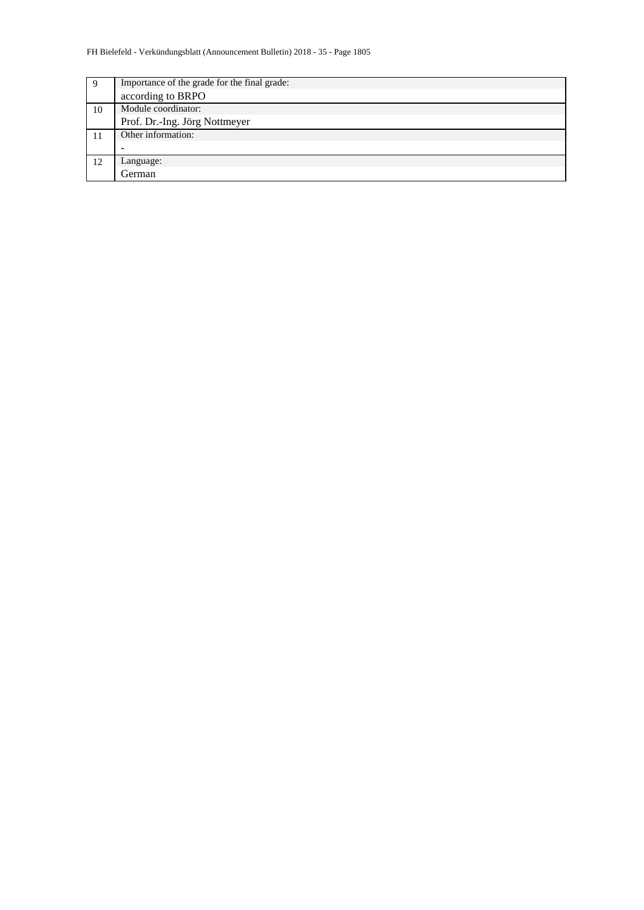| | |
|---|---|
| 9 | Importance of the grade for the final grade:<br>according to BRPO |
| 10 | Module coordinator:<br>Prof. Dr.-Ing. Jörg Nottmeyer |
| 11 | Other information:<br>- |
| 12 | Language:<br>German |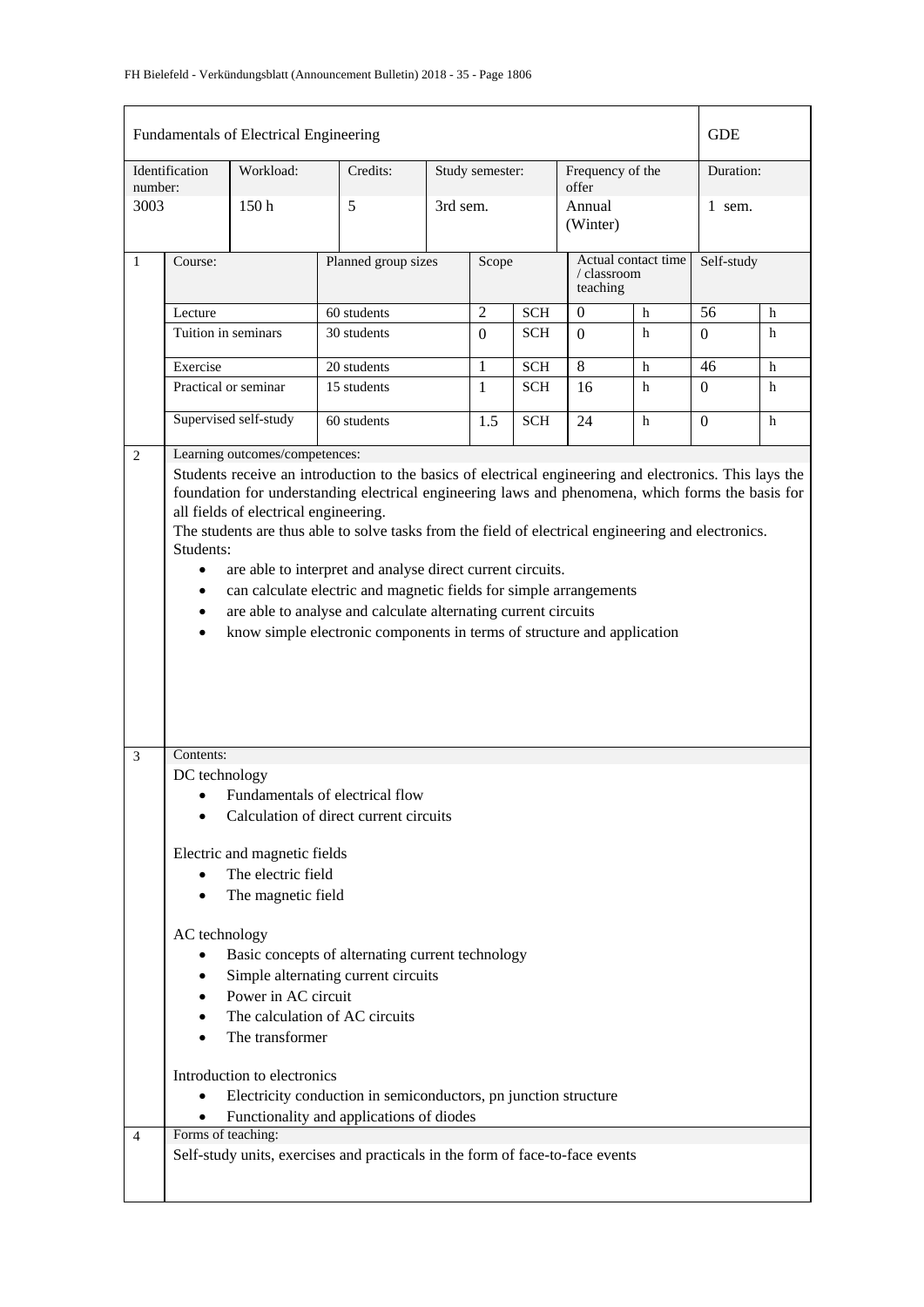| Fundamentals of Electrical Engineering | | | | | | GDE |
|---|---|---|---|---|---|---|
| Identification number: | Workload: | Credits: | Study semester: | Frequency of the offer | | Duration: |
| 3003 | 150 h | 5 | 3rd sem. | Annual (Winter) | | 1 sem. |

| 1 | Course: | Planned group sizes | Scope | | Actual contact time / classroom teaching | | Self-study | |
|---|---|---|---|---|---|---|---|---|
| | Lecture | 60 students | 2 | SCH | 0 | h | 56 | h |
| | Tuition in seminars | 30 students | 0 | SCH | 0 | h | 0 | h |
| | Exercise | 20 students | 1 | SCH | 8 | h | 46 | h |
| | Practical or seminar | 15 students | 1 | SCH | 16 | h | 0 | h |
| | Supervised self-study | 60 students | 1.5 | SCH | 24 | h | 0 | h |

**2 Learning outcomes/competences:**

Students receive an introduction to the basics of electrical engineering and electronics. This lays the foundation for understanding electrical engineering laws and phenomena, which forms the basis for all fields of electrical engineering.
The students are thus able to solve tasks from the field of electrical engineering and electronics.
Students:

- are able to interpret and analyse direct current circuits.
- can calculate electric and magnetic fields for simple arrangements
- are able to analyse and calculate alternating current circuits
- know simple electronic components in terms of structure and application

**3 Contents:**

DC technology

- Fundamentals of electrical flow
- Calculation of direct current circuits

Electric and magnetic fields

- The electric field
- The magnetic field

AC technology

- Basic concepts of alternating current technology
- Simple alternating current circuits
- Power in AC circuit
- The calculation of AC circuits
- The transformer

Introduction to electronics

- Electricity conduction in semiconductors, pn junction structure
- Functionality and applications of diodes

**4 Forms of teaching:**

Self-study units, exercises and practicals in the form of face-to-face events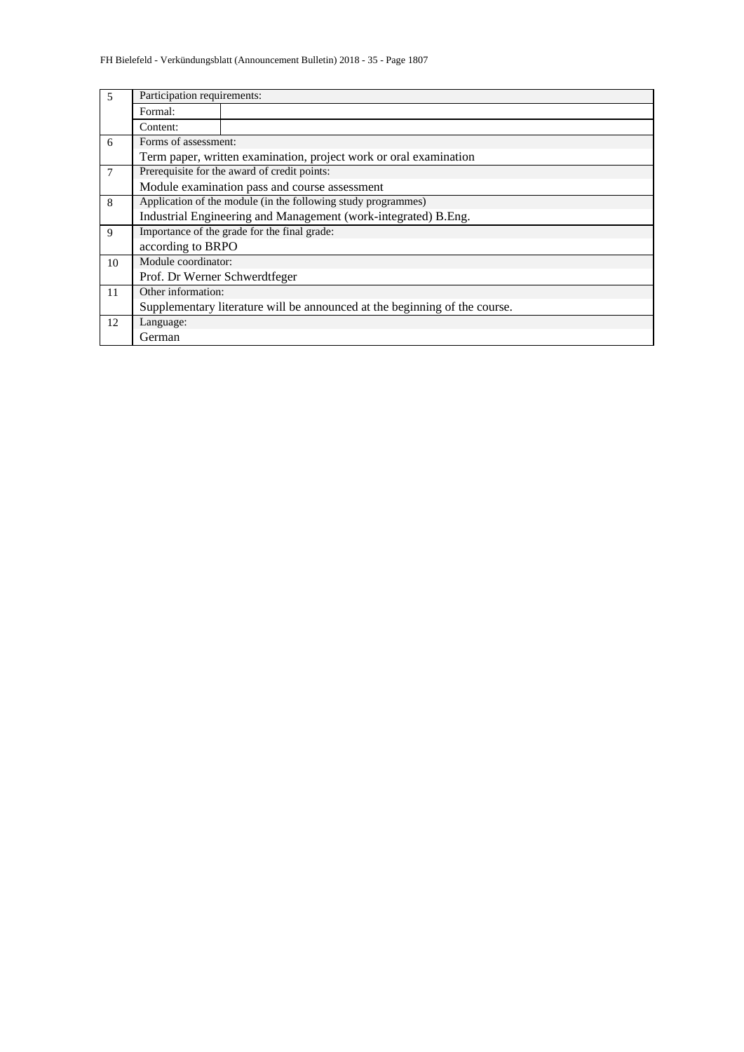| | | |
|---|---|---|
| 5 | Participation requirements: | |
| | Formal: | |
| | Content: | |
| 6 | Forms of assessment: | |
| | Term paper, written examination, project work or oral examination | |
| 7 | Prerequisite for the award of credit points: | |
| | Module examination pass and course assessment | |
| 8 | Application of the module (in the following study programmes) | |
| | Industrial Engineering and Management (work-integrated) B.Eng. | |
| 9 | Importance of the grade for the final grade: | |
| | according to BRPO | |
| 10 | Module coordinator: | |
| | Prof. Dr Werner Schwerdtfeger | |
| 11 | Other information: | |
| | Supplementary literature will be announced at the beginning of the course. | |
| 12 | Language: | |
| | German | |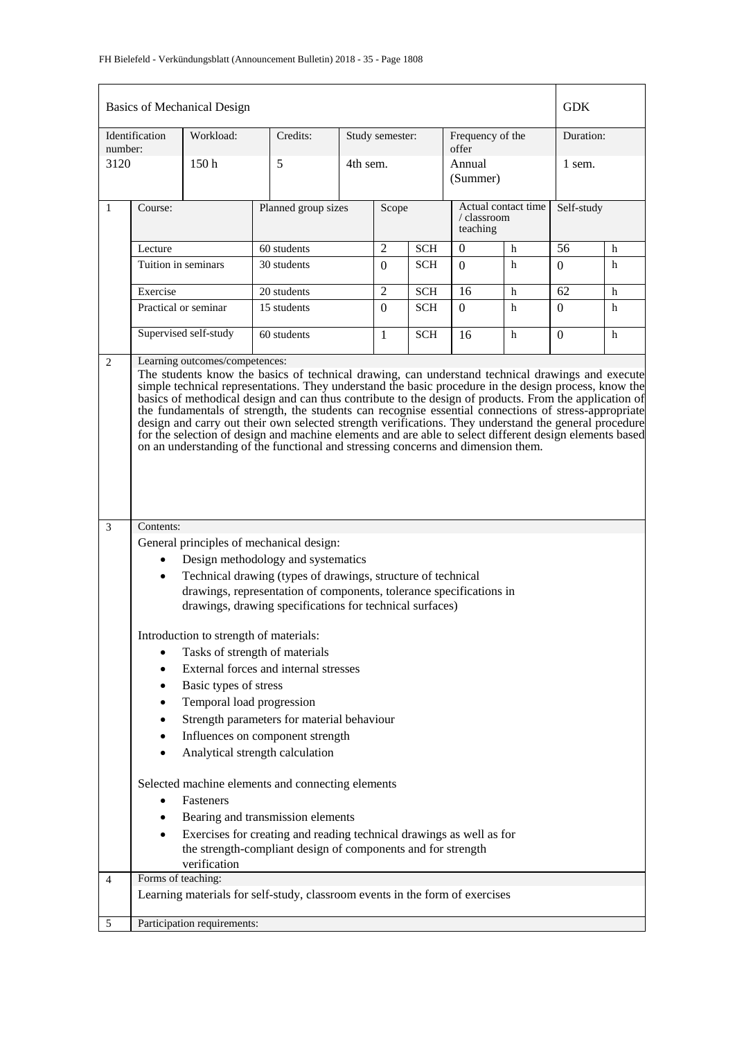| Basics of Mechanical Design | | | | | GDK |
|---|---|---|---|---|---|
| Identification number: | Workload: | Credits: | Study semester: | Frequency of the offer | Duration: |
| 3120 | 150 h | 5 | 4th sem. | Annual (Summer) | 1 sem. |

| | Course: | Planned group sizes | Scope | | Actual contact time / classroom teaching | | Self-study | |
|---|---|---|---|---|---|---|---|---|
| 1 | Lecture | 60 students | 2 | SCH | 0 | h | 56 | h |
| | Tuition in seminars | 30 students | 0 | SCH | 0 | h | 0 | h |
| | Exercise | 20 students | 2 | SCH | 16 | h | 62 | h |
| | Practical or seminar | 15 students | 0 | SCH | 0 | h | 0 | h |
| | Supervised self-study | 60 students | 1 | SCH | 16 | h | 0 | h |

**2 Learning outcomes/competences:**

The students know the basics of technical drawing, can understand technical drawings and execute simple technical representations. They understand the basic procedure in the design process, know the basics of methodical design and can thus contribute to the design of products. From the application of the fundamentals of strength, the students can recognise essential connections of stress-appropriate design and carry out their own selected strength verifications. They understand the general procedure for the selection of design and machine elements and are able to select different design elements based on an understanding of the functional and stressing concerns and dimension them.

**3 Contents:**

General principles of mechanical design:

- Design methodology and systematics
- Technical drawing (types of drawings, structure of technical drawings, representation of components, tolerance specifications in drawings, drawing specifications for technical surfaces)

Introduction to strength of materials:

- Tasks of strength of materials
- External forces and internal stresses
- Basic types of stress
- Temporal load progression
- Strength parameters for material behaviour
- Influences on component strength
- Analytical strength calculation

Selected machine elements and connecting elements

- Fasteners
- Bearing and transmission elements
- Exercises for creating and reading technical drawings as well as for the strength-compliant design of components and for strength verification

**4 Forms of teaching:**

Learning materials for self-study, classroom events in the form of exercises

**5 Participation requirements:**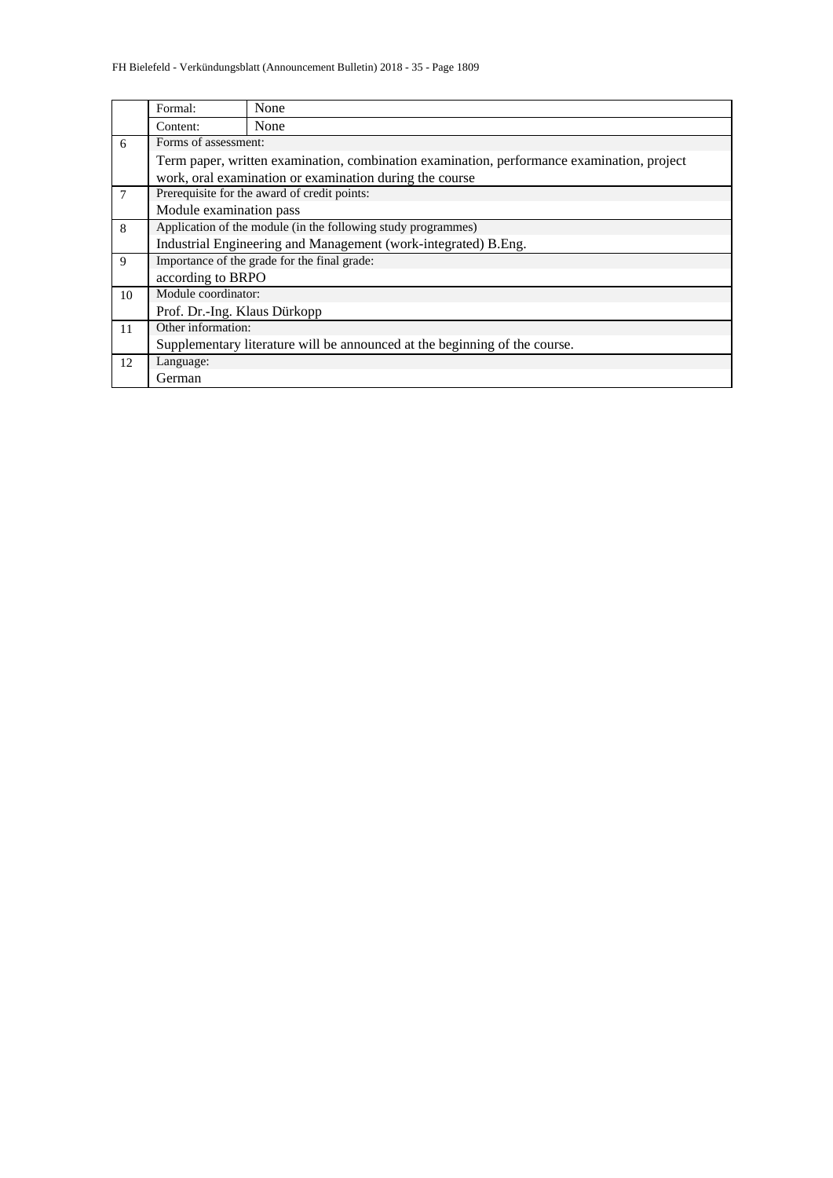| | | |
|---|---|---|
| | Formal: | None |
| | Content: | None |
| 6 | Forms of assessment: | |
| | Term paper, written examination, combination examination, performance examination, project work, oral examination or examination during the course | |
| 7 | Prerequisite for the award of credit points: | |
| | Module examination pass | |
| 8 | Application of the module (in the following study programmes) | |
| | Industrial Engineering and Management (work-integrated) B.Eng. | |
| 9 | Importance of the grade for the final grade: | |
| | according to BRPO | |
| 10 | Module coordinator: | |
| | Prof. Dr.-Ing. Klaus Dürkopp | |
| 11 | Other information: | |
| | Supplementary literature will be announced at the beginning of the course. | |
| 12 | Language: | |
| | German | |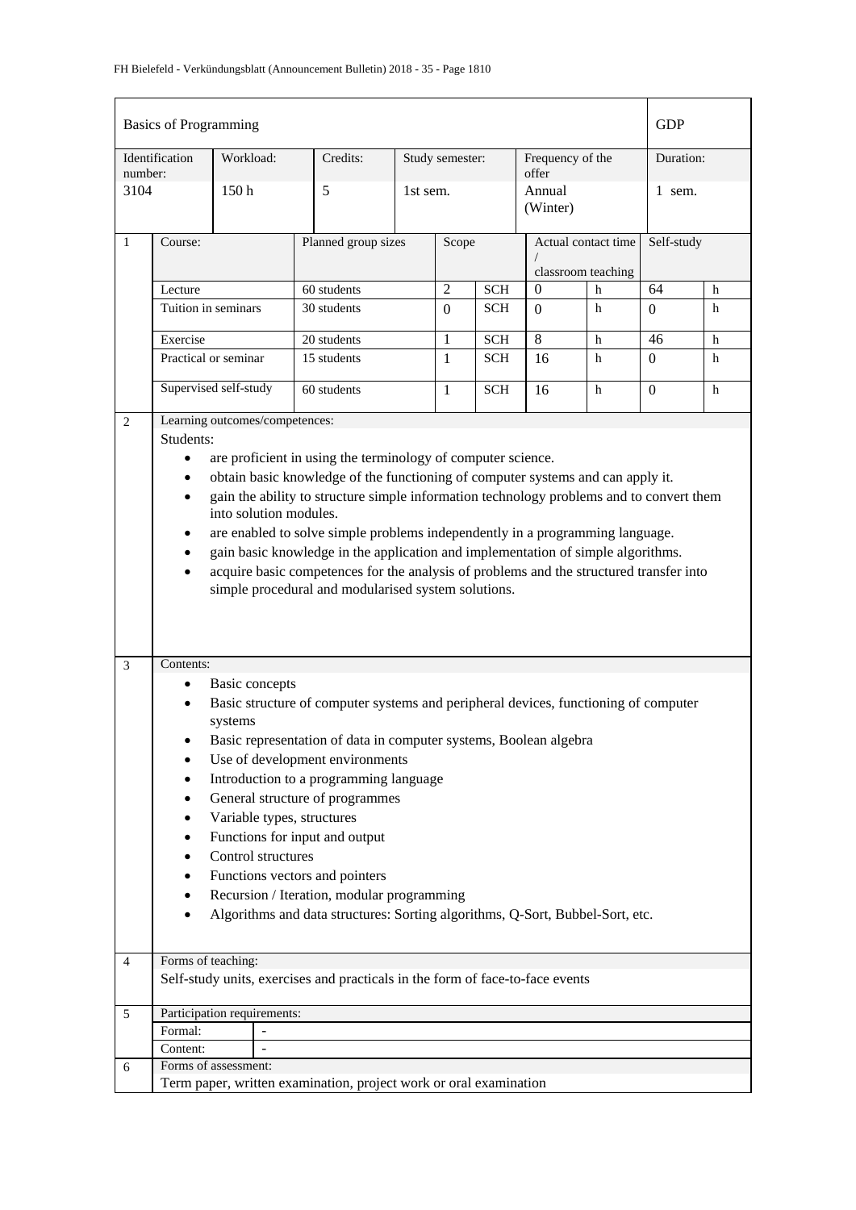| Basics of Programming | | | | | GDP |
|---|---|---|---|---|---|
| Identification number: | Workload: | Credits: | Study semester: | Frequency of the offer | Duration: |
| 3104 | 150 h | 5 | 1st sem. | Annual (Winter) | 1 sem. |

| 1 | Course: | Planned group sizes | Scope | | Actual contact time / classroom teaching | | Self-study | |
|---|---|---|---|---|---|---|---|---|
| | Lecture | 60 students | 2 | SCH | 0 | h | 64 | h |
| | Tuition in seminars | 30 students | 0 | SCH | 0 | h | 0 | h |
| | Exercise | 20 students | 1 | SCH | 8 | h | 46 | h |
| | Practical or seminar | 15 students | 1 | SCH | 16 | h | 0 | h |
| | Supervised self-study | 60 students | 1 | SCH | 16 | h | 0 | h |

**2 Learning outcomes/competences:**

Students:

- are proficient in using the terminology of computer science.
- obtain basic knowledge of the functioning of computer systems and can apply it.
- gain the ability to structure simple information technology problems and to convert them into solution modules.
- are enabled to solve simple problems independently in a programming language.
- gain basic knowledge in the application and implementation of simple algorithms.
- acquire basic competences for the analysis of problems and the structured transfer into simple procedural and modularised system solutions.

**3 Contents:**

- Basic concepts
- Basic structure of computer systems and peripheral devices, functioning of computer systems
- Basic representation of data in computer systems, Boolean algebra
- Use of development environments
- Introduction to a programming language
- General structure of programmes
- Variable types, structures
- Functions for input and output
- Control structures
- Functions vectors and pointers
- Recursion / Iteration, modular programming
- Algorithms and data structures: Sorting algorithms, Q-Sort, Bubbel-Sort, etc.

**4 Forms of teaching:**

Self-study units, exercises and practicals in the form of face-to-face events

**5 Participation requirements:**

| Formal: | - |
|---|---|
| Content: | - |

**6 Forms of assessment:**

Term paper, written examination, project work or oral examination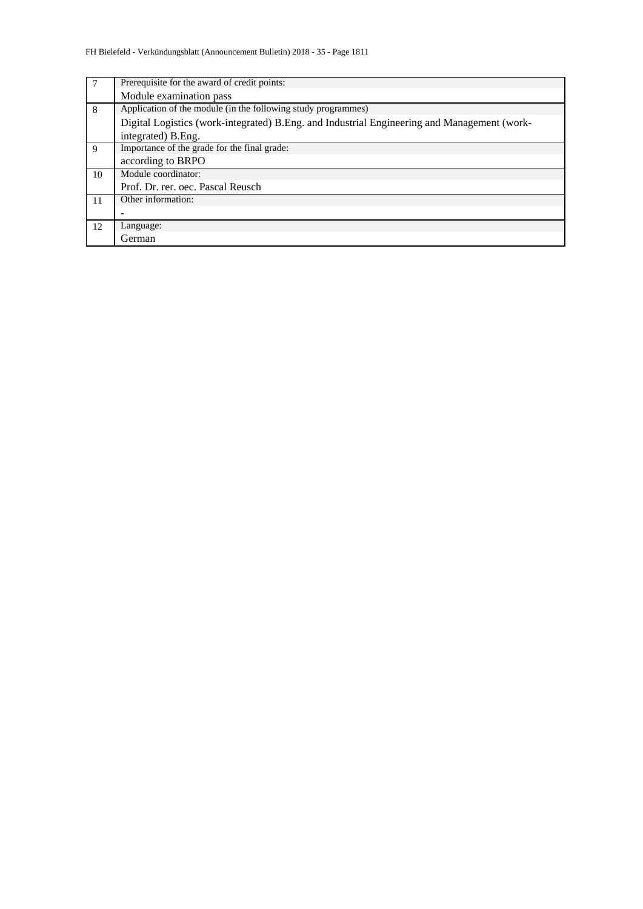| | |
|---|---|
| 7 | Prerequisite for the award of credit points:<br>Module examination pass |
| 8 | Application of the module (in the following study programmes)<br>Digital Logistics (work-integrated) B.Eng. and Industrial Engineering and Management (work-integrated) B.Eng. |
| 9 | Importance of the grade for the final grade:<br>according to BRPO |
| 10 | Module coordinator:<br>Prof. Dr. rer. oec. Pascal Reusch |
| 11 | Other information:<br>- |
| 12 | Language:<br>German |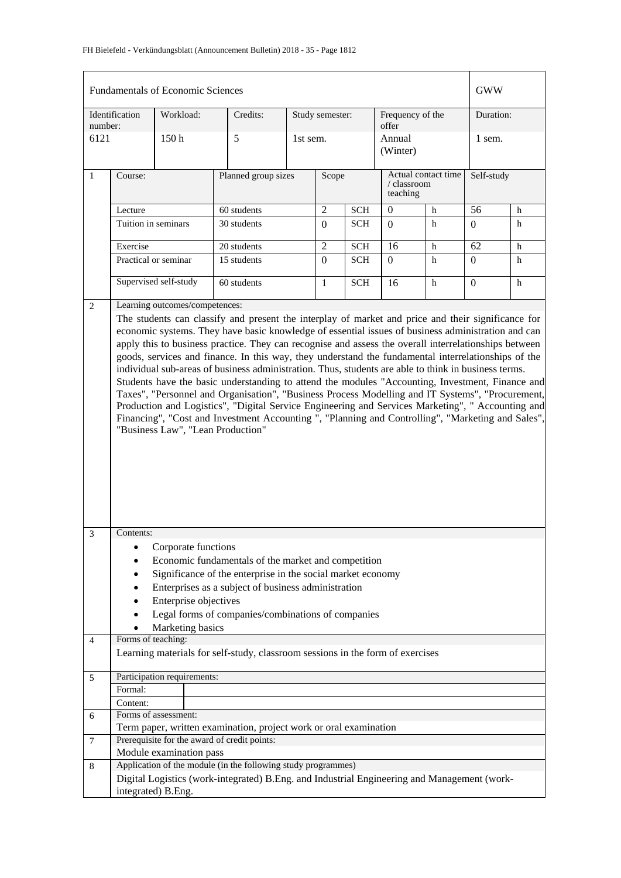| Fundamentals of Economic Sciences | | | | | | GWW |
|---|---|---|---|---|---|---|
| Identification number: | Workload: | Credits: | Study semester: | Frequency of the offer | | Duration: |
| 6121 | 150 h | 5 | 1st sem. | Annual (Winter) | | 1 sem. |

| 1 | Course: | Planned group sizes | Scope | | Actual contact time / classroom teaching | | Self-study | |
|---|---|---|---|---|---|---|---|---|
| | Lecture | 60 students | 2 | SCH | 0 | h | 56 | h |
| | Tuition in seminars | 30 students | 0 | SCH | 0 | h | 0 | h |
| | Exercise | 20 students | 2 | SCH | 16 | h | 62 | h |
| | Practical or seminar | 15 students | 0 | SCH | 0 | h | 0 | h |
| | Supervised self-study | 60 students | 1 | SCH | 16 | h | 0 | h |

**2 Learning outcomes/competences:**

The students can classify and present the interplay of market and price and their significance for economic systems. They have basic knowledge of essential issues of business administration and can apply this to business practice. They can recognise and assess the overall interrelationships between goods, services and finance. In this way, they understand the fundamental interrelationships of the individual sub-areas of business administration. Thus, students are able to think in business terms.

Students have the basic understanding to attend the modules "Accounting, Investment, Finance and Taxes", "Personnel and Organisation", "Business Process Modelling and IT Systems", "Procurement, Production and Logistics", "Digital Service Engineering and Services Marketing", " Accounting and Financing", "Cost and Investment Accounting ", "Planning and Controlling", "Marketing and Sales", "Business Law", "Lean Production"

**3 Contents:**

- Corporate functions
- Economic fundamentals of the market and competition
- Significance of the enterprise in the social market economy
- Enterprises as a subject of business administration
- Enterprise objectives
- Legal forms of companies/combinations of companies
- Marketing basics

**4 Forms of teaching:**

Learning materials for self-study, classroom sessions in the form of exercises

**5 Participation requirements:**

Formal:

Content:

**6 Forms of assessment:**

Term paper, written examination, project work or oral examination

**7 Prerequisite for the award of credit points:**

Module examination pass

**8 Application of the module (in the following study programmes)**

Digital Logistics (work-integrated) B.Eng. and Industrial Engineering and Management (work-integrated) B.Eng.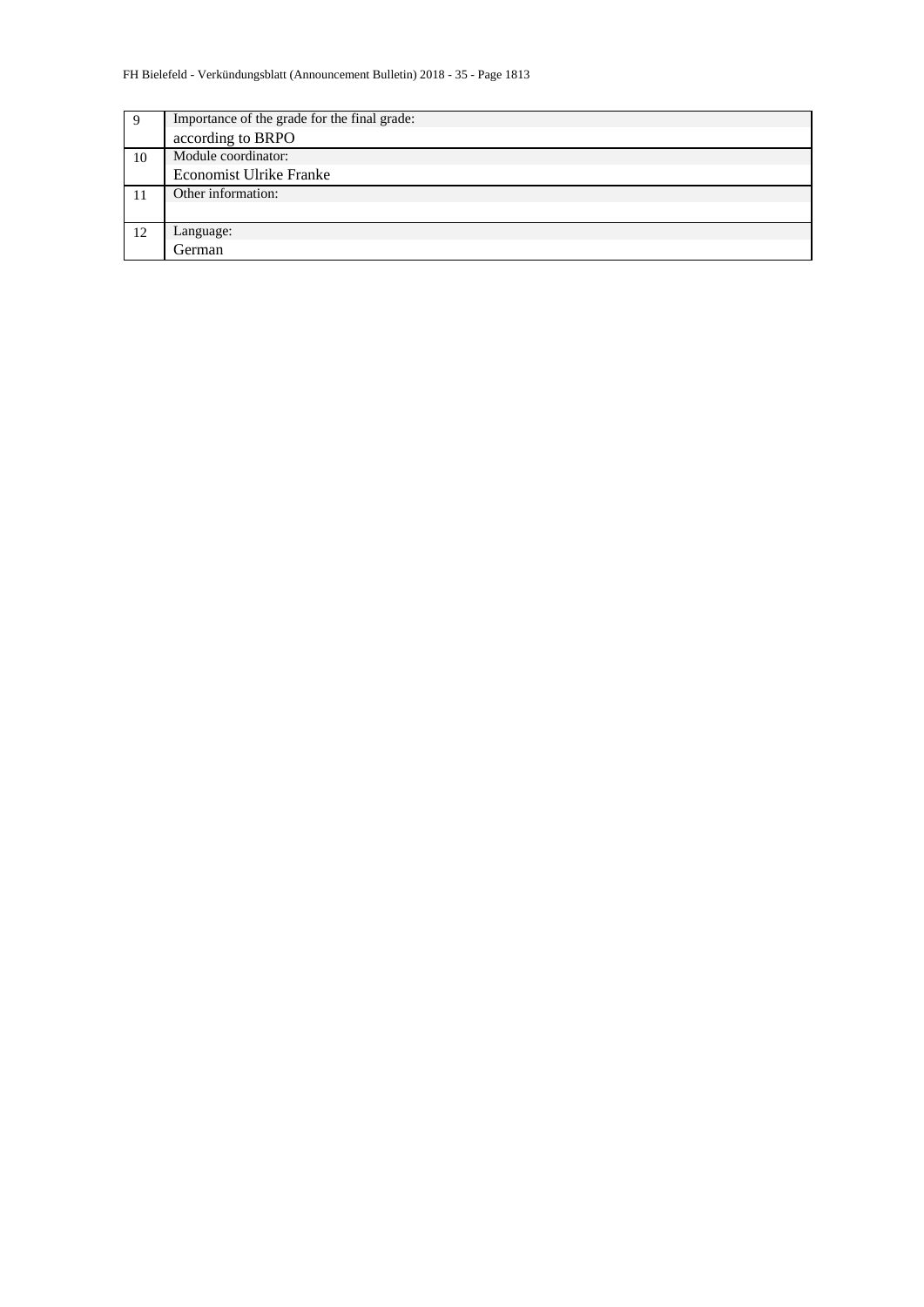| | |
|---|---|
| 9 | Importance of the grade for the final grade:<br>according to BRPO |
| 10 | Module coordinator:<br>Economist Ulrike Franke |
| 11 | Other information: |
| 12 | Language:<br>German |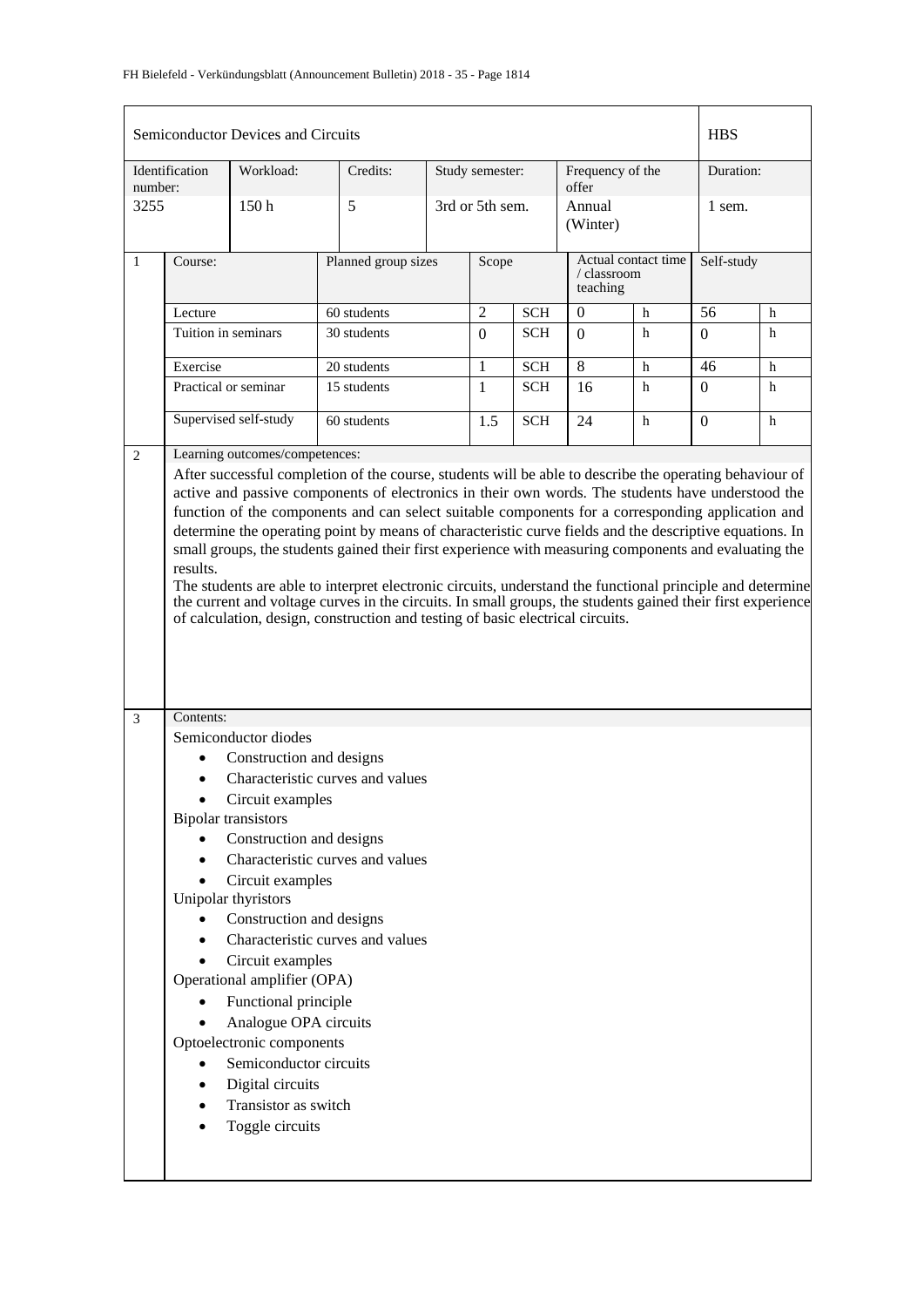| Semiconductor Devices and Circuits | | | | | HBS |
|---|---|---|---|---|---|
| Identification number: | Workload: | Credits: | Study semester: | Frequency of the offer | Duration: |
| 3255 | 150 h | 5 | 3rd or 5th sem. | Annual (Winter) | 1 sem. |

| | Course: | Planned group sizes | Scope | | Actual contact time / classroom teaching | | Self-study | |
|---|---|---|---|---|---|---|---|---|
| 1 | Lecture | 60 students | 2 | SCH | 0 | h | 56 | h |
| | Tuition in seminars | 30 students | 0 | SCH | 0 | h | 0 | h |
| | Exercise | 20 students | 1 | SCH | 8 | h | 46 | h |
| | Practical or seminar | 15 students | 1 | SCH | 16 | h | 0 | h |
| | Supervised self-study | 60 students | 1.5 | SCH | 24 | h | 0 | h |

**2 Learning outcomes/competences:**

After successful completion of the course, students will be able to describe the operating behaviour of active and passive components of electronics in their own words. The students have understood the function of the components and can select suitable components for a corresponding application and determine the operating point by means of characteristic curve fields and the descriptive equations. In small groups, the students gained their first experience with measuring components and evaluating the results.

The students are able to interpret electronic circuits, understand the functional principle and determine the current and voltage curves in the circuits. In small groups, the students gained their first experience of calculation, design, construction and testing of basic electrical circuits.

**3 Contents:**

Semiconductor diodes

- Construction and designs
- Characteristic curves and values
- Circuit examples

Bipolar transistors

- Construction and designs
- Characteristic curves and values
- Circuit examples

Unipolar thyristors

- Construction and designs
- Characteristic curves and values
- Circuit examples

Operational amplifier (OPA)

- Functional principle
- Analogue OPA circuits

Optoelectronic components

- Semiconductor circuits
- Digital circuits
- Transistor as switch
- Toggle circuits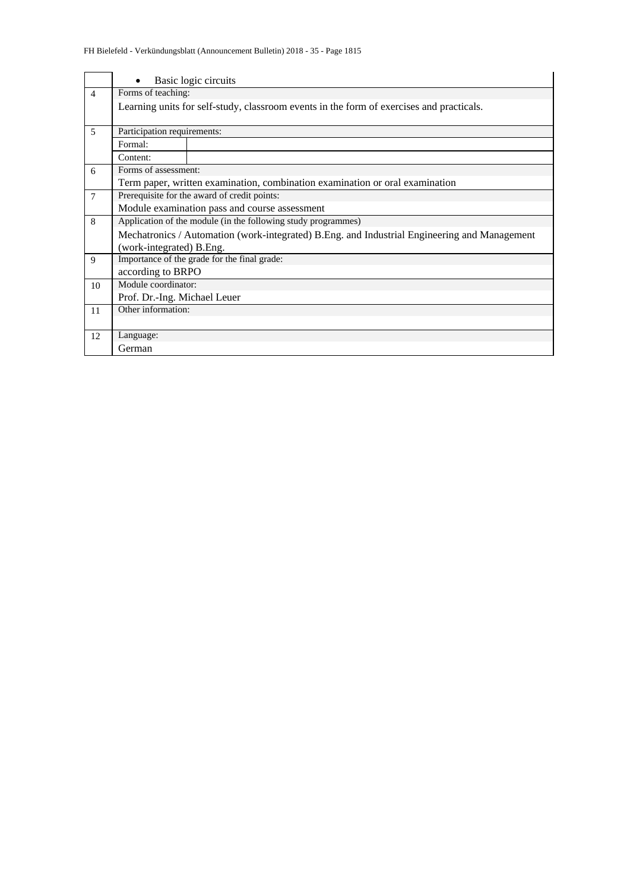| | |
|---|---|
| | • Basic logic circuits |
| 4 | Forms of teaching:<br>Learning units for self-study, classroom events in the form of exercises and practicals. |
| 5 | Participation requirements:<br>Formal:<br>Content: |
| 6 | Forms of assessment:<br>Term paper, written examination, combination examination or oral examination |
| 7 | Prerequisite for the award of credit points:<br>Module examination pass and course assessment |
| 8 | Application of the module (in the following study programmes)<br>Mechatronics / Automation (work-integrated) B.Eng. and Industrial Engineering and Management (work-integrated) B.Eng. |
| 9 | Importance of the grade for the final grade:<br>according to BRPO |
| 10 | Module coordinator:<br>Prof. Dr.-Ing. Michael Leuer |
| 11 | Other information: |
| 12 | Language:<br>German |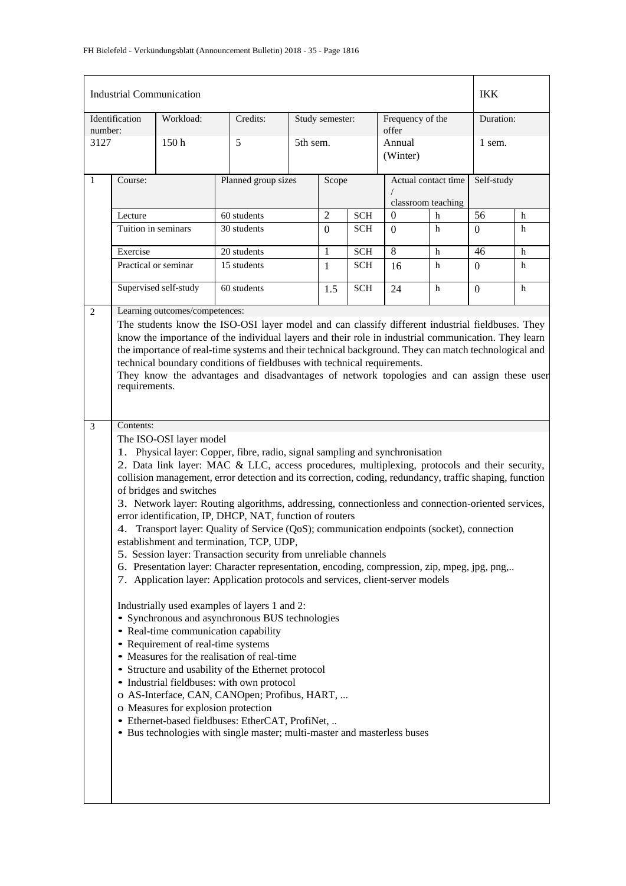| Industrial Communication | | | | | | IKK |
|---|---|---|---|---|---|---|
| Identification number: | Workload: | Credits: | Study semester: | Frequency of the offer | | Duration: |
| 3127 | 150 h | 5 | 5th sem. | Annual (Winter) | | 1 sem. |

| 1 | Course: | Planned group sizes | Scope | | Actual contact time / classroom teaching | | Self-study | |
|---|---|---|---|---|---|---|---|---|
| | Lecture | 60 students | 2 | SCH | 0 | h | 56 | h |
| | Tuition in seminars | 30 students | 0 | SCH | 0 | h | 0 | h |
| | Exercise | 20 students | 1 | SCH | 8 | h | 46 | h |
| | Practical or seminar | 15 students | 1 | SCH | 16 | h | 0 | h |
| | Supervised self-study | 60 students | 1.5 | SCH | 24 | h | 0 | h |

**2 Learning outcomes/competences:**

The students know the ISO-OSI layer model and can classify different industrial fieldbuses. They know the importance of the individual layers and their role in industrial communication. They learn the importance of real-time systems and their technical background. They can match technological and technical boundary conditions of fieldbuses with technical requirements.
They know the advantages and disadvantages of network topologies and can assign these user requirements.

**3 Contents:**

The ISO-OSI layer model

1. Physical layer: Copper, fibre, radio, signal sampling and synchronisation
2. Data link layer: MAC & LLC, access procedures, multiplexing, protocols and their security, collision management, error detection and its correction, coding, redundancy, traffic shaping, function of bridges and switches
3. Network layer: Routing algorithms, addressing, connectionless and connection-oriented services, error identification, IP, DHCP, NAT, function of routers
4. Transport layer: Quality of Service (QoS); communication endpoints (socket), connection establishment and termination, TCP, UDP,
5. Session layer: Transaction security from unreliable channels
6. Presentation layer: Character representation, encoding, compression, zip, mpeg, jpg, png,..
7. Application layer: Application protocols and services, client-server models

Industrially used examples of layers 1 and 2:

- Synchronous and asynchronous BUS technologies
- Real-time communication capability
- Requirement of real-time systems
- Measures for the realisation of real-time
- Structure and usability of the Ethernet protocol
- Industrial fieldbuses: with own protocol
  - o AS-Interface, CAN, CANOpen; Profibus, HART, ...
  - o Measures for explosion protection
- Ethernet-based fieldbuses: EtherCAT, ProfiNet, ..
- Bus technologies with single master; multi-master and masterless buses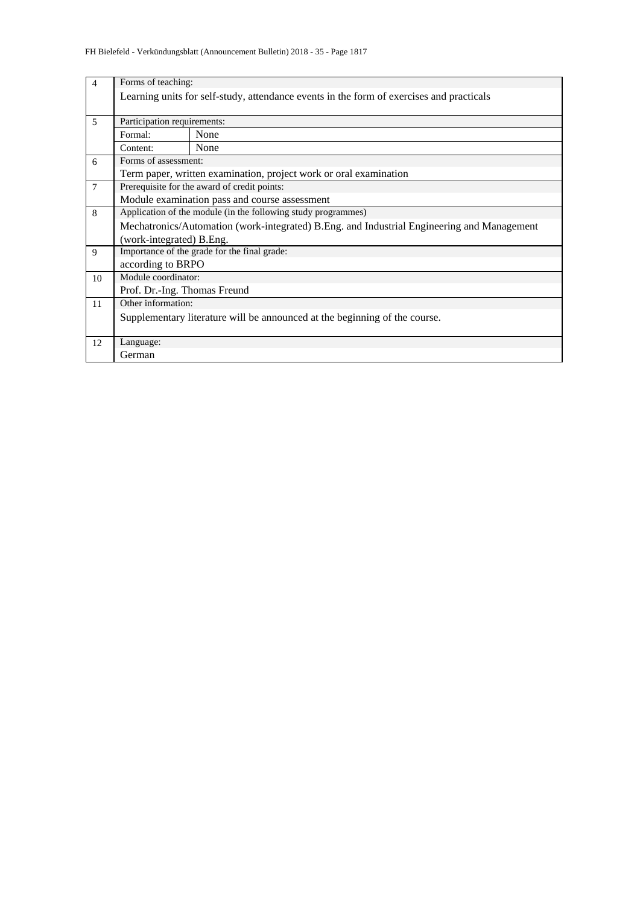| | | |
|---|---|---|
| 4 | Forms of teaching: | |
| | Learning units for self-study, attendance events in the form of exercises and practicals | |
| 5 | Participation requirements: | |
| | Formal: | None |
| | Content: | None |
| 6 | Forms of assessment: | |
| | Term paper, written examination, project work or oral examination | |
| 7 | Prerequisite for the award of credit points: | |
| | Module examination pass and course assessment | |
| 8 | Application of the module (in the following study programmes) | |
| | Mechatronics/Automation (work-integrated) B.Eng. and Industrial Engineering and Management (work-integrated) B.Eng. | |
| 9 | Importance of the grade for the final grade: | |
| | according to BRPO | |
| 10 | Module coordinator: | |
| | Prof. Dr.-Ing. Thomas Freund | |
| 11 | Other information: | |
| | Supplementary literature will be announced at the beginning of the course. | |
| 12 | Language: | |
| | German | |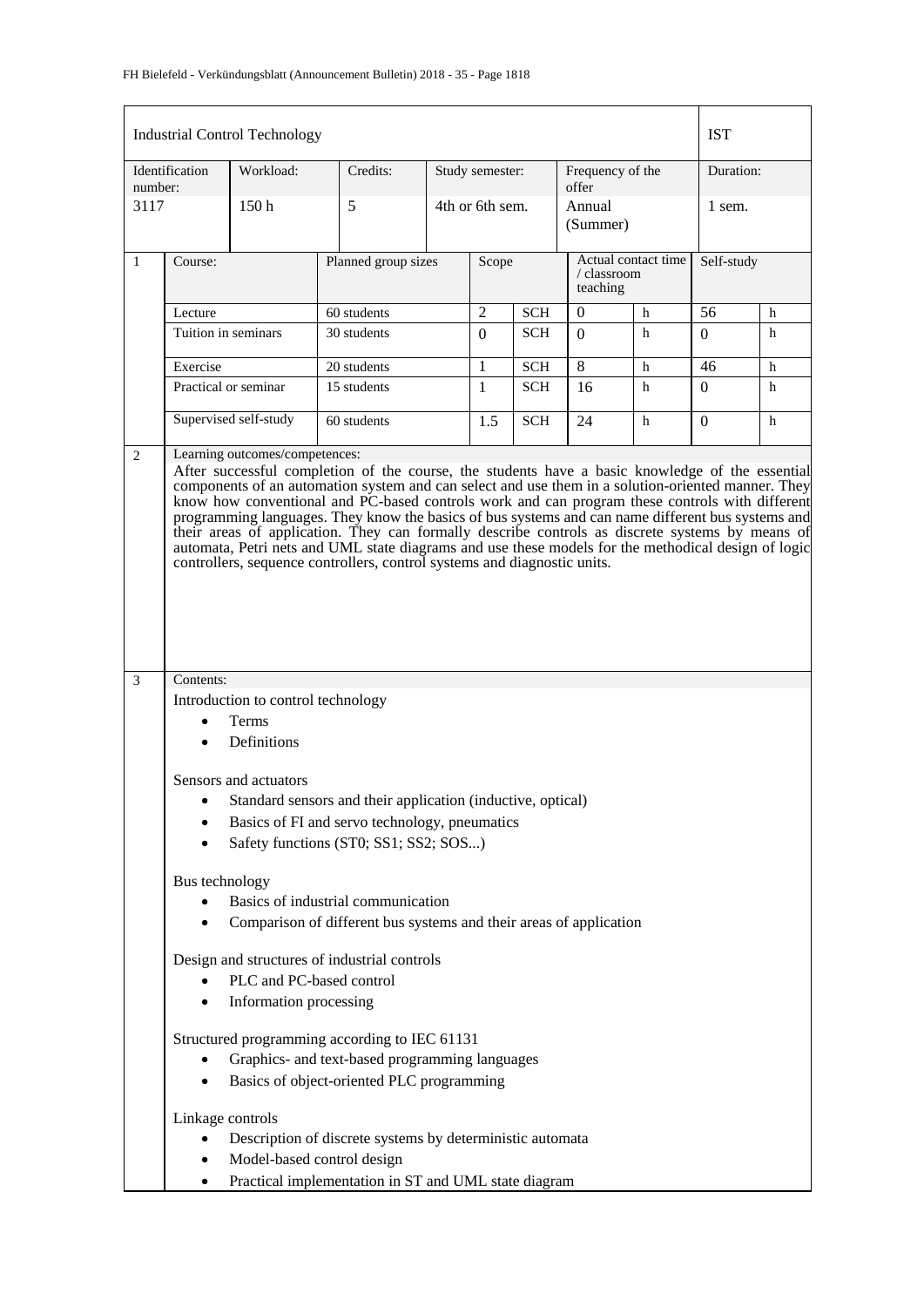| Industrial Control Technology | | | | | | IST |
|---|---|---|---|---|---|---|
| Identification number: | Workload: | Credits: | Study semester: | Frequency of the offer | | Duration: |
| 3117 | 150 h | 5 | 4th or 6th sem. | Annual (Summer) | | 1 sem. |

| 1 | Course: | Planned group sizes | Scope | | Actual contact time / classroom teaching | | Self-study | |
|---|---|---|---|---|---|---|---|---|
| | Lecture | 60 students | 2 | SCH | 0 | h | 56 | h |
| | Tuition in seminars | 30 students | 0 | SCH | 0 | h | 0 | h |
| | Exercise | 20 students | 1 | SCH | 8 | h | 46 | h |
| | Practical or seminar | 15 students | 1 | SCH | 16 | h | 0 | h |
| | Supervised self-study | 60 students | 1.5 | SCH | 24 | h | 0 | h |

**2 Learning outcomes/competences:**

After successful completion of the course, the students have a basic knowledge of the essential components of an automation system and can select and use them in a solution-oriented manner. They know how conventional and PC-based controls work and can program these controls with different programming languages. They know the basics of bus systems and can name different bus systems and their areas of application. They can formally describe controls as discrete systems by means of automata, Petri nets and UML state diagrams and use these models for the methodical design of logic controllers, sequence controllers, control systems and diagnostic units.

**3 Contents:**

Introduction to control technology

- Terms
- Definitions

Sensors and actuators

- Standard sensors and their application (inductive, optical)
- Basics of FI and servo technology, pneumatics
- Safety functions (ST0; SS1; SS2; SOS...)

Bus technology

- Basics of industrial communication
- Comparison of different bus systems and their areas of application

Design and structures of industrial controls

- PLC and PC-based control
- Information processing

Structured programming according to IEC 61131

- Graphics- and text-based programming languages
- Basics of object-oriented PLC programming

Linkage controls

- Description of discrete systems by deterministic automata
- Model-based control design
- Practical implementation in ST and UML state diagram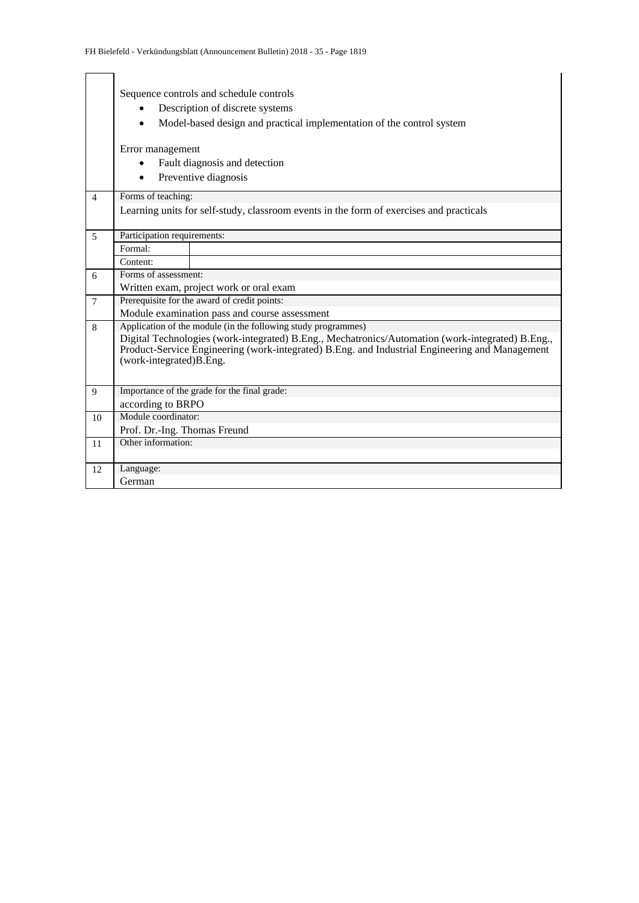| | |
|---|---|
| | Sequence controls and schedule controls<br>• Description of discrete systems<br>• Model-based design and practical implementation of the control system<br><br>Error management<br>• Fault diagnosis and detection<br>• Preventive diagnosis |
| 4 | Forms of teaching:<br>Learning units for self-study, classroom events in the form of exercises and practicals |
| 5 | Participation requirements:<br>Formal:<br>Content: |
| 6 | Forms of assessment:<br>Written exam, project work or oral exam |
| 7 | Prerequisite for the award of credit points:<br>Module examination pass and course assessment |
| 8 | Application of the module (in the following study programmes)<br>Digital Technologies (work-integrated) B.Eng., Mechatronics/Automation (work-integrated) B.Eng., Product-Service Engineering (work-integrated) B.Eng. and Industrial Engineering and Management (work-integrated)B.Eng. |
| 9 | Importance of the grade for the final grade:<br>according to BRPO |
| 10 | Module coordinator:<br>Prof. Dr.-Ing. Thomas Freund |
| 11 | Other information: |
| 12 | Language:<br>German |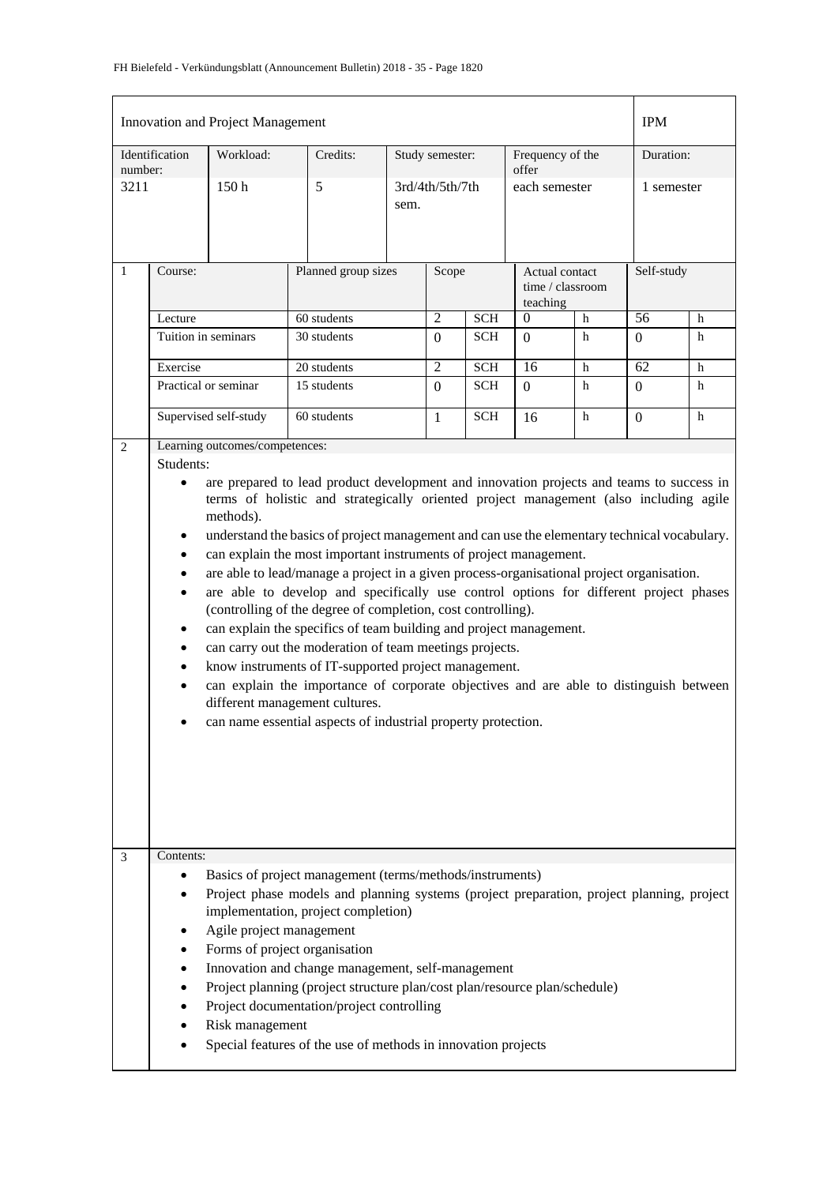## Innovation and Project Management — IPM

| Identification number: | Workload: | Credits: | Study semester: | Frequency of the offer | Duration: |
|---|---|---|---|---|---|
| 3211 | 150 h | 5 | 3rd/4th/5th/7th sem. | each semester | 1 semester |

**1**

| Course: | Planned group sizes | Scope | | Actual contact time / classroom teaching | | Self-study | |
|---|---|---|---|---|---|---|---|
| Lecture | 60 students | 2 | SCH | 0 | h | 56 | h |
| Tuition in seminars | 30 students | 0 | SCH | 0 | h | 0 | h |
| Exercise | 20 students | 2 | SCH | 16 | h | 62 | h |
| Practical or seminar | 15 students | 0 | SCH | 0 | h | 0 | h |
| Supervised self-study | 60 students | 1 | SCH | 16 | h | 0 | h |

**2** Learning outcomes/competences:

Students:

- are prepared to lead product development and innovation projects and teams to success in terms of holistic and strategically oriented project management (also including agile methods).
- understand the basics of project management and can use the elementary technical vocabulary.
- can explain the most important instruments of project management.
- are able to lead/manage a project in a given process-organisational project organisation.
- are able to develop and specifically use control options for different project phases (controlling of the degree of completion, cost controlling).
- can explain the specifics of team building and project management.
- can carry out the moderation of team meetings projects.
- know instruments of IT-supported project management.
- can explain the importance of corporate objectives and are able to distinguish between different management cultures.
- can name essential aspects of industrial property protection.

**3** Contents:

- Basics of project management (terms/methods/instruments)
- Project phase models and planning systems (project preparation, project planning, project implementation, project completion)
- Agile project management
- Forms of project organisation
- Innovation and change management, self-management
- Project planning (project structure plan/cost plan/resource plan/schedule)
- Project documentation/project controlling
- Risk management
- Special features of the use of methods in innovation projects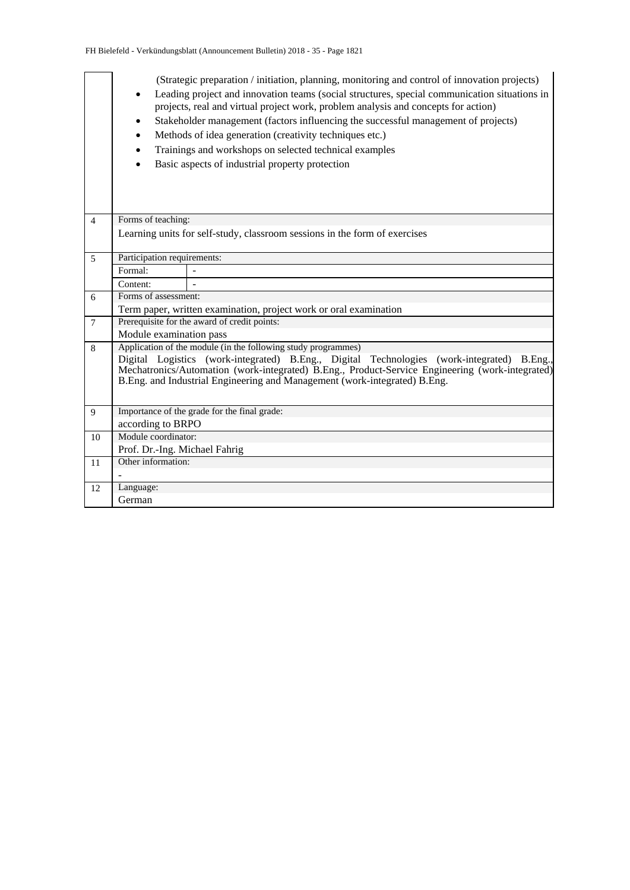|  |  |
|---|---|
|  | (Strategic preparation / initiation, planning, monitoring and control of innovation projects)<br>• Leading project and innovation teams (social structures, special communication situations in projects, real and virtual project work, problem analysis and concepts for action)<br>• Stakeholder management (factors influencing the successful management of projects)<br>• Methods of idea generation (creativity techniques etc.)<br>• Trainings and workshops on selected technical examples<br>• Basic aspects of industrial property protection |
| 4 | Forms of teaching:<br>Learning units for self-study, classroom sessions in the form of exercises |
| 5 | Participation requirements:<br>Formal: -<br>Content: - |
| 6 | Forms of assessment:<br>Term paper, written examination, project work or oral examination |
| 7 | Prerequisite for the award of credit points:<br>Module examination pass |
| 8 | Application of the module (in the following study programmes)<br>Digital Logistics (work-integrated) B.Eng., Digital Technologies (work-integrated) B.Eng., Mechatronics/Automation (work-integrated) B.Eng., Product-Service Engineering (work-integrated) B.Eng. and Industrial Engineering and Management (work-integrated) B.Eng. |
| 9 | Importance of the grade for the final grade:<br>according to BRPO |
| 10 | Module coordinator:<br>Prof. Dr.-Ing. Michael Fahrig |
| 11 | Other information:<br>- |
| 12 | Language:<br>German |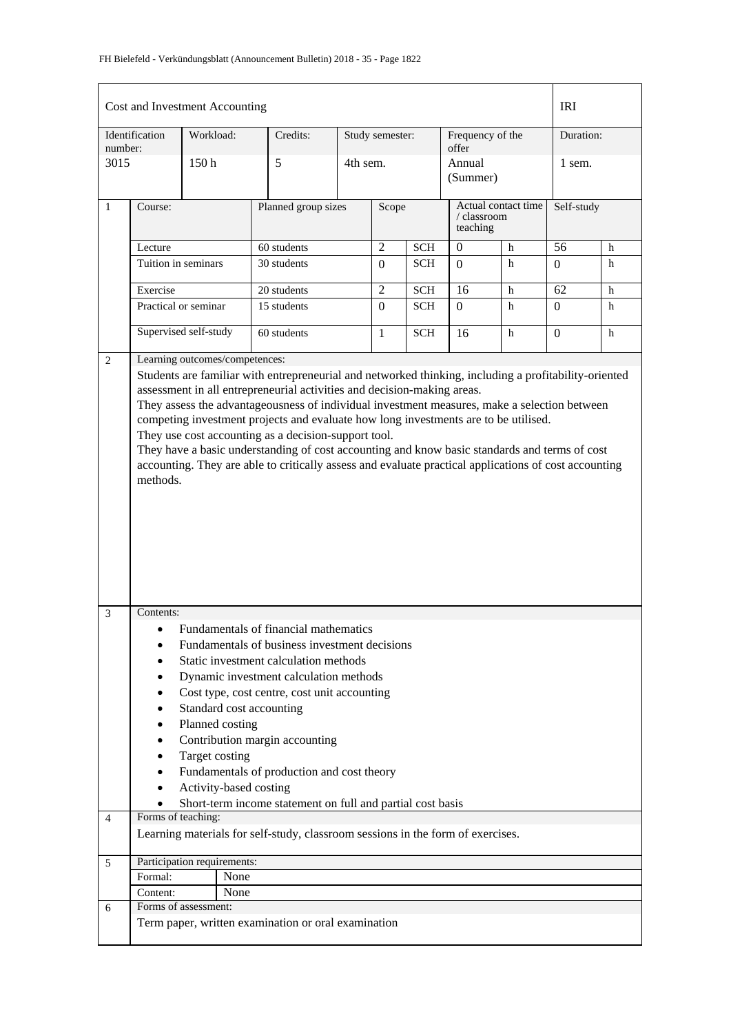| Cost and Investment Accounting | | | | | IRI |
|---|---|---|---|---|---|
| Identification number: | Workload: | Credits: | Study semester: | Frequency of the offer | Duration: |
| 3015 | 150 h | 5 | 4th sem. | Annual (Summer) | 1 sem. |

| 1 | Course: | Planned group sizes | Scope | | Actual contact time / classroom teaching | | Self-study | |
|---|---|---|---|---|---|---|---|---|
| | Lecture | 60 students | 2 | SCH | 0 | h | 56 | h |
| | Tuition in seminars | 30 students | 0 | SCH | 0 | h | 0 | h |
| | Exercise | 20 students | 2 | SCH | 16 | h | 62 | h |
| | Practical or seminar | 15 students | 0 | SCH | 0 | h | 0 | h |
| | Supervised self-study | 60 students | 1 | SCH | 16 | h | 0 | h |

**2 Learning outcomes/competences:**

Students are familiar with entrepreneurial and networked thinking, including a profitability-oriented assessment in all entrepreneurial activities and decision-making areas.
They assess the advantageousness of individual investment measures, make a selection between competing investment projects and evaluate how long investments are to be utilised.
They use cost accounting as a decision-support tool.
They have a basic understanding of cost accounting and know basic standards and terms of cost accounting. They are able to critically assess and evaluate practical applications of cost accounting methods.

**3 Contents:**

- Fundamentals of financial mathematics
- Fundamentals of business investment decisions
- Static investment calculation methods
- Dynamic investment calculation methods
- Cost type, cost centre, cost unit accounting
- Standard cost accounting
- Planned costing
- Contribution margin accounting
- Target costing
- Fundamentals of production and cost theory
- Activity-based costing
- Short-term income statement on full and partial cost basis

**4 Forms of teaching:**

Learning materials for self-study, classroom sessions in the form of exercises.

**5 Participation requirements:**

| Formal: | None |
|---|---|
| Content: | None |

**6 Forms of assessment:**

Term paper, written examination or oral examination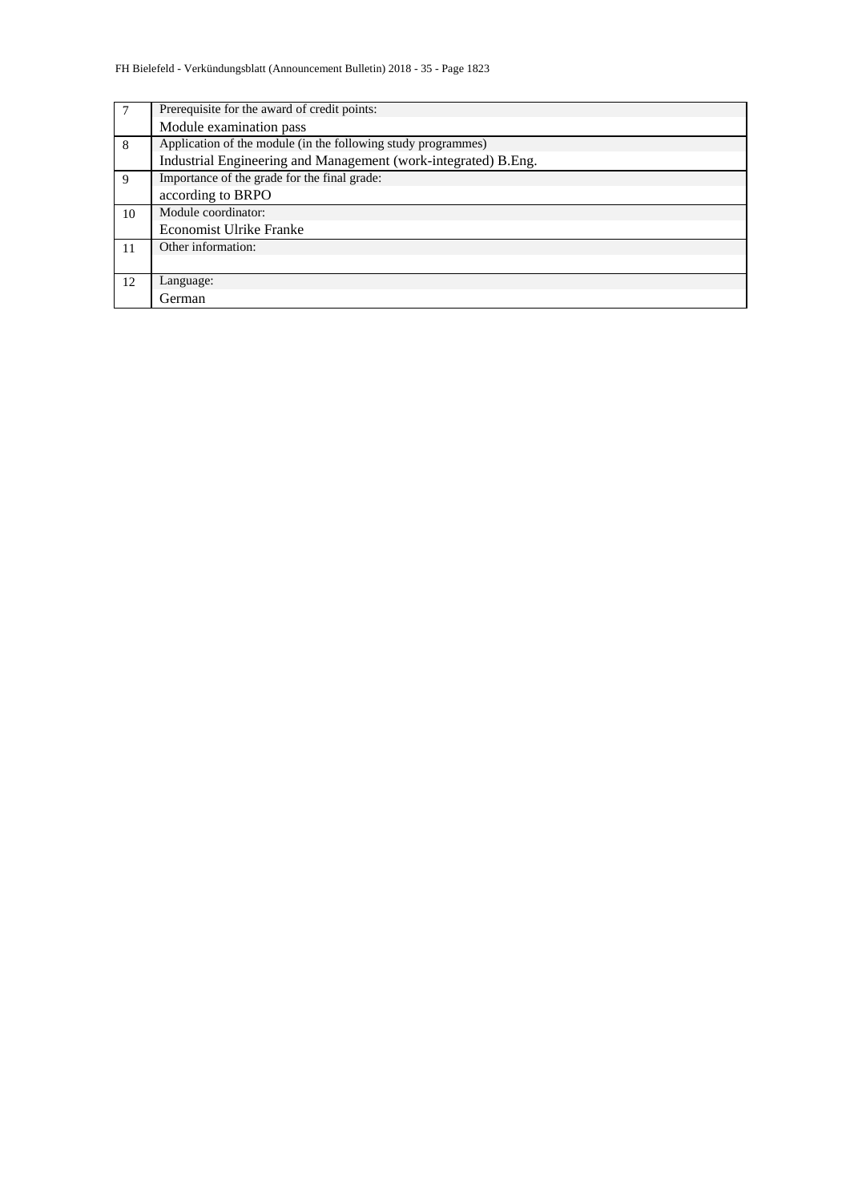| | |
|---|---|
| 7 | Prerequisite for the award of credit points: |
| | Module examination pass |
| 8 | Application of the module (in the following study programmes) |
| | Industrial Engineering and Management (work-integrated) B.Eng. |
| 9 | Importance of the grade for the final grade: |
| | according to BRPO |
| 10 | Module coordinator: |
| | Economist Ulrike Franke |
| 11 | Other information: |
| | |
| 12 | Language: |
| | German |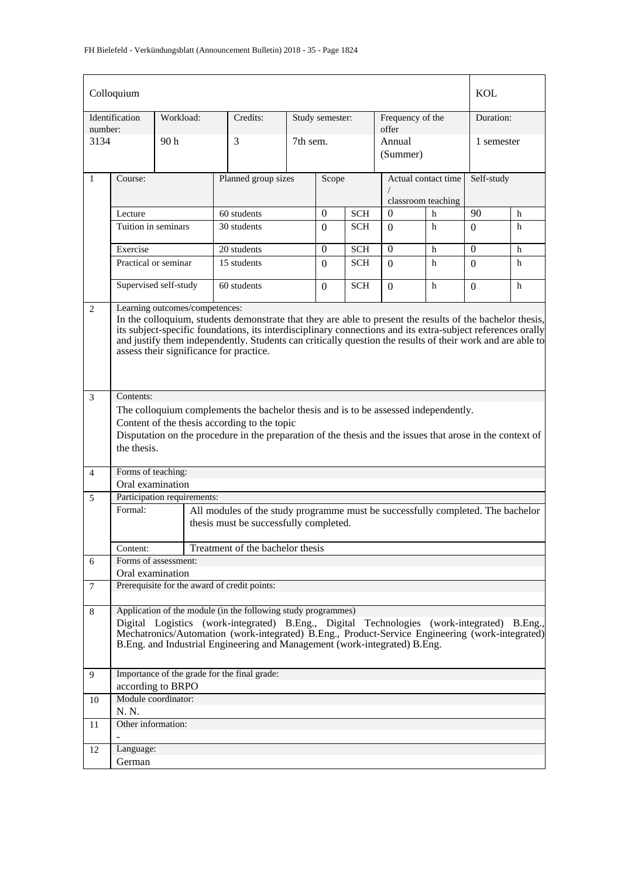| Colloquium | | | | | | KOL |
|---|---|---|---|---|---|---|
| Identification number: | Workload: | Credits: | Study semester: | Frequency of the offer | | Duration: |
| 3134 | 90 h | 3 | 7th sem. | Annual (Summer) | | 1 semester |

| | Course: | Planned group sizes | Scope | | Actual contact time / classroom teaching | | Self-study | |
|---|---|---|---|---|---|---|---|---|
| 1 | Lecture | 60 students | 0 | SCH | 0 | h | 90 | h |
| | Tuition in seminars | 30 students | 0 | SCH | 0 | h | 0 | h |
| | Exercise | 20 students | 0 | SCH | 0 | h | 0 | h |
| | Practical or seminar | 15 students | 0 | SCH | 0 | h | 0 | h |
| | Supervised self-study | 60 students | 0 | SCH | 0 | h | 0 | h |

**2 Learning outcomes/competences:**

In the colloquium, students demonstrate that they are able to present the results of the bachelor thesis, its subject-specific foundations, its interdisciplinary connections and its extra-subject references orally and justify them independently. Students can critically question the results of their work and are able to assess their significance for practice.

**3 Contents:**

The colloquium complements the bachelor thesis and is to be assessed independently.

Content of the thesis according to the topic

Disputation on the procedure in the preparation of the thesis and the issues that arose in the context of the thesis.

**4 Forms of teaching:**

Oral examination

**5 Participation requirements:**

| | |
|---|---|
| Formal: | All modules of the study programme must be successfully completed. The bachelor thesis must be successfully completed. |
| Content: | Treatment of the bachelor thesis |

**6 Forms of assessment:**

Oral examination

**7 Prerequisite for the award of credit points:**

**8 Application of the module (in the following study programmes)**

Digital Logistics (work-integrated) B.Eng., Digital Technologies (work-integrated) B.Eng., Mechatronics/Automation (work-integrated) B.Eng., Product-Service Engineering (work-integrated) B.Eng. and Industrial Engineering and Management (work-integrated) B.Eng.

**9 Importance of the grade for the final grade:**

according to BRPO

**10 Module coordinator:**

N. N.

**11 Other information:**

-

**12 Language:**

German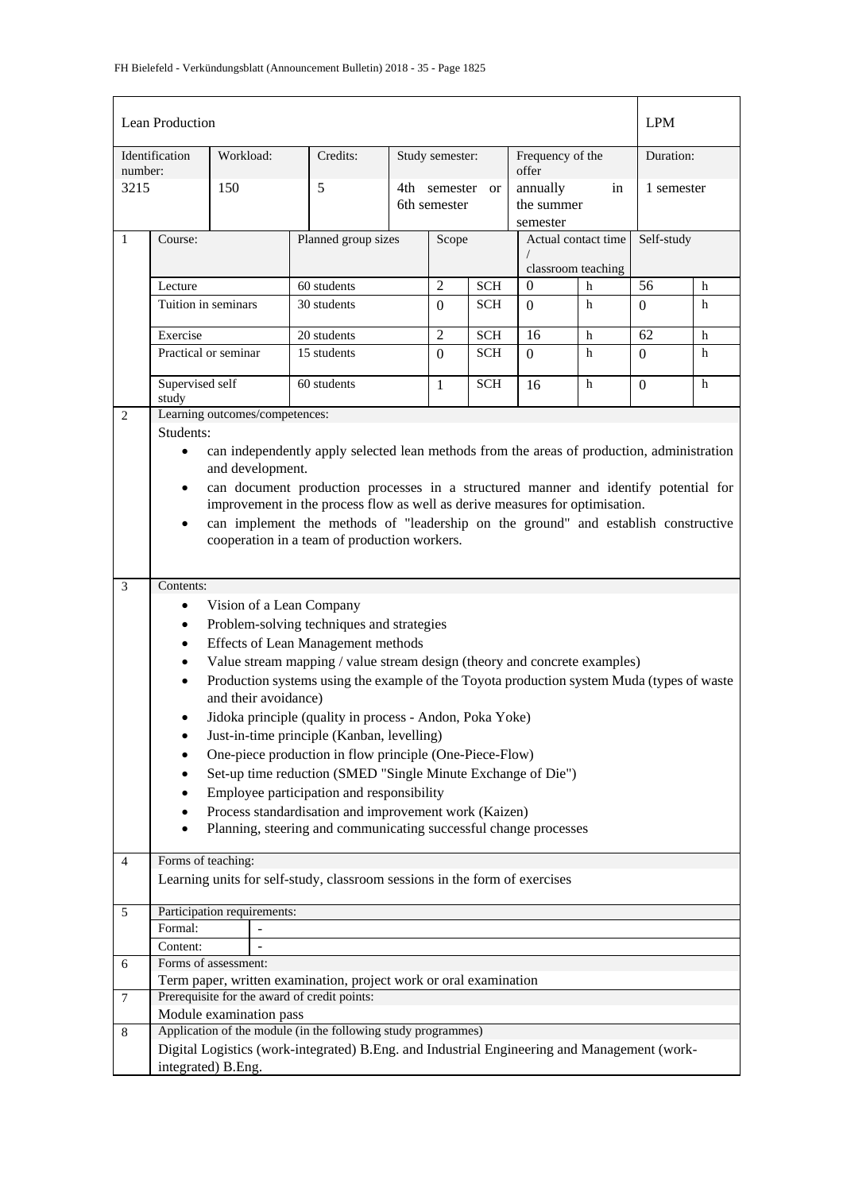| Lean Production | | | | | | | | | | LPM | |
|---|---|---|---|---|---|---|---|---|---|---|---|
| Identification number: | | Workload: | Credits: | | Study semester: | | Frequency of the offer | | | Duration: | |
| 3215 | | 150 | 5 | | 4th semester or 6th semester | | annually in the summer semester | | | 1 semester | |
| 1 | Course: | | Planned group sizes | | Scope | | Actual contact time / classroom teaching | | | Self-study | |
| | Lecture | | 60 students | | 2 | SCH | 0 | h | | 56 | h |
| | Tuition in seminars | | 30 students | | 0 | SCH | 0 | h | | 0 | h |
| | Exercise | | 20 students | | 2 | SCH | 16 | h | | 62 | h |
| | Practical or seminar | | 15 students | | 0 | SCH | 0 | h | | 0 | h |
| | Supervised self study | | 60 students | | 1 | SCH | 16 | h | | 0 | h |

**2 Learning outcomes/competences:**

Students:

- can independently apply selected lean methods from the areas of production, administration and development.
- can document production processes in a structured manner and identify potential for improvement in the process flow as well as derive measures for optimisation.
- can implement the methods of "leadership on the ground" and establish constructive cooperation in a team of production workers.

**3 Contents:**

- Vision of a Lean Company
- Problem-solving techniques and strategies
- Effects of Lean Management methods
- Value stream mapping / value stream design (theory and concrete examples)
- Production systems using the example of the Toyota production system Muda (types of waste and their avoidance)
- Jidoka principle (quality in process - Andon, Poka Yoke)
- Just-in-time principle (Kanban, levelling)
- One-piece production in flow principle (One-Piece-Flow)
- Set-up time reduction (SMED "Single Minute Exchange of Die")
- Employee participation and responsibility
- Process standardisation and improvement work (Kaizen)
- Planning, steering and communicating successful change processes

**4 Forms of teaching:**

Learning units for self-study, classroom sessions in the form of exercises

**5 Participation requirements:**

| | |
|---|---|
| Formal: | - |
| Content: | - |

**6 Forms of assessment:**

Term paper, written examination, project work or oral examination

**7 Prerequisite for the award of credit points:**

Module examination pass

**8 Application of the module (in the following study programmes)**

Digital Logistics (work-integrated) B.Eng. and Industrial Engineering and Management (work-integrated) B.Eng.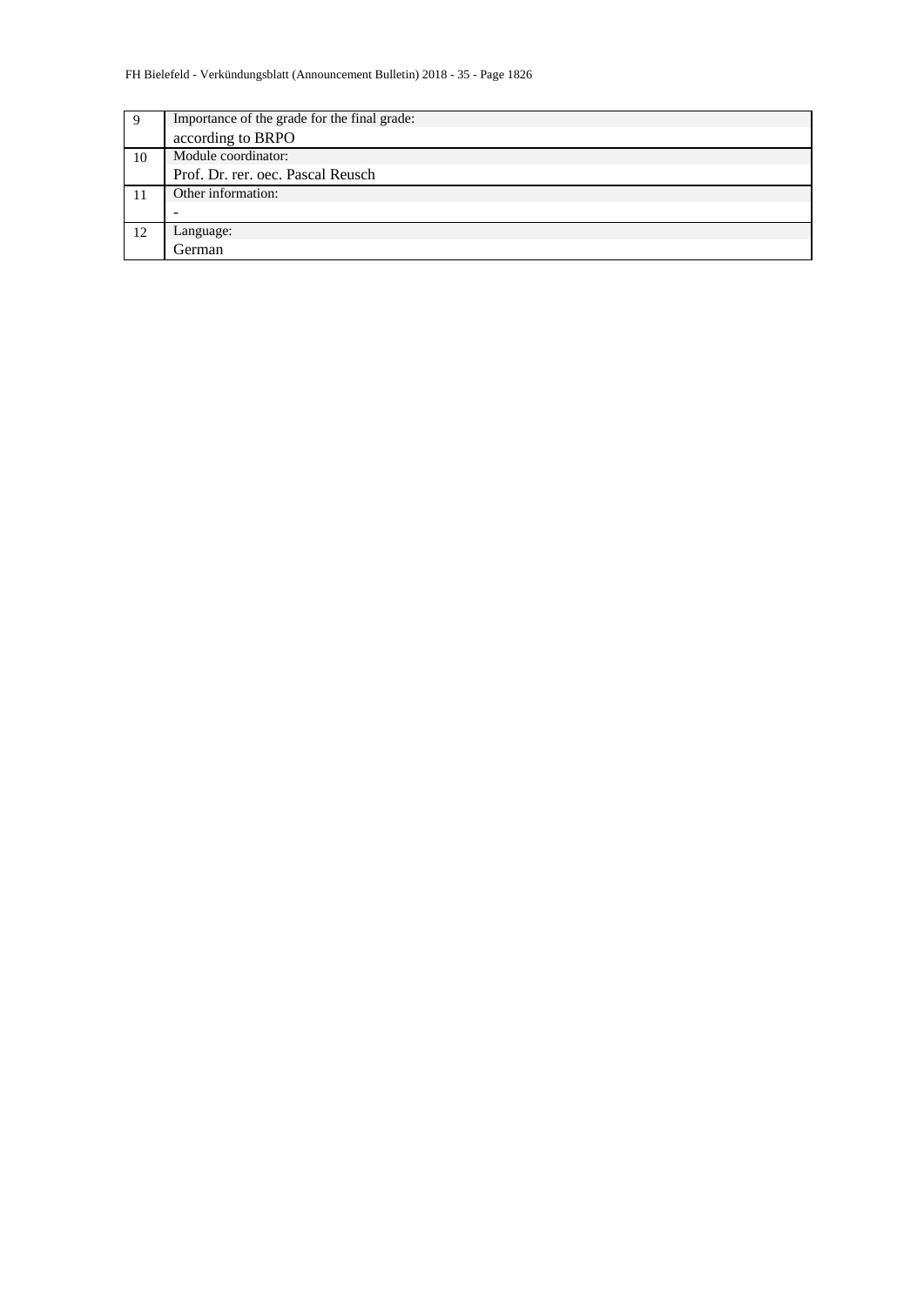| | |
|---|---|
| 9 | Importance of the grade for the final grade: |
| | according to BRPO |
| 10 | Module coordinator: |
| | Prof. Dr. rer. oec. Pascal Reusch |
| 11 | Other information: |
| | - |
| 12 | Language: |
| | German |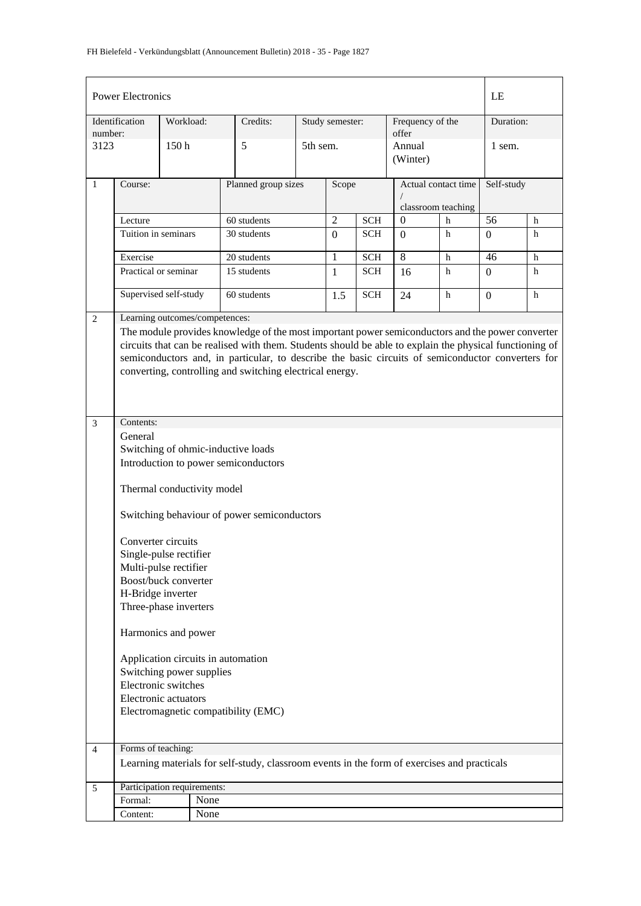| Power Electronics | | | | | | LE |
|---|---|---|---|---|---|---|
| Identification number: | Workload: | Credits: | Study semester: | Frequency of the offer | | Duration: |
| 3123 | 150 h | 5 | 5th sem. | Annual (Winter) | | 1 sem. |

| | Course: | Planned group sizes | Scope | | Actual contact time / classroom teaching | | Self-study | |
|---|---|---|---|---|---|---|---|---|
| 1 | Lecture | 60 students | 2 | SCH | 0 | h | 56 | h |
| | Tuition in seminars | 30 students | 0 | SCH | 0 | h | 0 | h |
| | Exercise | 20 students | 1 | SCH | 8 | h | 46 | h |
| | Practical or seminar | 15 students | 1 | SCH | 16 | h | 0 | h |
| | Supervised self-study | 60 students | 1.5 | SCH | 24 | h | 0 | h |

**2 Learning outcomes/competences:**

The module provides knowledge of the most important power semiconductors and the power converter circuits that can be realised with them. Students should be able to explain the physical functioning of semiconductors and, in particular, to describe the basic circuits of semiconductor converters for converting, controlling and switching electrical energy.

**3 Contents:**

General
Switching of ohmic-inductive loads
Introduction to power semiconductors

Thermal conductivity model

Switching behaviour of power semiconductors

Converter circuits
Single-pulse rectifier
Multi-pulse rectifier
Boost/buck converter
H-Bridge inverter
Three-phase inverters

Harmonics and power

Application circuits in automation
Switching power supplies
Electronic switches
Electronic actuators
Electromagnetic compatibility (EMC)

**4 Forms of teaching:**

Learning materials for self-study, classroom events in the form of exercises and practicals

**5 Participation requirements:**

| Formal: | None |
|---|---|
| Content: | None |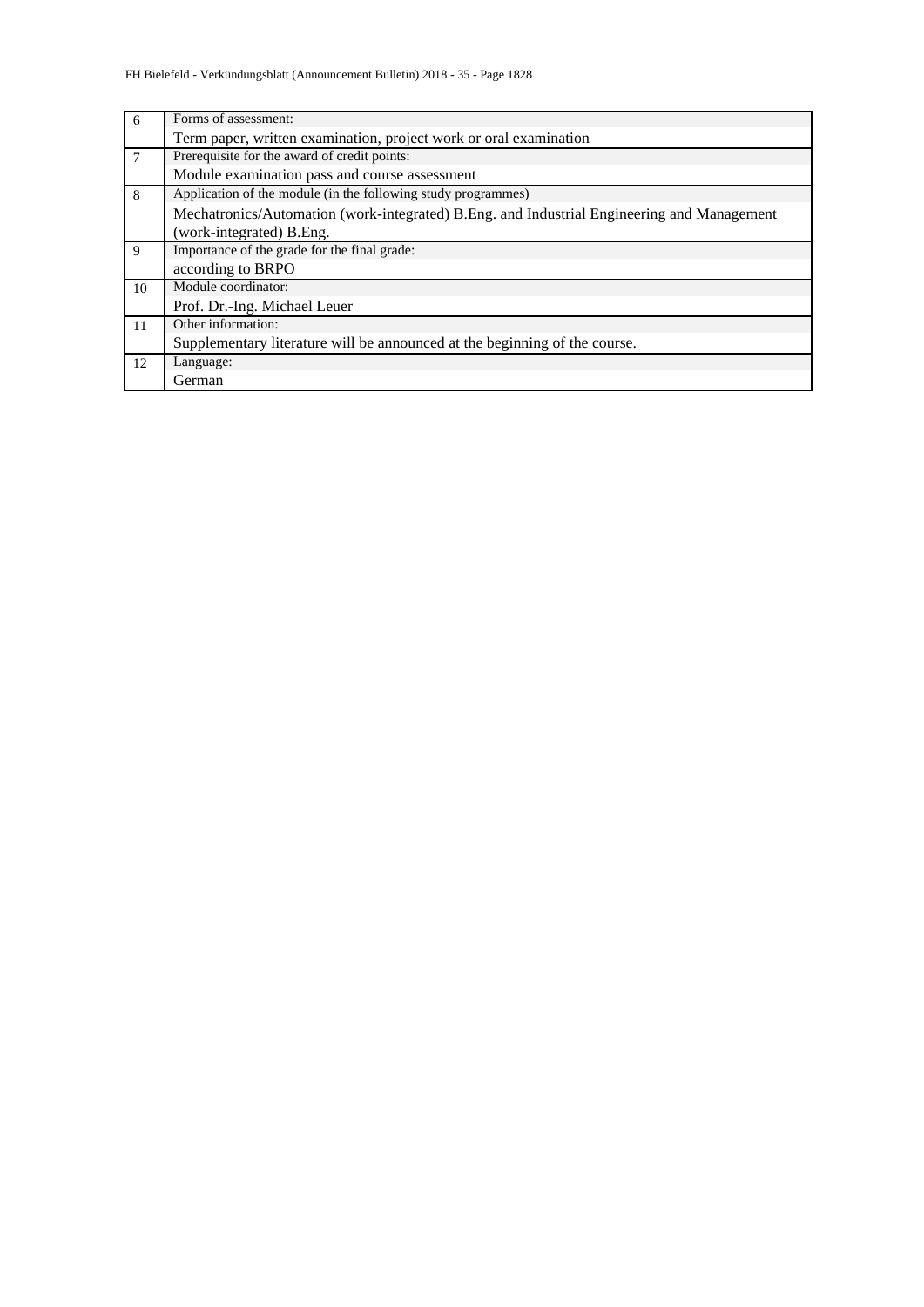| | |
|---|---|
| 6 | Forms of assessment: |
| | Term paper, written examination, project work or oral examination |
| 7 | Prerequisite for the award of credit points: |
| | Module examination pass and course assessment |
| 8 | Application of the module (in the following study programmes) |
| | Mechatronics/Automation (work-integrated) B.Eng. and Industrial Engineering and Management (work-integrated) B.Eng. |
| 9 | Importance of the grade for the final grade: |
| | according to BRPO |
| 10 | Module coordinator: |
| | Prof. Dr.-Ing. Michael Leuer |
| 11 | Other information: |
| | Supplementary literature will be announced at the beginning of the course. |
| 12 | Language: |
| | German |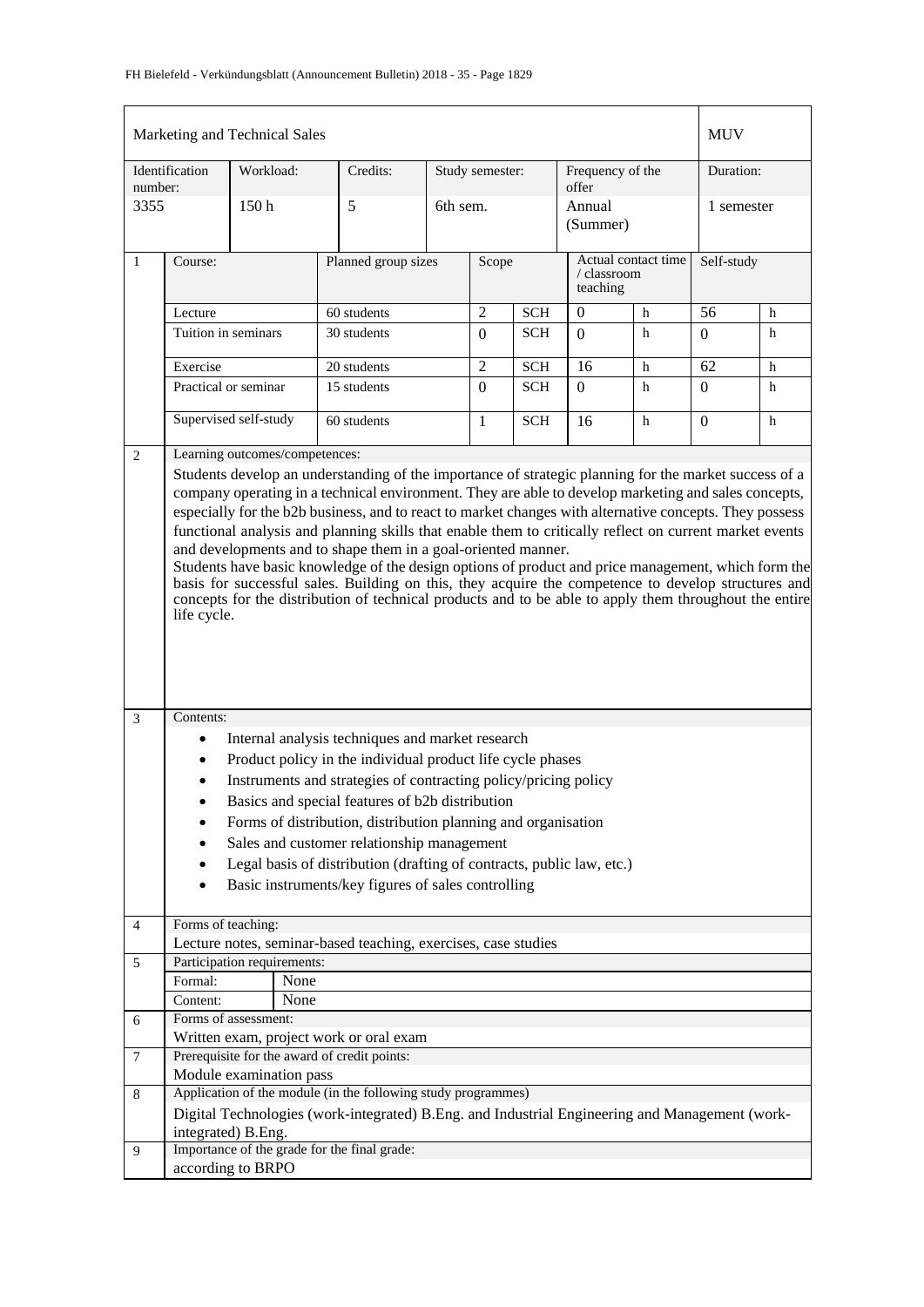| Marketing and Technical Sales | | | | | | MUV |
|---|---|---|---|---|---|---|
| Identification number: | Workload: | Credits: | Study semester: | Frequency of the offer | | Duration: |
| 3355 | 150 h | 5 | 6th sem. | Annual (Summer) | | 1 semester |

| 1 | Course: | Planned group sizes | Scope | | Actual contact time / classroom teaching | | Self-study | |
|---|---|---|---|---|---|---|---|---|
| | Lecture | 60 students | 2 | SCH | 0 | h | 56 | h |
| | Tuition in seminars | 30 students | 0 | SCH | 0 | h | 0 | h |
| | Exercise | 20 students | 2 | SCH | 16 | h | 62 | h |
| | Practical or seminar | 15 students | 0 | SCH | 0 | h | 0 | h |
| | Supervised self-study | 60 students | 1 | SCH | 16 | h | 0 | h |

**2 Learning outcomes/competences:**

Students develop an understanding of the importance of strategic planning for the market success of a company operating in a technical environment. They are able to develop marketing and sales concepts, especially for the b2b business, and to react to market changes with alternative concepts. They possess functional analysis and planning skills that enable them to critically reflect on current market events and developments and to shape them in a goal-oriented manner.
Students have basic knowledge of the design options of product and price management, which form the basis for successful sales. Building on this, they acquire the competence to develop structures and concepts for the distribution of technical products and to be able to apply them throughout the entire life cycle.

**3 Contents:**

- Internal analysis techniques and market research
- Product policy in the individual product life cycle phases
- Instruments and strategies of contracting policy/pricing policy
- Basics and special features of b2b distribution
- Forms of distribution, distribution planning and organisation
- Sales and customer relationship management
- Legal basis of distribution (drafting of contracts, public law, etc.)
- Basic instruments/key figures of sales controlling

**4 Forms of teaching:**

Lecture notes, seminar-based teaching, exercises, case studies

**5 Participation requirements:**

Formal: None
Content: None

**6 Forms of assessment:**

Written exam, project work or oral exam

**7 Prerequisite for the award of credit points:**

Module examination pass

**8 Application of the module (in the following study programmes)**

Digital Technologies (work-integrated) B.Eng. and Industrial Engineering and Management (work-integrated) B.Eng.

**9 Importance of the grade for the final grade:**

according to BRPO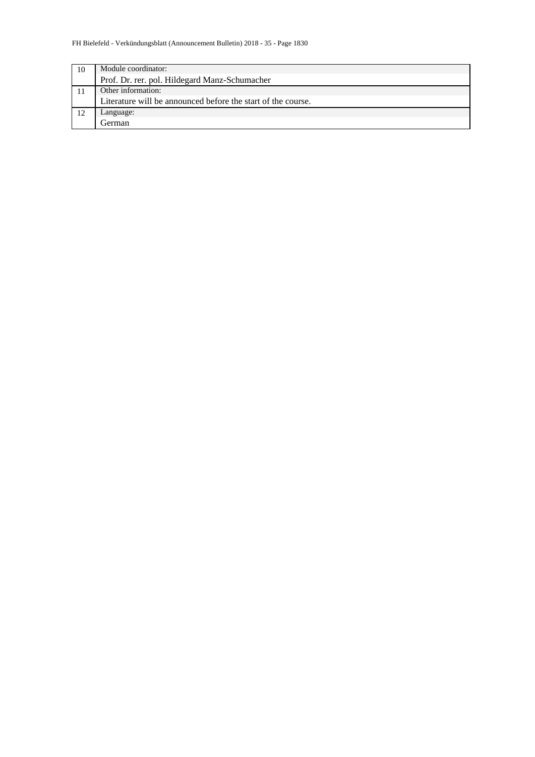| | |
|---|---|
| 10 | Module coordinator: |
| | Prof. Dr. rer. pol. Hildegard Manz-Schumacher |
| 11 | Other information: |
| | Literature will be announced before the start of the course. |
| 12 | Language: |
| | German |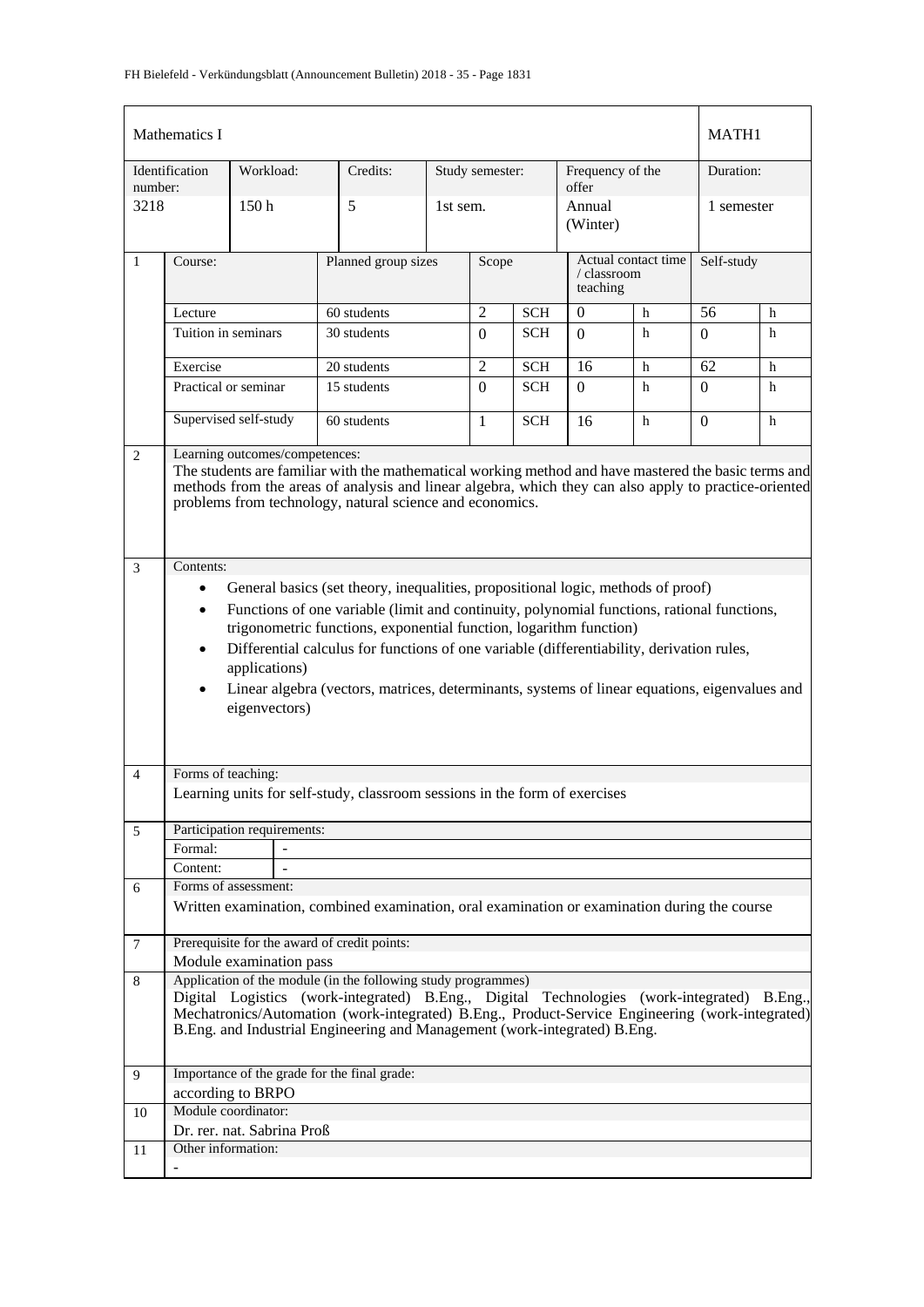| Mathematics I | | | | | | | MATH1 |
|---|---|---|---|---|---|---|---|
| Identification number: | Workload: | Credits: | Study semester: | Frequency of the offer | | | Duration: |
| 3218 | 150 h | 5 | 1st sem. | Annual (Winter) | | | 1 semester |

| 1 | Course: | Planned group sizes | Scope | | Actual contact time / classroom teaching | | Self-study | |
|---|---|---|---|---|---|---|---|---|
| | Lecture | 60 students | 2 | SCH | 0 | h | 56 | h |
| | Tuition in seminars | 30 students | 0 | SCH | 0 | h | 0 | h |
| | Exercise | 20 students | 2 | SCH | 16 | h | 62 | h |
| | Practical or seminar | 15 students | 0 | SCH | 0 | h | 0 | h |
| | Supervised self-study | 60 students | 1 | SCH | 16 | h | 0 | h |

**2 Learning outcomes/competences:**

The students are familiar with the mathematical working method and have mastered the basic terms and methods from the areas of analysis and linear algebra, which they can also apply to practice-oriented problems from technology, natural science and economics.

**3 Contents:**

- General basics (set theory, inequalities, propositional logic, methods of proof)
- Functions of one variable (limit and continuity, polynomial functions, rational functions, trigonometric functions, exponential function, logarithm function)
- Differential calculus for functions of one variable (differentiability, derivation rules, applications)
- Linear algebra (vectors, matrices, determinants, systems of linear equations, eigenvalues and eigenvectors)

**4 Forms of teaching:**

Learning units for self-study, classroom sessions in the form of exercises

**5 Participation requirements:**

| Formal: | - |
|---|---|
| Content: | - |

**6 Forms of assessment:**

Written examination, combined examination, oral examination or examination during the course

**7 Prerequisite for the award of credit points:**

Module examination pass

**8 Application of the module (in the following study programmes)**

Digital Logistics (work-integrated) B.Eng., Digital Technologies (work-integrated) B.Eng., Mechatronics/Automation (work-integrated) B.Eng., Product-Service Engineering (work-integrated) B.Eng. and Industrial Engineering and Management (work-integrated) B.Eng.

**9 Importance of the grade for the final grade:**

according to BRPO

**10 Module coordinator:**

Dr. rer. nat. Sabrina Proß

**11 Other information:**

-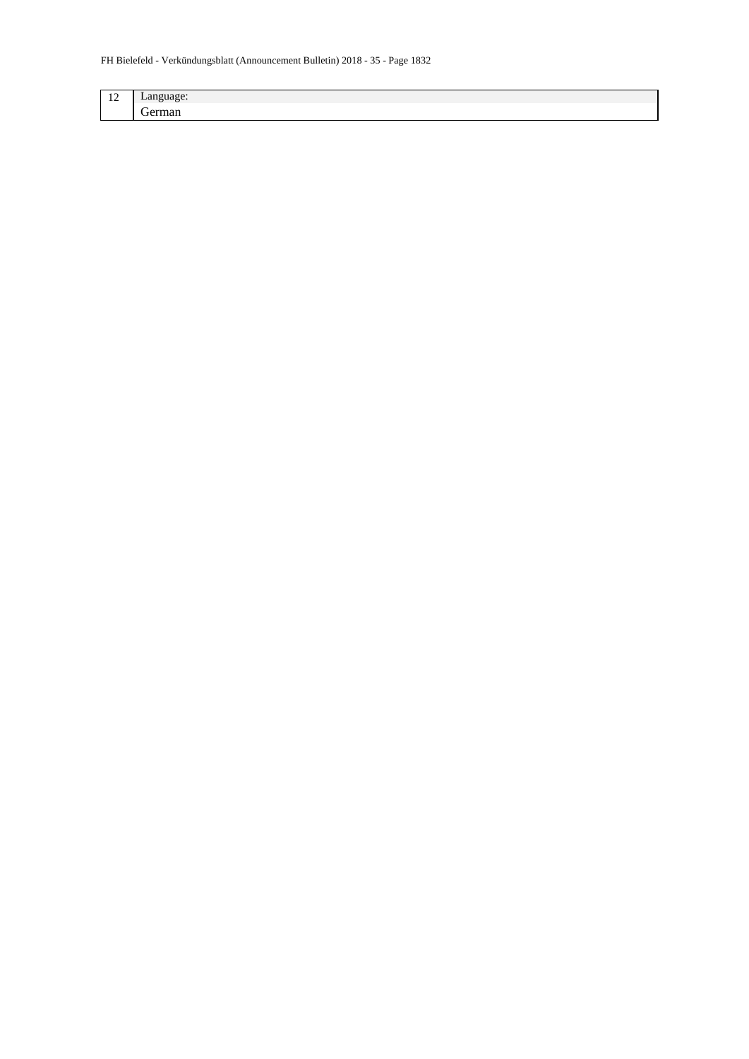| 12 | Language: |
|---|---|
| | German |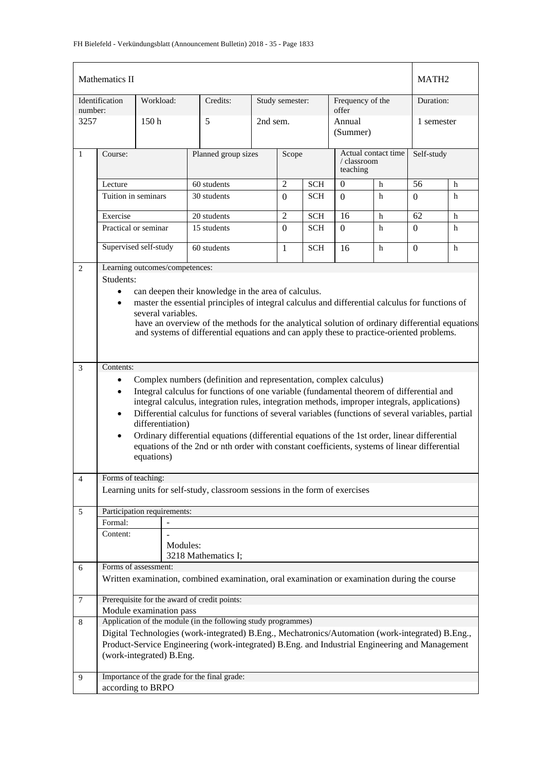| Mathematics II | | | | | | | | | | | MATH2 | |
|---|---|---|---|---|---|---|---|---|---|---|---|---|
| Identification number: | | Workload: | | Credits: | Study semester: | | | Frequency of the offer | | | Duration: | |
| 3257 | | 150 h | | 5 | 2nd sem. | | | Annual (Summer) | | | 1 semester | |

| | Course: | Planned group sizes | Scope | | Actual contact time / classroom teaching | | Self-study | |
|---|---|---|---|---|---|---|---|---|
| 1 | Lecture | 60 students | 2 | SCH | 0 | h | 56 | h |
| | Tuition in seminars | 30 students | 0 | SCH | 0 | h | 0 | h |
| | Exercise | 20 students | 2 | SCH | 16 | h | 62 | h |
| | Practical or seminar | 15 students | 0 | SCH | 0 | h | 0 | h |
| | Supervised self-study | 60 students | 1 | SCH | 16 | h | 0 | h |

**2 Learning outcomes/competences:**

Students:

- can deepen their knowledge in the area of calculus.
- master the essential principles of integral calculus and differential calculus for functions of several variables.
have an overview of the methods for the analytical solution of ordinary differential equations and systems of differential equations and can apply these to practice-oriented problems.

**3 Contents:**

- Complex numbers (definition and representation, complex calculus)
- Integral calculus for functions of one variable (fundamental theorem of differential and integral calculus, integration rules, integration methods, improper integrals, applications)
- Differential calculus for functions of several variables (functions of several variables, partial differentiation)
- Ordinary differential equations (differential equations of the 1st order, linear differential equations of the 2nd or nth order with constant coefficients, systems of linear differential equations)

**4 Forms of teaching:**

Learning units for self-study, classroom sessions in the form of exercises

**5 Participation requirements:**

| | |
|---|---|
| Formal: | - |
| Content: | - <br> Modules: <br> 3218 Mathematics I; |

**6 Forms of assessment:**

Written examination, combined examination, oral examination or examination during the course

**7 Prerequisite for the award of credit points:**

Module examination pass

**8 Application of the module (in the following study programmes)**

Digital Technologies (work-integrated) B.Eng., Mechatronics/Automation (work-integrated) B.Eng., Product-Service Engineering (work-integrated) B.Eng. and Industrial Engineering and Management (work-integrated) B.Eng.

**9 Importance of the grade for the final grade:**

according to BRPO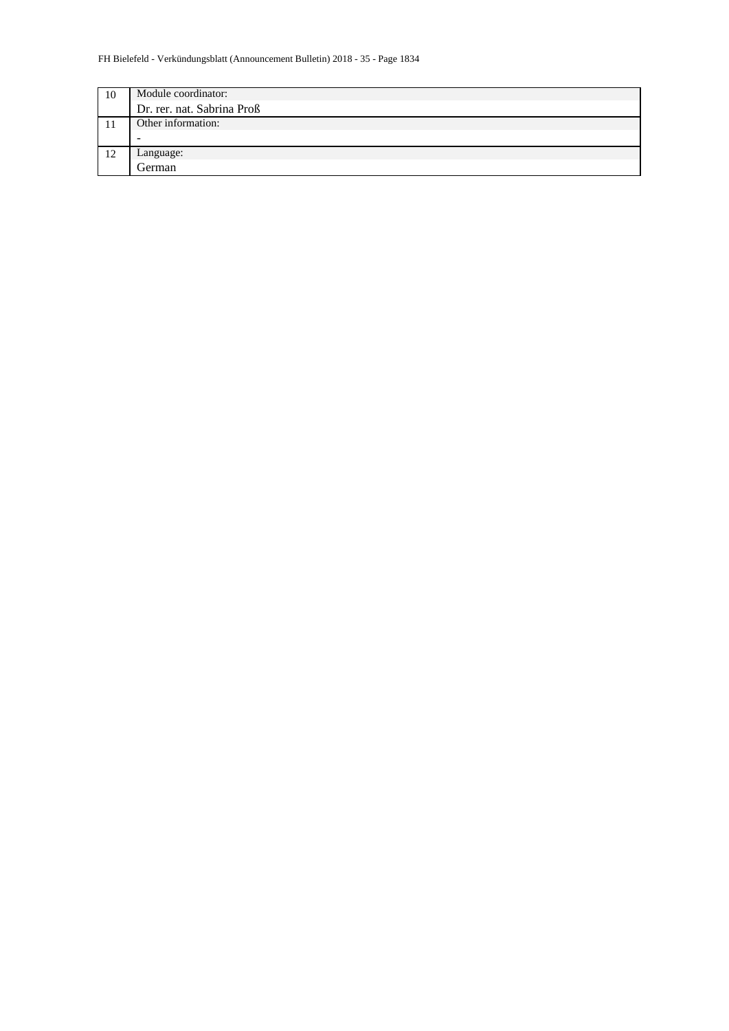| | |
|---|---|
| 10 | Module coordinator: |
| | Dr. rer. nat. Sabrina Proß |
| 11 | Other information: |
| | - |
| 12 | Language: |
| | German |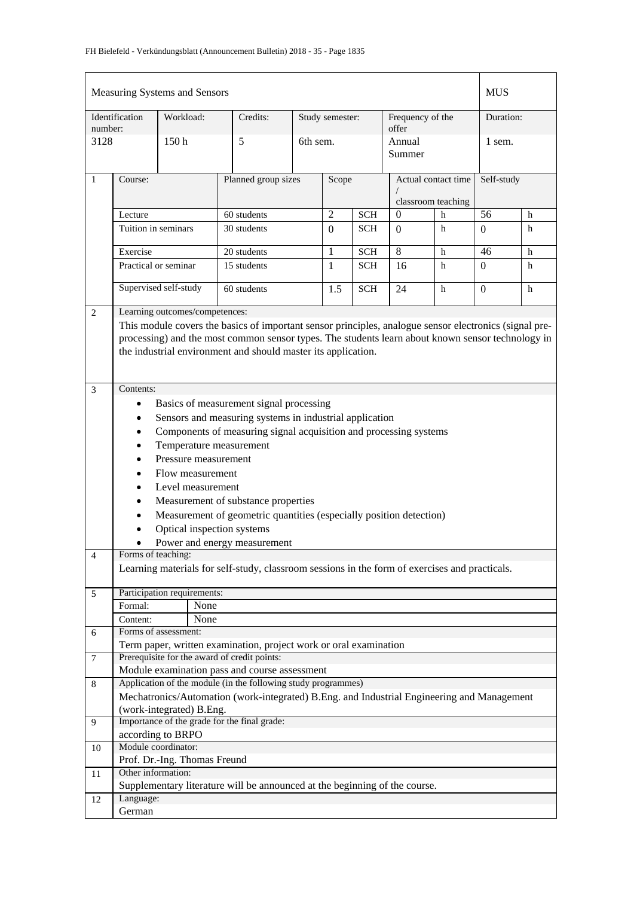| Measuring Systems and Sensors | | | | | | MUS |
|---|---|---|---|---|---|---|
| Identification number: | Workload: | Credits: | Study semester: | Frequency of the offer | | Duration: |
| 3128 | 150 h | 5 | 6th sem. | Annual Summer | | 1 sem. |

| | Course: | Planned group sizes | Scope | | Actual contact time / classroom teaching | | Self-study | |
|---|---|---|---|---|---|---|---|---|
| 1 | Lecture | 60 students | 2 | SCH | 0 | h | 56 | h |
| | Tuition in seminars | 30 students | 0 | SCH | 0 | h | 0 | h |
| | Exercise | 20 students | 1 | SCH | 8 | h | 46 | h |
| | Practical or seminar | 15 students | 1 | SCH | 16 | h | 0 | h |
| | Supervised self-study | 60 students | 1.5 | SCH | 24 | h | 0 | h |

**2 Learning outcomes/competences:**

This module covers the basics of important sensor principles, analogue sensor electronics (signal pre-processing) and the most common sensor types. The students learn about known sensor technology in the industrial environment and should master its application.

**3 Contents:**

- Basics of measurement signal processing
- Sensors and measuring systems in industrial application
- Components of measuring signal acquisition and processing systems
- Temperature measurement
- Pressure measurement
- Flow measurement
- Level measurement
- Measurement of substance properties
- Measurement of geometric quantities (especially position detection)
- Optical inspection systems
- Power and energy measurement

**4 Forms of teaching:**

Learning materials for self-study, classroom sessions in the form of exercises and practicals.

**5 Participation requirements:**

| Formal: | None |
|---|---|
| Content: | None |

**6 Forms of assessment:**

Term paper, written examination, project work or oral examination

**7 Prerequisite for the award of credit points:**

Module examination pass and course assessment

**8 Application of the module (in the following study programmes)**

Mechatronics/Automation (work-integrated) B.Eng. and Industrial Engineering and Management (work-integrated) B.Eng.

**9 Importance of the grade for the final grade:**

according to BRPO

**10 Module coordinator:**

Prof. Dr.-Ing. Thomas Freund

**11 Other information:**

Supplementary literature will be announced at the beginning of the course.

**12 Language:**

German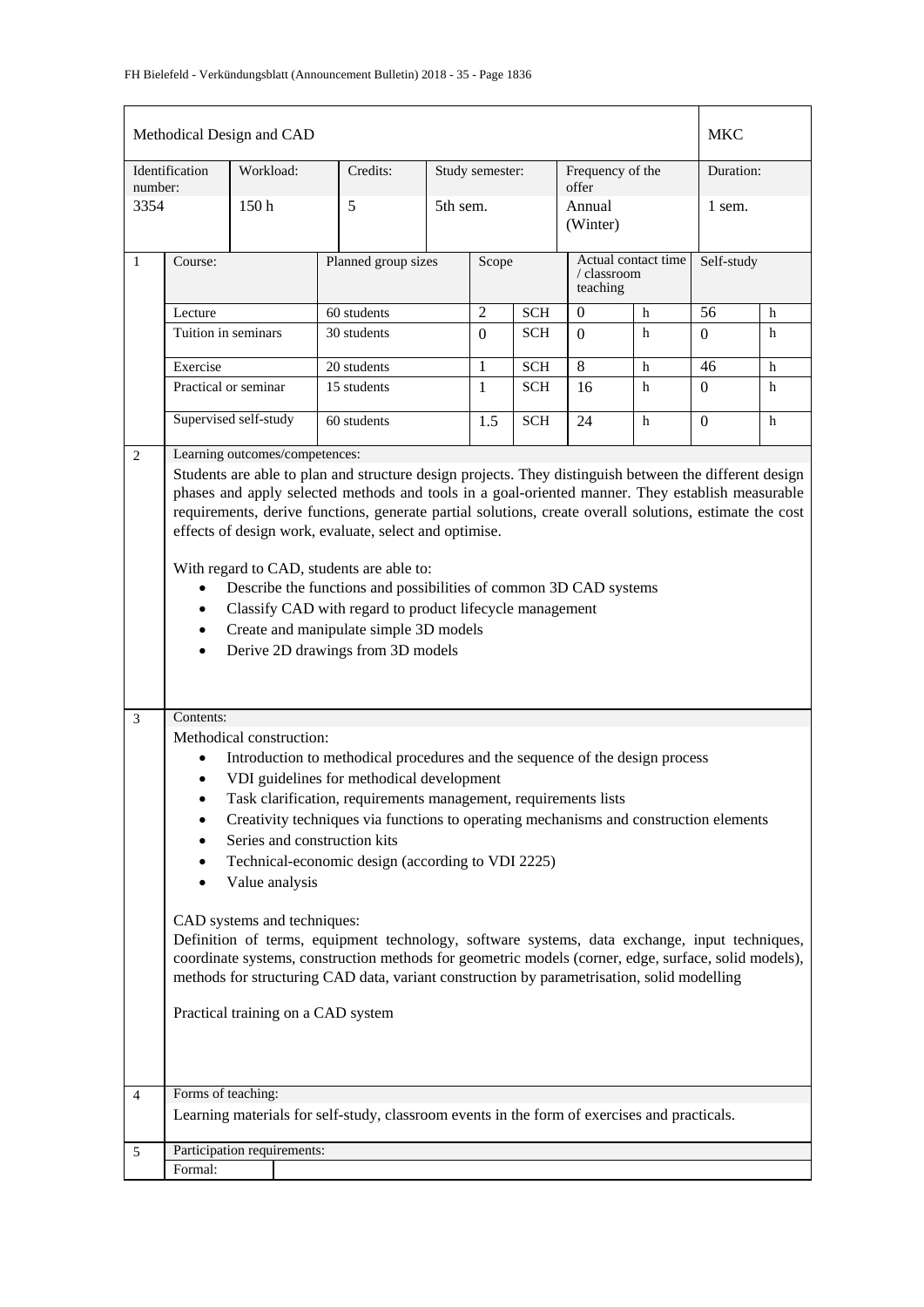| Methodical Design and CAD | | | | | | MKC |
|---|---|---|---|---|---|---|
| Identification number: | Workload: | Credits: | Study semester: | Frequency of the offer | | Duration: |
| 3354 | 150 h | 5 | 5th sem. | Annual (Winter) | | 1 sem. |

| | Course: | Planned group sizes | Scope | | Actual contact time / classroom teaching | | Self-study | |
|---|---|---|---|---|---|---|---|---|
| 1 | Lecture | 60 students | 2 | SCH | 0 | h | 56 | h |
| | Tuition in seminars | 30 students | 0 | SCH | 0 | h | 0 | h |
| | Exercise | 20 students | 1 | SCH | 8 | h | 46 | h |
| | Practical or seminar | 15 students | 1 | SCH | 16 | h | 0 | h |
| | Supervised self-study | 60 students | 1.5 | SCH | 24 | h | 0 | h |

**2 Learning outcomes/competences:**

Students are able to plan and structure design projects. They distinguish between the different design phases and apply selected methods and tools in a goal-oriented manner. They establish measurable requirements, derive functions, generate partial solutions, create overall solutions, estimate the cost effects of design work, evaluate, select and optimise.

With regard to CAD, students are able to:

- Describe the functions and possibilities of common 3D CAD systems
- Classify CAD with regard to product lifecycle management
- Create and manipulate simple 3D models
- Derive 2D drawings from 3D models

**3 Contents:**

Methodical construction:

- Introduction to methodical procedures and the sequence of the design process
- VDI guidelines for methodical development
- Task clarification, requirements management, requirements lists
- Creativity techniques via functions to operating mechanisms and construction elements
- Series and construction kits
- Technical-economic design (according to VDI 2225)
- Value analysis

CAD systems and techniques:

Definition of terms, equipment technology, software systems, data exchange, input techniques, coordinate systems, construction methods for geometric models (corner, edge, surface, solid models), methods for structuring CAD data, variant construction by parametrisation, solid modelling

Practical training on a CAD system

**4 Forms of teaching:**

Learning materials for self-study, classroom events in the form of exercises and practicals.

**5 Participation requirements:**

Formal: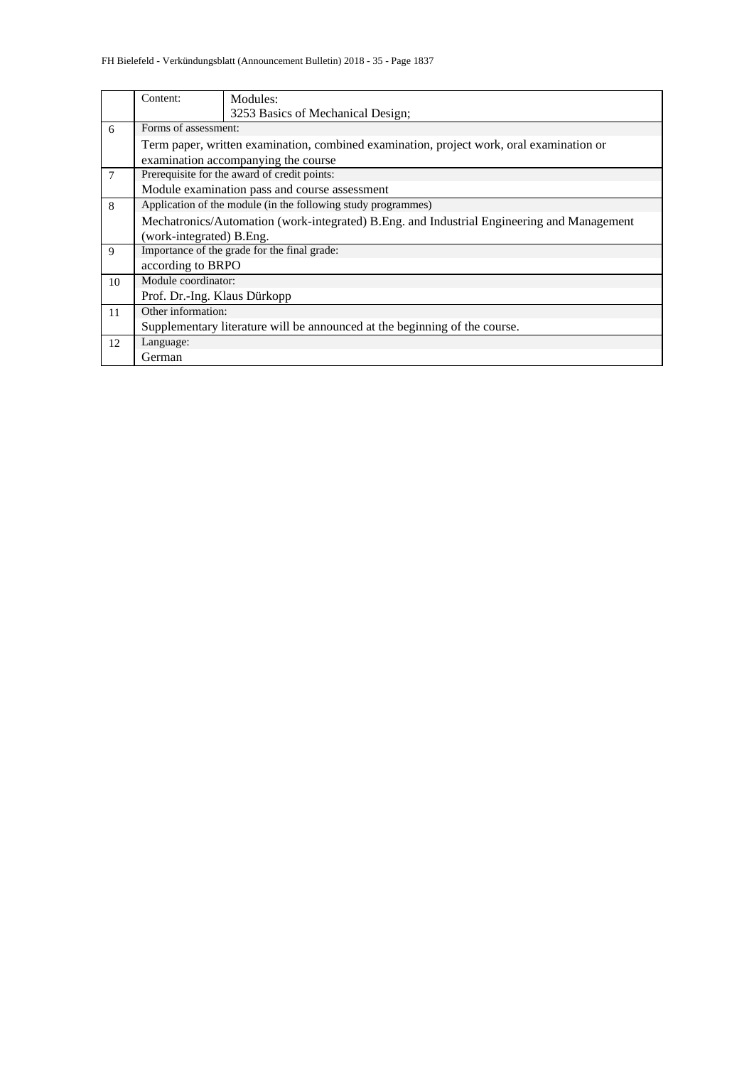| | | |
|---|---|---|
| | Content: | Modules:<br>3253 Basics of Mechanical Design; |
| 6 | Forms of assessment: | |
| | Term paper, written examination, combined examination, project work, oral examination or examination accompanying the course | |
| 7 | Prerequisite for the award of credit points: | |
| | Module examination pass and course assessment | |
| 8 | Application of the module (in the following study programmes) | |
| | Mechatronics/Automation (work-integrated) B.Eng. and Industrial Engineering and Management (work-integrated) B.Eng. | |
| 9 | Importance of the grade for the final grade: | |
| | according to BRPO | |
| 10 | Module coordinator: | |
| | Prof. Dr.-Ing. Klaus Dürkopp | |
| 11 | Other information: | |
| | Supplementary literature will be announced at the beginning of the course. | |
| 12 | Language: | |
| | German | |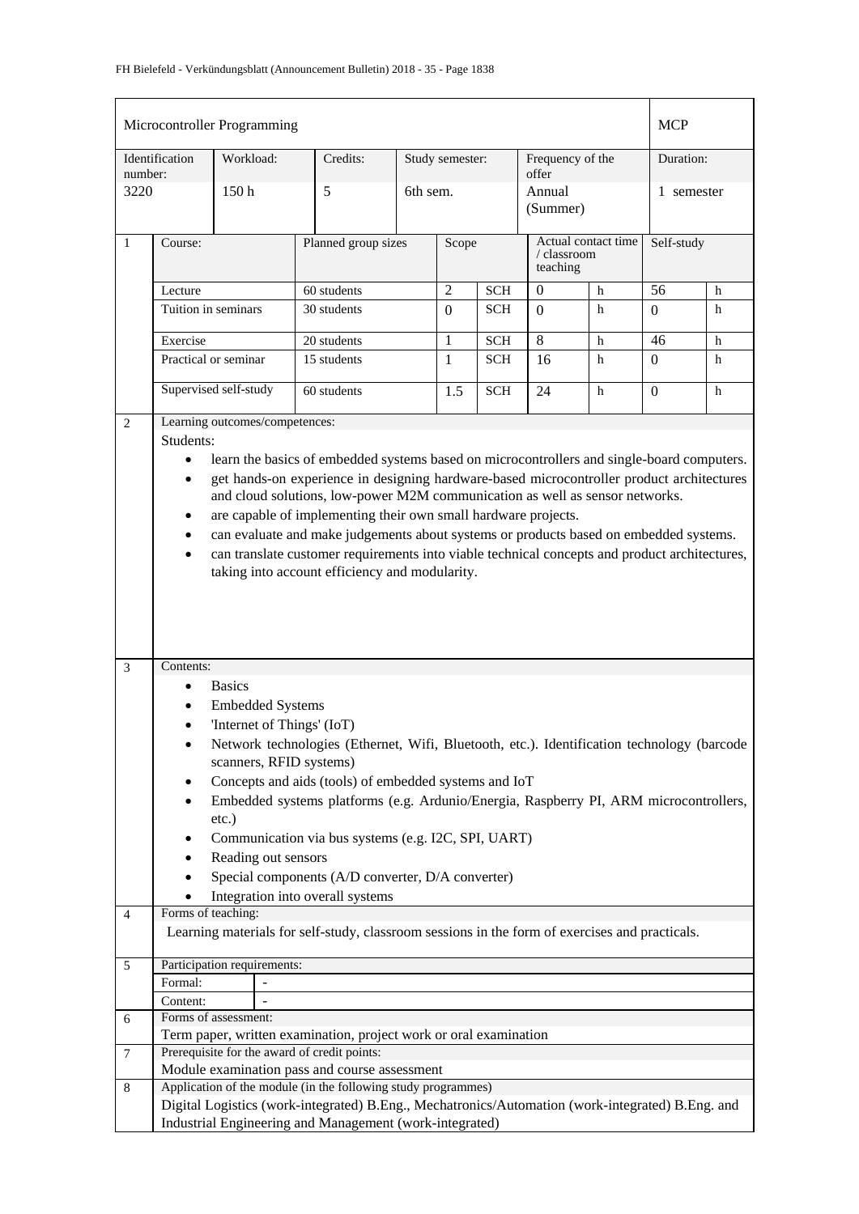| Microcontroller Programming | | | | | | MCP |
|---|---|---|---|---|---|---|
| Identification number: | Workload: | Credits: | Study semester: | Frequency of the offer | | Duration: |
| 3220 | 150 h | 5 | 6th sem. | Annual (Summer) | | 1 semester |

| 1 | Course: | Planned group sizes | Scope | | Actual contact time / classroom teaching | | Self-study | |
|---|---|---|---|---|---|---|---|---|
| | Lecture | 60 students | 2 | SCH | 0 | h | 56 | h |
| | Tuition in seminars | 30 students | 0 | SCH | 0 | h | 0 | h |
| | Exercise | 20 students | 1 | SCH | 8 | h | 46 | h |
| | Practical or seminar | 15 students | 1 | SCH | 16 | h | 0 | h |
| | Supervised self-study | 60 students | 1.5 | SCH | 24 | h | 0 | h |

**2 Learning outcomes/competences:**

Students:

- learn the basics of embedded systems based on microcontrollers and single-board computers.
- get hands-on experience in designing hardware-based microcontroller product architectures and cloud solutions, low-power M2M communication as well as sensor networks.
- are capable of implementing their own small hardware projects.
- can evaluate and make judgements about systems or products based on embedded systems.
- can translate customer requirements into viable technical concepts and product architectures, taking into account efficiency and modularity.

**3 Contents:**

- Basics
- Embedded Systems
- 'Internet of Things' (IoT)
- Network technologies (Ethernet, Wifi, Bluetooth, etc.). Identification technology (barcode scanners, RFID systems)
- Concepts and aids (tools) of embedded systems and IoT
- Embedded systems platforms (e.g. Ardunio/Energia, Raspberry PI, ARM microcontrollers, etc.)
- Communication via bus systems (e.g. I2C, SPI, UART)
- Reading out sensors
- Special components (A/D converter, D/A converter)
- Integration into overall systems

**4 Forms of teaching:**

Learning materials for self-study, classroom sessions in the form of exercises and practicals.

**5 Participation requirements:**

| Formal: | - |
|---|---|
| Content: | - |

**6 Forms of assessment:**

Term paper, written examination, project work or oral examination

**7 Prerequisite for the award of credit points:**

Module examination pass and course assessment

**8 Application of the module (in the following study programmes)**

Digital Logistics (work-integrated) B.Eng., Mechatronics/Automation (work-integrated) B.Eng. and Industrial Engineering and Management (work-integrated)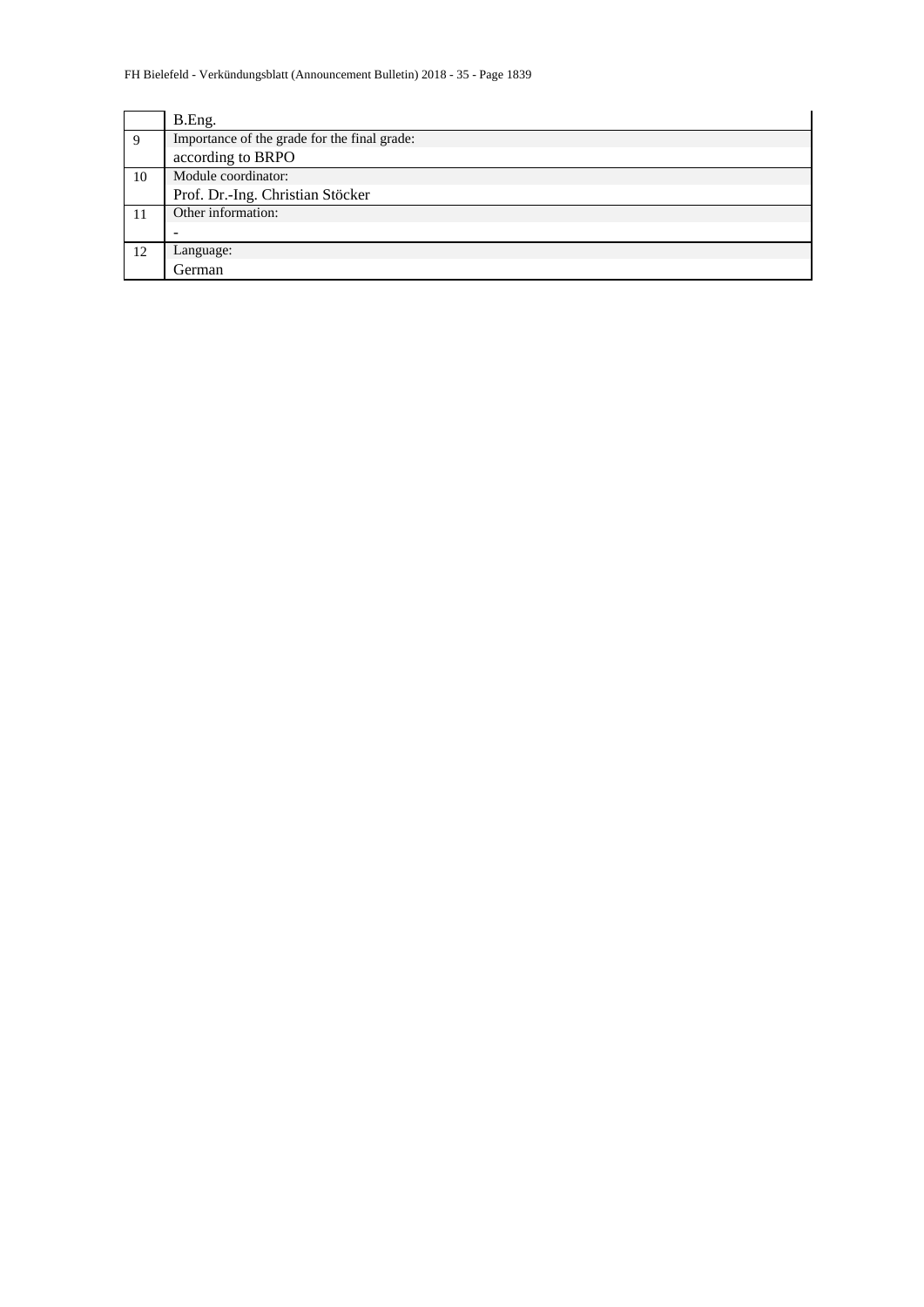|  |  |
|---|---|
|  | B.Eng. |
| 9 | Importance of the grade for the final grade: according to BRPO |
| 10 | Module coordinator: Prof. Dr.-Ing. Christian Stöcker |
| 11 | Other information: - |
| 12 | Language: German |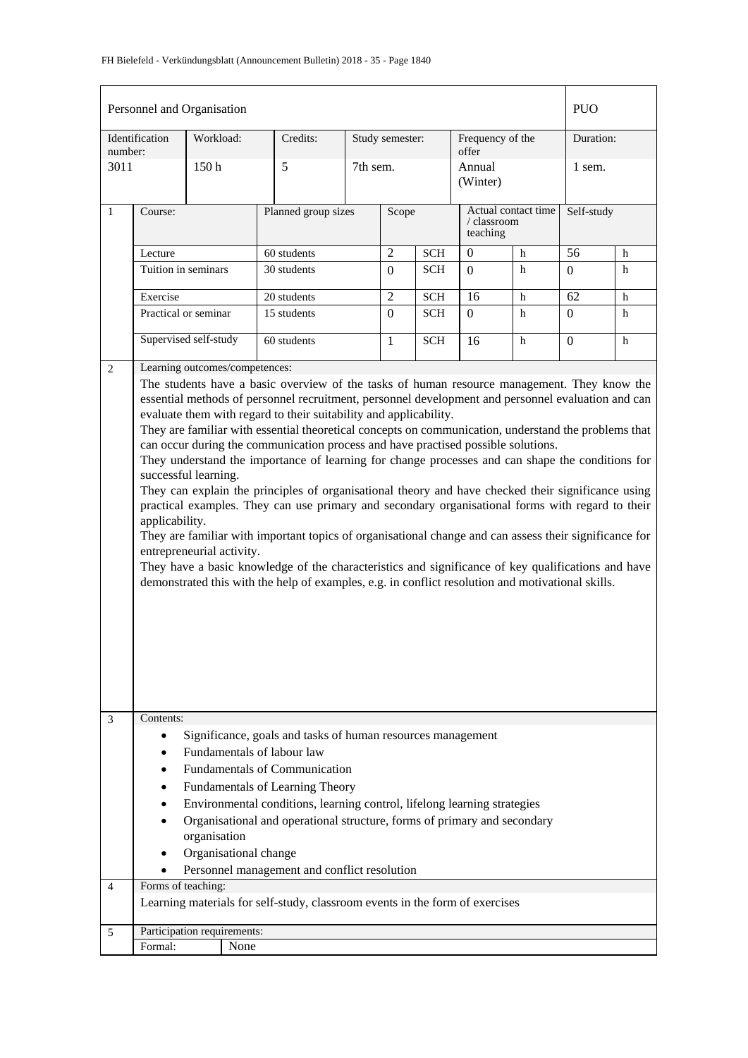| Personnel and Organisation | | | | | PUO |
|---|---|---|---|---|---|
| Identification number: | Workload: | Credits: | Study semester: | Frequency of the offer | Duration: |
| 3011 | 150 h | 5 | 7th sem. | Annual (Winter) | 1 sem. |

| 1 | Course: | Planned group sizes | Scope | | Actual contact time / classroom teaching | | Self-study | |
|---|---|---|---|---|---|---|---|---|
| | Lecture | 60 students | 2 | SCH | 0 | h | 56 | h |
| | Tuition in seminars | 30 students | 0 | SCH | 0 | h | 0 | h |
| | Exercise | 20 students | 2 | SCH | 16 | h | 62 | h |
| | Practical or seminar | 15 students | 0 | SCH | 0 | h | 0 | h |
| | Supervised self-study | 60 students | 1 | SCH | 16 | h | 0 | h |

**2 Learning outcomes/competences:**

The students have a basic overview of the tasks of human resource management. They know the essential methods of personnel recruitment, personnel development and personnel evaluation and can evaluate them with regard to their suitability and applicability.
They are familiar with essential theoretical concepts on communication, understand the problems that can occur during the communication process and have practised possible solutions.
They understand the importance of learning for change processes and can shape the conditions for successful learning.
They can explain the principles of organisational theory and have checked their significance using practical examples. They can use primary and secondary organisational forms with regard to their applicability.
They are familiar with important topics of organisational change and can assess their significance for entrepreneurial activity.
They have a basic knowledge of the characteristics and significance of key qualifications and have demonstrated this with the help of examples, e.g. in conflict resolution and motivational skills.

**3 Contents:**

- Significance, goals and tasks of human resources management
- Fundamentals of labour law
- Fundamentals of Communication
- Fundamentals of Learning Theory
- Environmental conditions, learning control, lifelong learning strategies
- Organisational and operational structure, forms of primary and secondary organisation
- Organisational change
- Personnel management and conflict resolution

**4 Forms of teaching:**

Learning materials for self-study, classroom events in the form of exercises

**5 Participation requirements:**

| Formal: | None |
|---|---|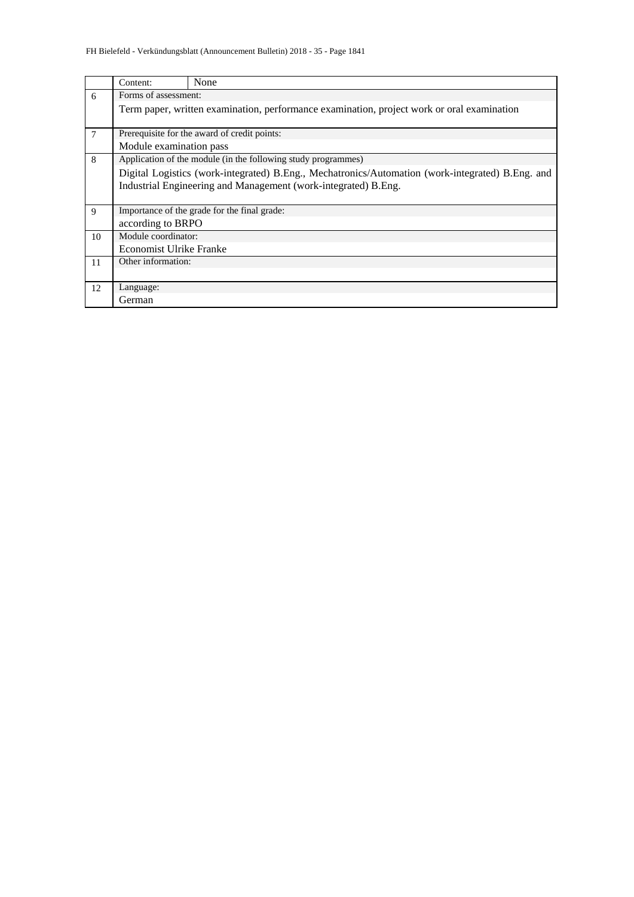| | | |
|---|---|---|
| | Content: | None |
| 6 | Forms of assessment:<br>Term paper, written examination, performance examination, project work or oral examination | |
| 7 | Prerequisite for the award of credit points:<br>Module examination pass | |
| 8 | Application of the module (in the following study programmes)<br>Digital Logistics (work-integrated) B.Eng., Mechatronics/Automation (work-integrated) B.Eng. and Industrial Engineering and Management (work-integrated) B.Eng. | |
| 9 | Importance of the grade for the final grade:<br>according to BRPO | |
| 10 | Module coordinator:<br>Economist Ulrike Franke | |
| 11 | Other information: | |
| 12 | Language:<br>German | |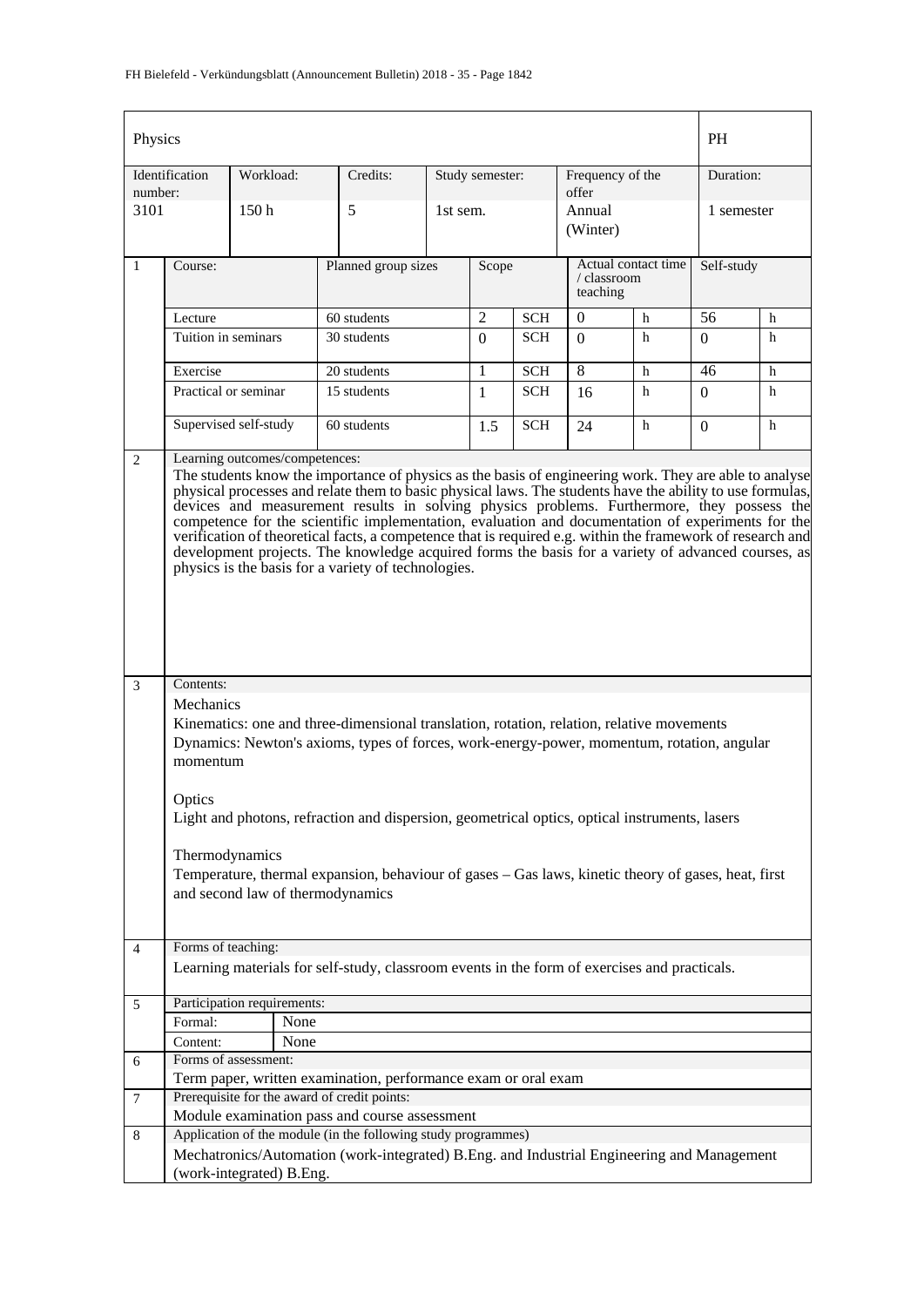| Physics | | | | | | PH |
|---|---|---|---|---|---|---|
| Identification number: | Workload: | Credits: | Study semester: | Frequency of the offer | | Duration: |
| 3101 | 150 h | 5 | 1st sem. | Annual (Winter) | | 1 semester |

| 1 | Course: | Planned group sizes | Scope | | Actual contact time / classroom teaching | | Self-study | |
|---|---|---|---|---|---|---|---|---|
| | Lecture | 60 students | 2 | SCH | 0 | h | 56 | h |
| | Tuition in seminars | 30 students | 0 | SCH | 0 | h | 0 | h |
| | Exercise | 20 students | 1 | SCH | 8 | h | 46 | h |
| | Practical or seminar | 15 students | 1 | SCH | 16 | h | 0 | h |
| | Supervised self-study | 60 students | 1.5 | SCH | 24 | h | 0 | h |

**2 Learning outcomes/competences:**

The students know the importance of physics as the basis of engineering work. They are able to analyse physical processes and relate them to basic physical laws. The students have the ability to use formulas, devices and measurement results in solving physics problems. Furthermore, they possess the competence for the scientific implementation, evaluation and documentation of experiments for the verification of theoretical facts, a competence that is required e.g. within the framework of research and development projects. The knowledge acquired forms the basis for a variety of advanced courses, as physics is the basis for a variety of technologies.

**3 Contents:**

Mechanics

Kinematics: one and three-dimensional translation, rotation, relation, relative movements

Dynamics: Newton's axioms, types of forces, work-energy-power, momentum, rotation, angular momentum

Optics

Light and photons, refraction and dispersion, geometrical optics, optical instruments, lasers

Thermodynamics

Temperature, thermal expansion, behaviour of gases – Gas laws, kinetic theory of gases, heat, first and second law of thermodynamics

**4 Forms of teaching:**

Learning materials for self-study, classroom events in the form of exercises and practicals.

**5 Participation requirements:**

| Formal: | None |
|---|---|
| Content: | None |

**6 Forms of assessment:**

Term paper, written examination, performance exam or oral exam

**7 Prerequisite for the award of credit points:**

Module examination pass and course assessment

**8 Application of the module (in the following study programmes)**

Mechatronics/Automation (work-integrated) B.Eng. and Industrial Engineering and Management (work-integrated) B.Eng.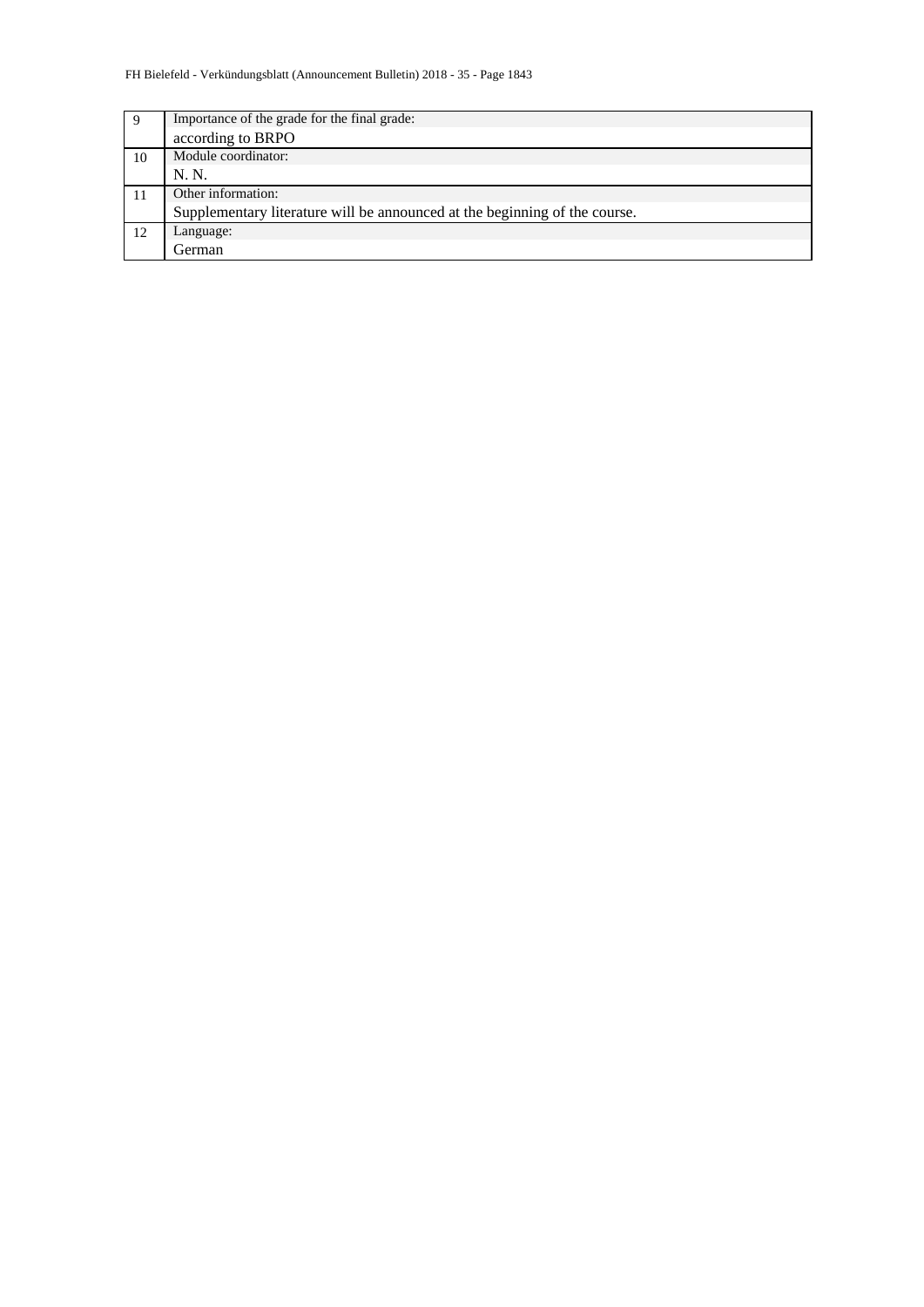| | |
|---|---|
| 9 | Importance of the grade for the final grade:<br>according to BRPO |
| 10 | Module coordinator:<br>N. N. |
| 11 | Other information:<br>Supplementary literature will be announced at the beginning of the course. |
| 12 | Language:<br>German |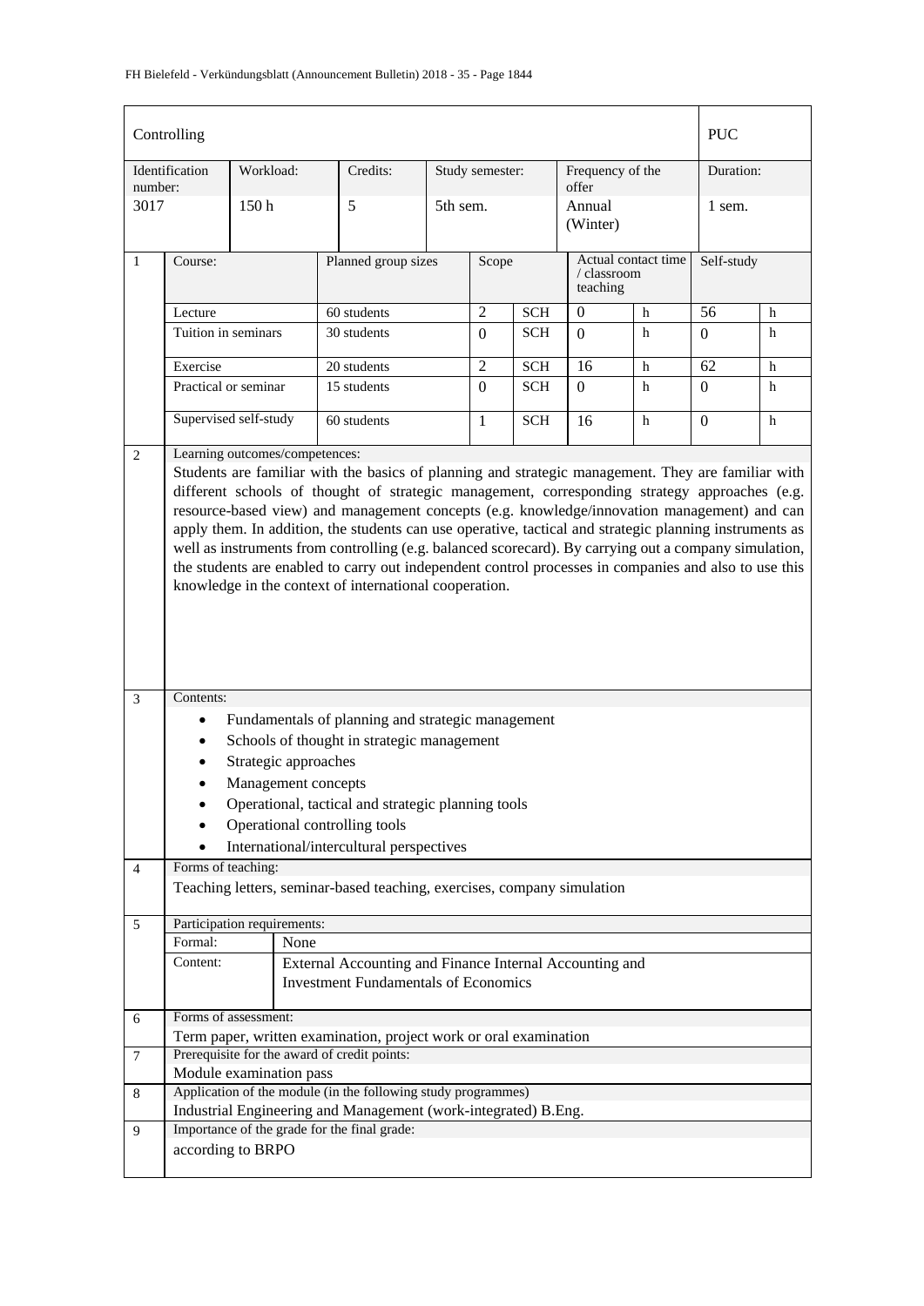| Controlling | | | | | | PUC |
|---|---|---|---|---|---|---|
| Identification number: | Workload: | Credits: | Study semester: | Frequency of the offer | | Duration: |
| 3017 | 150 h | 5 | 5th sem. | Annual (Winter) | | 1 sem. |

| | Course: | Planned group sizes | Scope | | Actual contact time / classroom teaching | | Self-study | |
|---|---|---|---|---|---|---|---|---|
| 1 | Lecture | 60 students | 2 | SCH | 0 | h | 56 | h |
| | Tuition in seminars | 30 students | 0 | SCH | 0 | h | 0 | h |
| | Exercise | 20 students | 2 | SCH | 16 | h | 62 | h |
| | Practical or seminar | 15 students | 0 | SCH | 0 | h | 0 | h |
| | Supervised self-study | 60 students | 1 | SCH | 16 | h | 0 | h |

**2 Learning outcomes/competences:**

Students are familiar with the basics of planning and strategic management. They are familiar with different schools of thought of strategic management, corresponding strategy approaches (e.g. resource-based view) and management concepts (e.g. knowledge/innovation management) and can apply them. In addition, the students can use operative, tactical and strategic planning instruments as well as instruments from controlling (e.g. balanced scorecard). By carrying out a company simulation, the students are enabled to carry out independent control processes in companies and also to use this knowledge in the context of international cooperation.

**3 Contents:**

- Fundamentals of planning and strategic management
- Schools of thought in strategic management
- Strategic approaches
- Management concepts
- Operational, tactical and strategic planning tools
- Operational controlling tools
- International/intercultural perspectives

**4 Forms of teaching:**

Teaching letters, seminar-based teaching, exercises, company simulation

**5 Participation requirements:**

| | |
|---|---|
| Formal: | None |
| Content: | External Accounting and Finance Internal Accounting and Investment Fundamentals of Economics |

**6 Forms of assessment:**

Term paper, written examination, project work or oral examination

**7 Prerequisite for the award of credit points:**

Module examination pass

**8 Application of the module (in the following study programmes)**

Industrial Engineering and Management (work-integrated) B.Eng.

**9 Importance of the grade for the final grade:**

according to BRPO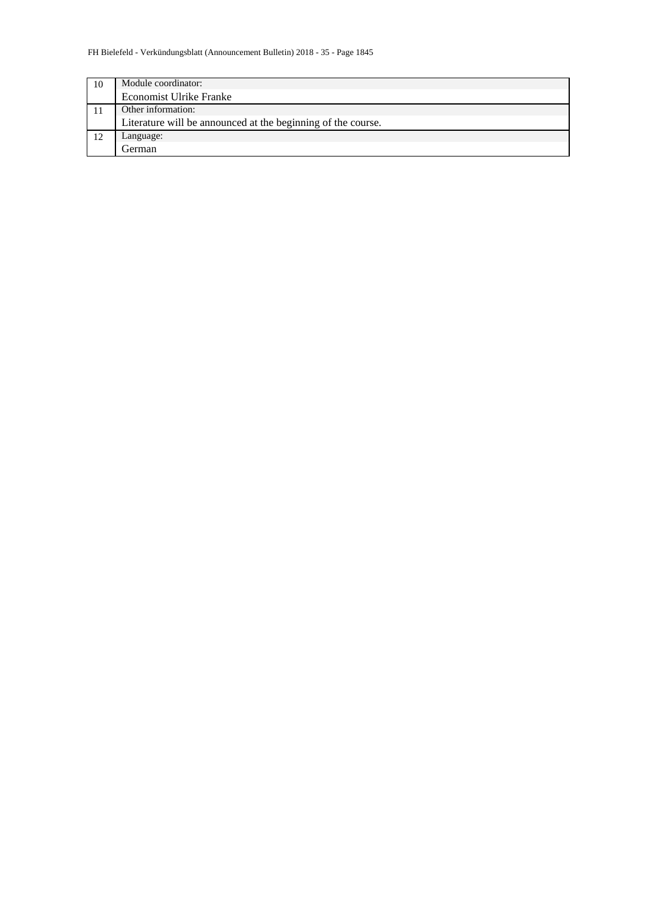| | |
|---|---|
| 10 | Module coordinator: |
| | Economist Ulrike Franke |
| 11 | Other information: |
| | Literature will be announced at the beginning of the course. |
| 12 | Language: |
| | German |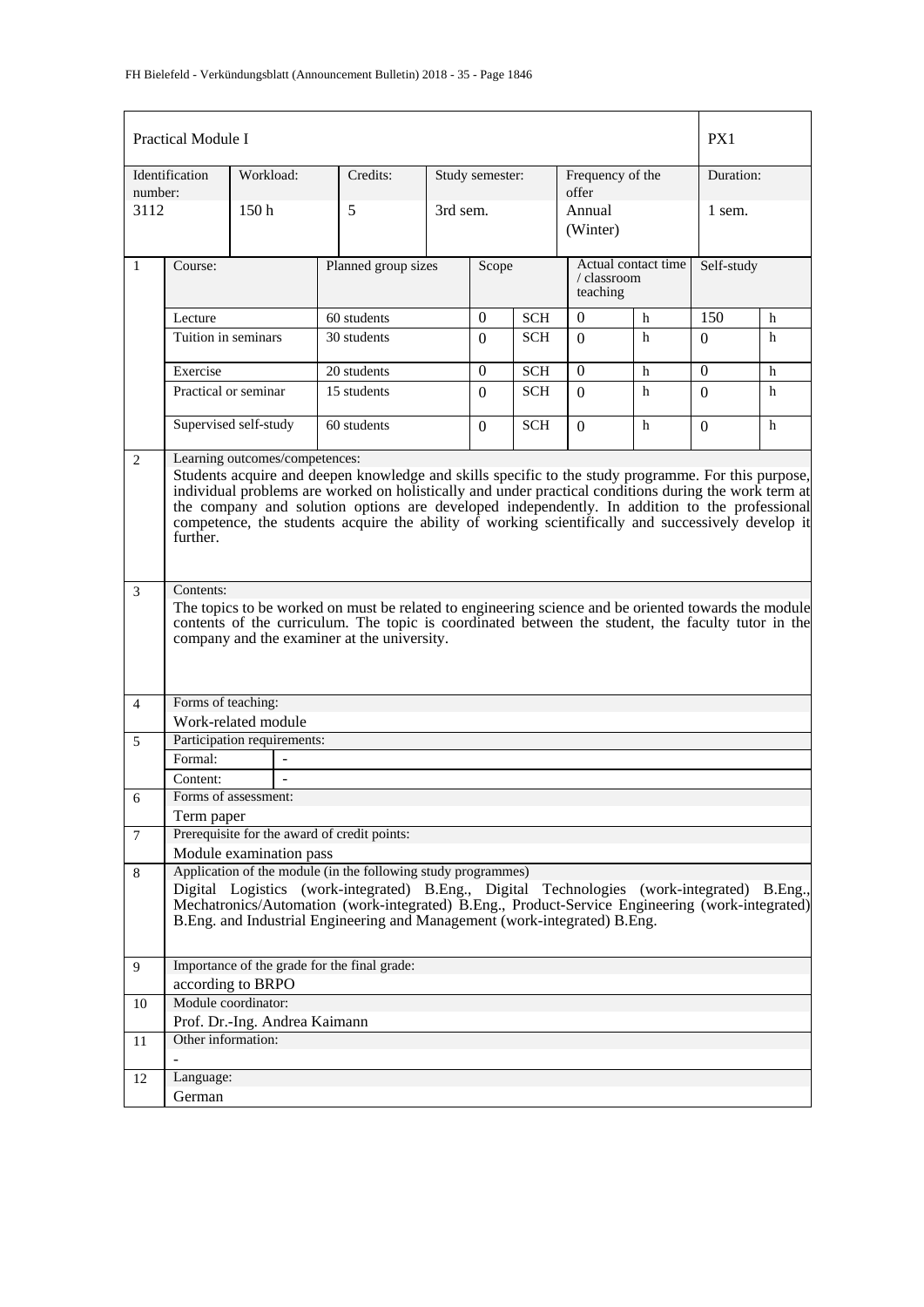| Practical Module I | | | | | | PX1 |
|---|---|---|---|---|---|---|
| Identification number: | Workload: | Credits: | Study semester: | Frequency of the offer | | Duration: |
| 3112 | 150 h | 5 | 3rd sem. | Annual (Winter) | | 1 sem. |

| | Course: | Planned group sizes | Scope | | Actual contact time / classroom teaching | | Self-study | |
|---|---|---|---|---|---|---|---|---|
| 1 | Lecture | 60 students | 0 | SCH | 0 | h | 150 | h |
| | Tuition in seminars | 30 students | 0 | SCH | 0 | h | 0 | h |
| | Exercise | 20 students | 0 | SCH | 0 | h | 0 | h |
| | Practical or seminar | 15 students | 0 | SCH | 0 | h | 0 | h |
| | Supervised self-study | 60 students | 0 | SCH | 0 | h | 0 | h |

**2 Learning outcomes/competences:**

Students acquire and deepen knowledge and skills specific to the study programme. For this purpose, individual problems are worked on holistically and under practical conditions during the work term at the company and solution options are developed independently. In addition to the professional competence, the students acquire the ability of working scientifically and successively develop it further.

**3 Contents:**

The topics to be worked on must be related to engineering science and be oriented towards the module contents of the curriculum. The topic is coordinated between the student, the faculty tutor in the company and the examiner at the university.

**4 Forms of teaching:**

Work-related module

**5 Participation requirements:**

Formal: -

Content: -

**6 Forms of assessment:**

Term paper

**7 Prerequisite for the award of credit points:**

Module examination pass

**8 Application of the module (in the following study programmes)**

Digital Logistics (work-integrated) B.Eng., Digital Technologies (work-integrated) B.Eng., Mechatronics/Automation (work-integrated) B.Eng., Product-Service Engineering (work-integrated) B.Eng. and Industrial Engineering and Management (work-integrated) B.Eng.

**9 Importance of the grade for the final grade:**

according to BRPO

**10 Module coordinator:**

Prof. Dr.-Ing. Andrea Kaimann

**11 Other information:**

-

**12 Language:**

German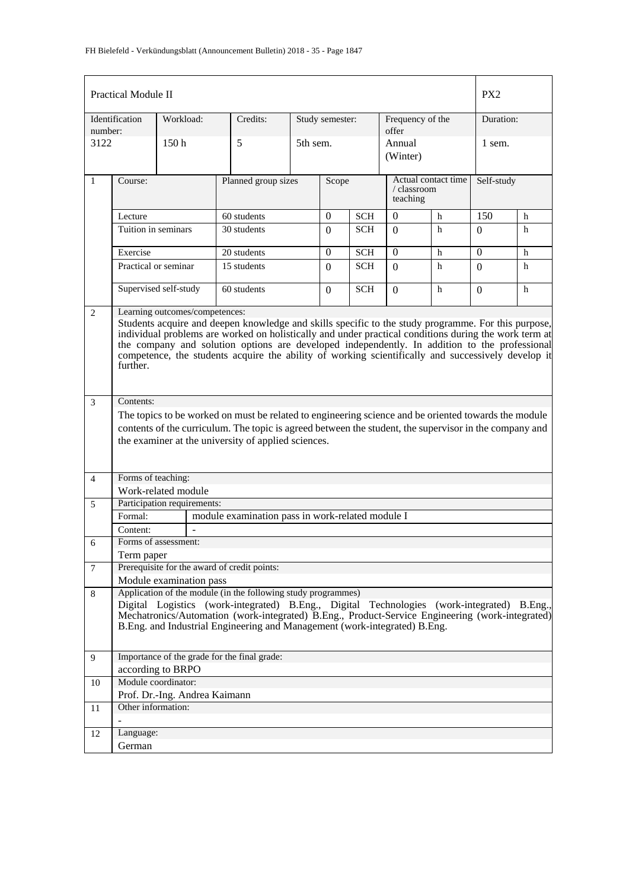| Practical Module II | | | | | | PX2 |
|---|---|---|---|---|---|---|
| Identification number: | Workload: | Credits: | Study semester: | Frequency of the offer | | Duration: |
| 3122 | 150 h | 5 | 5th sem. | Annual (Winter) | | 1 sem. |

| 1 | Course: | Planned group sizes | Scope | | Actual contact time / classroom teaching | | Self-study | |
|---|---|---|---|---|---|---|---|---|
| | Lecture | 60 students | 0 | SCH | 0 | h | 150 | h |
| | Tuition in seminars | 30 students | 0 | SCH | 0 | h | 0 | h |
| | Exercise | 20 students | 0 | SCH | 0 | h | 0 | h |
| | Practical or seminar | 15 students | 0 | SCH | 0 | h | 0 | h |
| | Supervised self-study | 60 students | 0 | SCH | 0 | h | 0 | h |

**2 Learning outcomes/competences:**

Students acquire and deepen knowledge and skills specific to the study programme. For this purpose, individual problems are worked on holistically and under practical conditions during the work term at the company and solution options are developed independently. In addition to the professional competence, the students acquire the ability of working scientifically and successively develop it further.

**3 Contents:**

The topics to be worked on must be related to engineering science and be oriented towards the module contents of the curriculum. The topic is agreed between the student, the supervisor in the company and the examiner at the university of applied sciences.

**4 Forms of teaching:**

Work-related module

**5 Participation requirements:**

| Formal: | module examination pass in work-related module I |
|---|---|
| Content: | - |

**6 Forms of assessment:**

Term paper

**7 Prerequisite for the award of credit points:**

Module examination pass

**8 Application of the module (in the following study programmes)**

Digital Logistics (work-integrated) B.Eng., Digital Technologies (work-integrated) B.Eng., Mechatronics/Automation (work-integrated) B.Eng., Product-Service Engineering (work-integrated) B.Eng. and Industrial Engineering and Management (work-integrated) B.Eng.

**9 Importance of the grade for the final grade:**

according to BRPO

**10 Module coordinator:**

Prof. Dr.-Ing. Andrea Kaimann

**11 Other information:**

-

**12 Language:**

German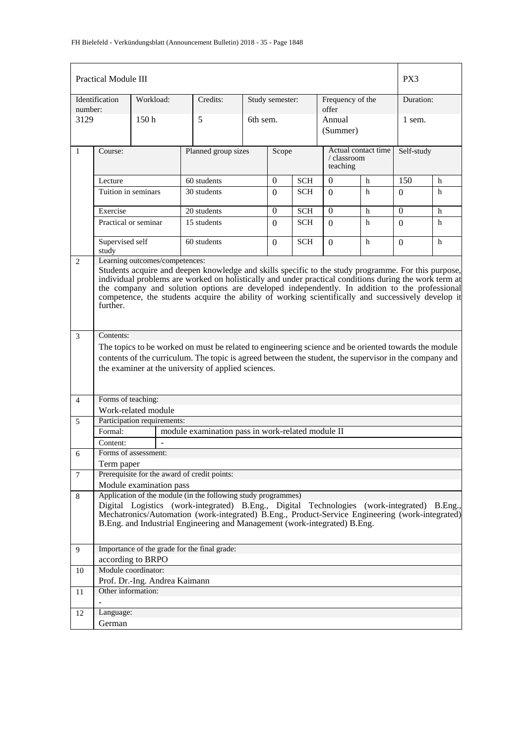| Practical Module III | | | | | | PX3 |
|---|---|---|---|---|---|---|
| Identification number: | Workload: | Credits: | Study semester: | Frequency of the offer | | Duration: |
| 3129 | 150 h | 5 | 6th sem. | Annual (Summer) | | 1 sem. |

| | Course: | Planned group sizes | Scope | | Actual contact time / classroom teaching | | Self-study | |
|---|---|---|---|---|---|---|---|---|
| 1 | Lecture | 60 students | 0 | SCH | 0 | h | 150 | h |
| | Tuition in seminars | 30 students | 0 | SCH | 0 | h | 0 | h |
| | Exercise | 20 students | 0 | SCH | 0 | h | 0 | h |
| | Practical or seminar | 15 students | 0 | SCH | 0 | h | 0 | h |
| | Supervised self study | 60 students | 0 | SCH | 0 | h | 0 | h |

**2 Learning outcomes/competences:**

Students acquire and deepen knowledge and skills specific to the study programme. For this purpose, individual problems are worked on holistically and under practical conditions during the work term at the company and solution options are developed independently. In addition to the professional competence, the students acquire the ability of working scientifically and successively develop it further.

**3 Contents:**

The topics to be worked on must be related to engineering science and be oriented towards the module contents of the curriculum. The topic is agreed between the student, the supervisor in the company and the examiner at the university of applied sciences.

**4 Forms of teaching:**

Work-related module

**5 Participation requirements:**

Formal: module examination pass in work-related module II

Content: -

**6 Forms of assessment:**

Term paper

**7 Prerequisite for the award of credit points:**

Module examination pass

**8 Application of the module (in the following study programmes)**

Digital Logistics (work-integrated) B.Eng., Digital Technologies (work-integrated) B.Eng., Mechatronics/Automation (work-integrated) B.Eng., Product-Service Engineering (work-integrated) B.Eng. and Industrial Engineering and Management (work-integrated) B.Eng.

**9 Importance of the grade for the final grade:**

according to BRPO

**10 Module coordinator:**

Prof. Dr.-Ing. Andrea Kaimann

**11 Other information:**

-

**12 Language:**

German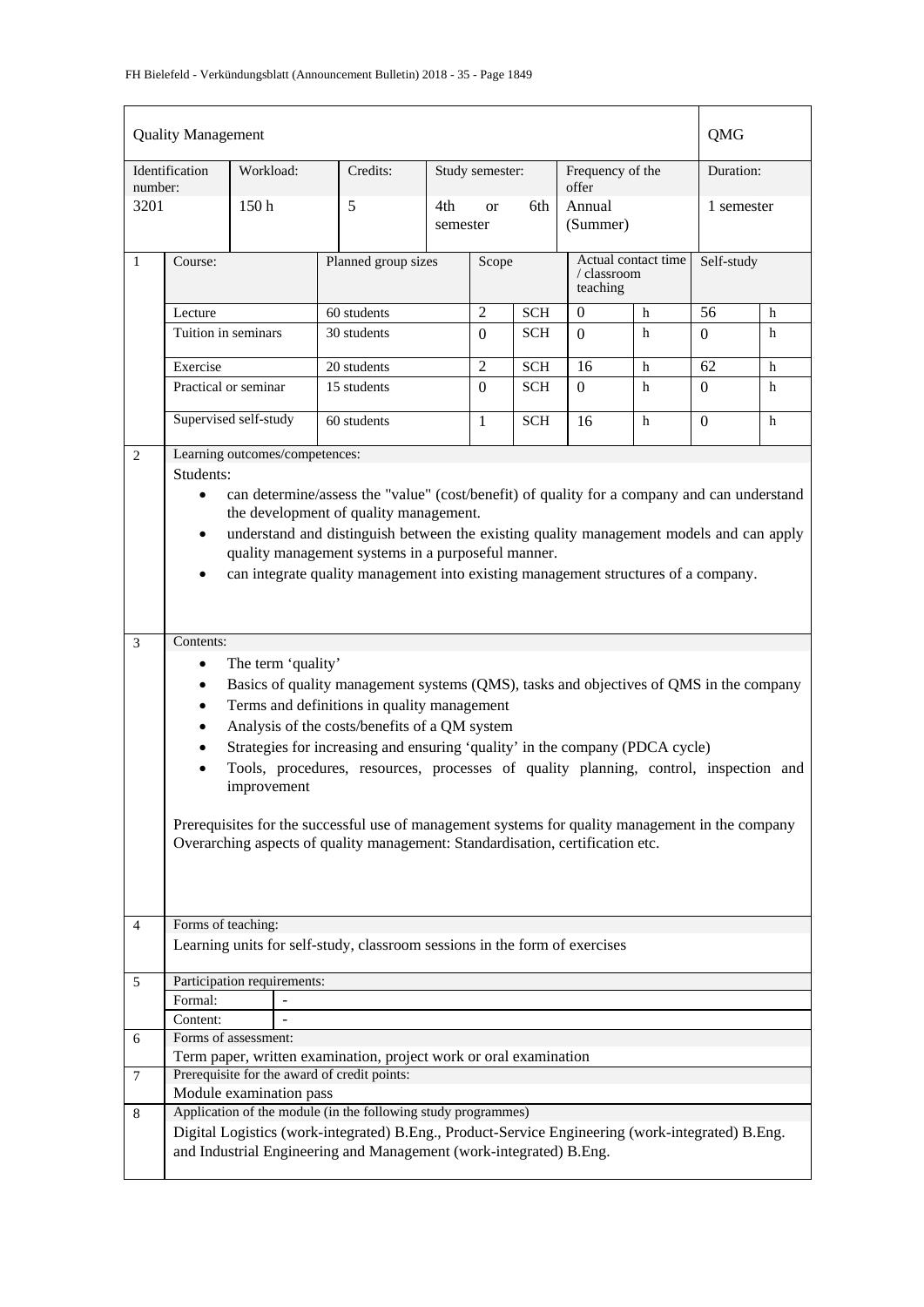| Quality Management | | | | | | QMG |
|---|---|---|---|---|---|---|
| Identification number: | Workload: | Credits: | Study semester: | Frequency of the offer | | Duration: |
| 3201 | 150 h | 5 | 4th or 6th semester | Annual (Summer) | | 1 semester |

| 1 | Course: | Planned group sizes | Scope | | Actual contact time / classroom teaching | | Self-study | |
|---|---|---|---|---|---|---|---|---|
| | Lecture | 60 students | 2 | SCH | 0 | h | 56 | h |
| | Tuition in seminars | 30 students | 0 | SCH | 0 | h | 0 | h |
| | Exercise | 20 students | 2 | SCH | 16 | h | 62 | h |
| | Practical or seminar | 15 students | 0 | SCH | 0 | h | 0 | h |
| | Supervised self-study | 60 students | 1 | SCH | 16 | h | 0 | h |

**2 Learning outcomes/competences:**

Students:

- can determine/assess the "value" (cost/benefit) of quality for a company and can understand the development of quality management.
- understand and distinguish between the existing quality management models and can apply quality management systems in a purposeful manner.
- can integrate quality management into existing management structures of a company.

**3 Contents:**

- The term 'quality'
- Basics of quality management systems (QMS), tasks and objectives of QMS in the company
- Terms and definitions in quality management
- Analysis of the costs/benefits of a QM system
- Strategies for increasing and ensuring 'quality' in the company (PDCA cycle)
- Tools, procedures, resources, processes of quality planning, control, inspection and improvement

Prerequisites for the successful use of management systems for quality management in the company
Overarching aspects of quality management: Standardisation, certification etc.

**4 Forms of teaching:**

Learning units for self-study, classroom sessions in the form of exercises

**5 Participation requirements:**

| Formal: | - |
|---|---|
| Content: | - |

**6 Forms of assessment:**

Term paper, written examination, project work or oral examination

**7 Prerequisite for the award of credit points:**

Module examination pass

**8 Application of the module (in the following study programmes)**

Digital Logistics (work-integrated) B.Eng., Product-Service Engineering (work-integrated) B.Eng. and Industrial Engineering and Management (work-integrated) B.Eng.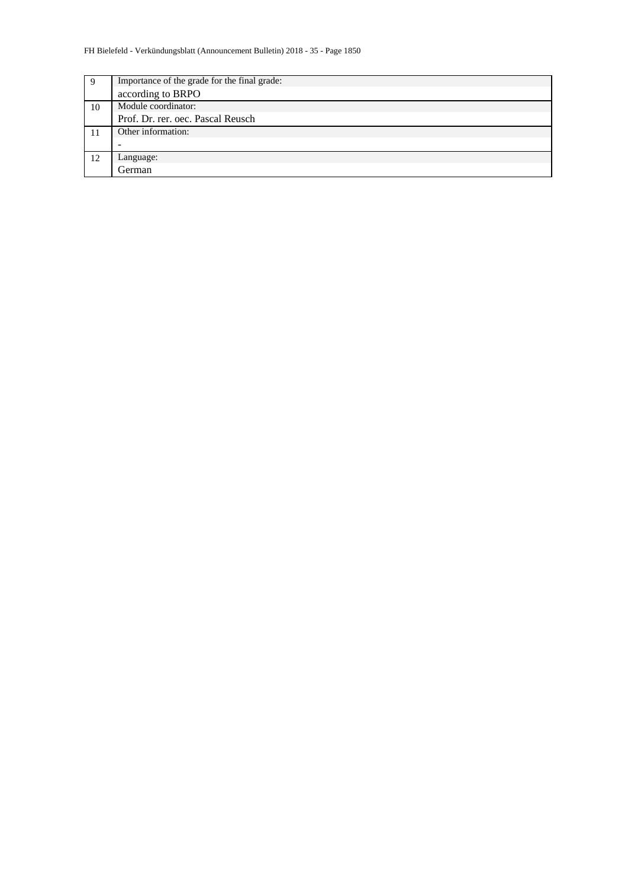| | |
|---|---|
| 9 | Importance of the grade for the final grade: |
| | according to BRPO |
| 10 | Module coordinator: |
| | Prof. Dr. rer. oec. Pascal Reusch |
| 11 | Other information: |
| | - |
| 12 | Language: |
| | German |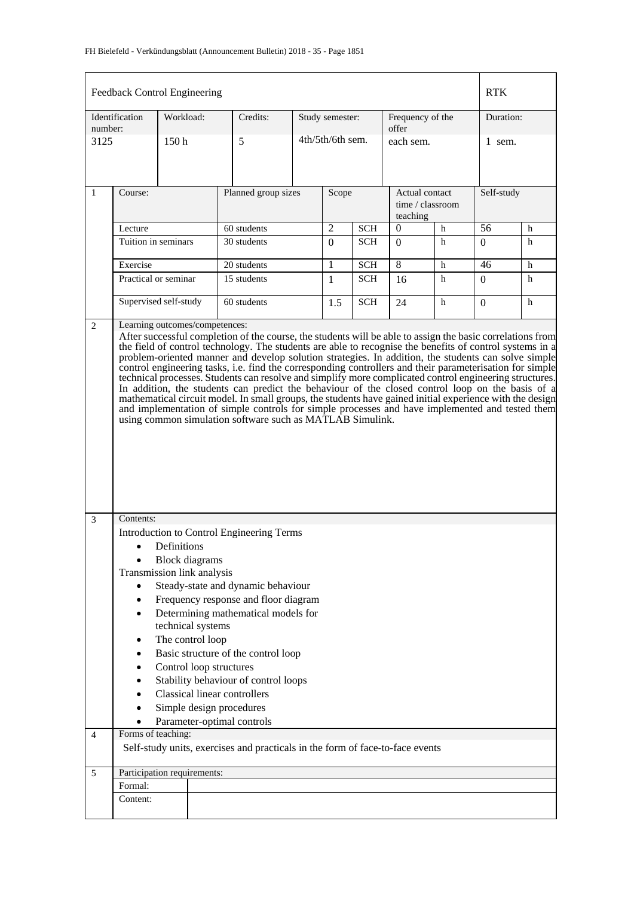| Feedback Control Engineering | | | | | | | | RTK |
|---|---|---|---|---|---|---|---|---|
| Identification number: | Workload: | Credits: | Study semester: | | Frequency of the offer | | | Duration: |
| 3125 | 150 h | 5 | 4th/5th/6th sem. | | each sem. | | | 1 sem. |

| 1 | Course: | Planned group sizes | Scope | | Actual contact time / classroom teaching | | Self-study | |
|---|---|---|---|---|---|---|---|---|
| | Lecture | 60 students | 2 | SCH | 0 | h | 56 | h |
| | Tuition in seminars | 30 students | 0 | SCH | 0 | h | 0 | h |
| | Exercise | 20 students | 1 | SCH | 8 | h | 46 | h |
| | Practical or seminar | 15 students | 1 | SCH | 16 | h | 0 | h |
| | Supervised self-study | 60 students | 1.5 | SCH | 24 | h | 0 | h |

**2 Learning outcomes/competences:**

After successful completion of the course, the students will be able to assign the basic correlations from the field of control technology. The students are able to recognise the benefits of control systems in a problem-oriented manner and develop solution strategies. In addition, the students can solve simple control engineering tasks, i.e. find the corresponding controllers and their parameterisation for simple technical processes. Students can resolve and simplify more complicated control engineering structures. In addition, the students can predict the behaviour of the closed control loop on the basis of a mathematical circuit model. In small groups, the students have gained initial experience with the design and implementation of simple controls for simple processes and have implemented and tested them using common simulation software such as MATLAB Simulink.

**3 Contents:**

Introduction to Control Engineering Terms

- Definitions
- Block diagrams

Transmission link analysis

- Steady-state and dynamic behaviour
- Frequency response and floor diagram
- Determining mathematical models for technical systems
- The control loop
- Basic structure of the control loop
- Control loop structures
- Stability behaviour of control loops
- Classical linear controllers
- Simple design procedures
- Parameter-optimal controls

**4 Forms of teaching:**

Self-study units, exercises and practicals in the form of face-to-face events

**5 Participation requirements:**

| | |
|---|---|
| Formal: | |
| Content: | |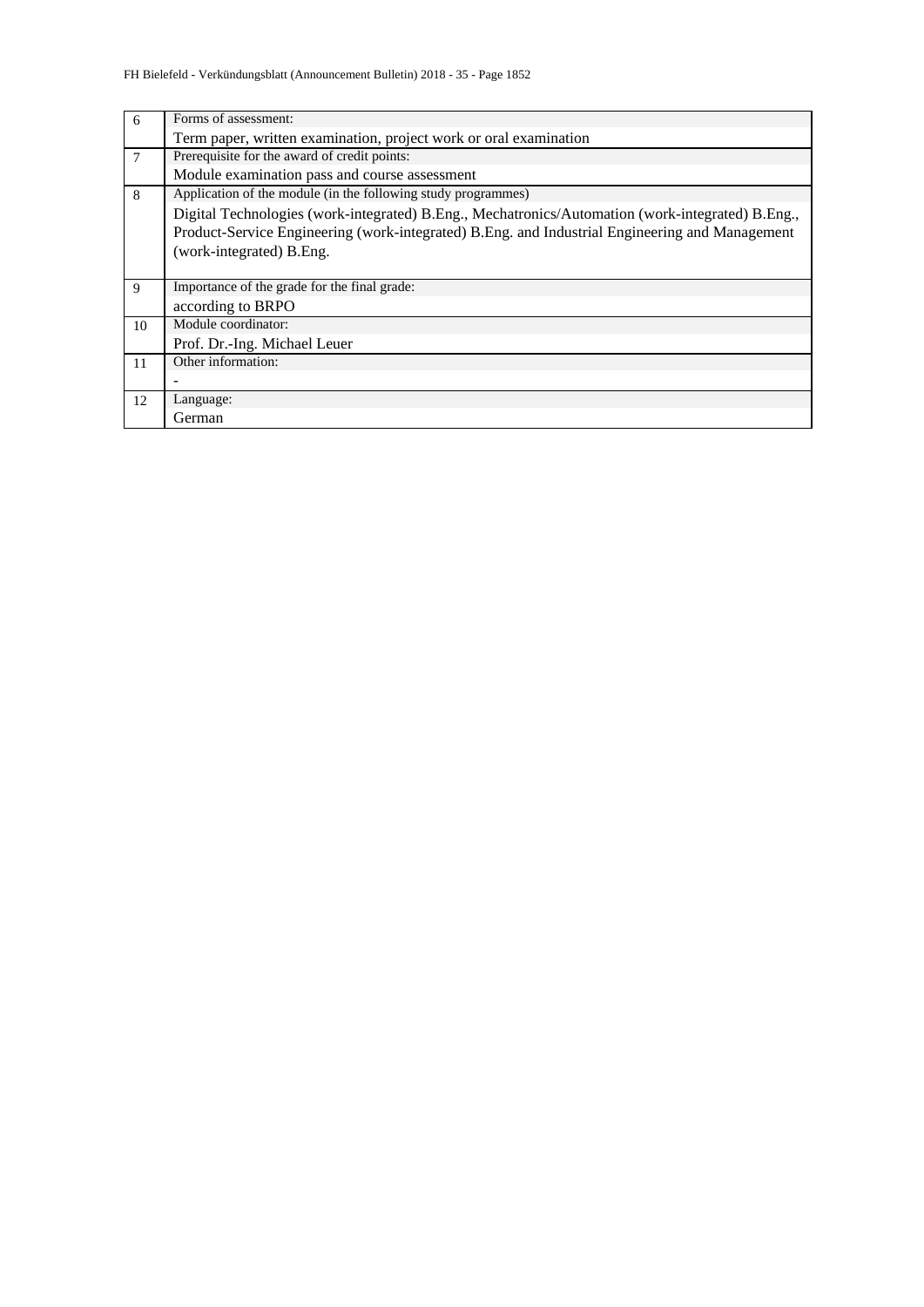| | |
|---|---|
| 6 | Forms of assessment:<br>Term paper, written examination, project work or oral examination |
| 7 | Prerequisite for the award of credit points:<br>Module examination pass and course assessment |
| 8 | Application of the module (in the following study programmes)<br>Digital Technologies (work-integrated) B.Eng., Mechatronics/Automation (work-integrated) B.Eng., Product-Service Engineering (work-integrated) B.Eng. and Industrial Engineering and Management (work-integrated) B.Eng. |
| 9 | Importance of the grade for the final grade:<br>according to BRPO |
| 10 | Module coordinator:<br>Prof. Dr.-Ing. Michael Leuer |
| 11 | Other information:<br>- |
| 12 | Language:<br>German |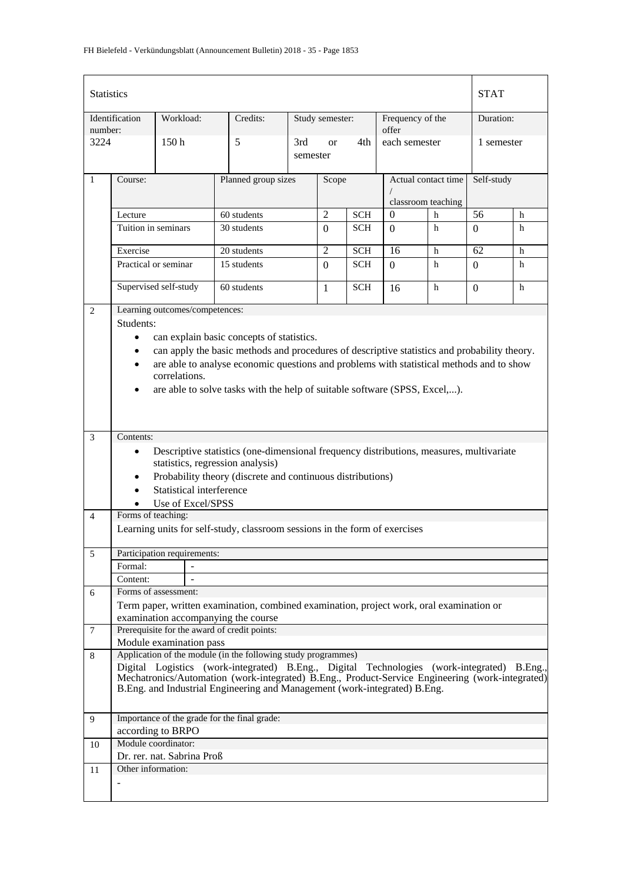| Statistics | | | | | | | STAT |
|---|---|---|---|---|---|---|---|
| Identification number: | Workload: | Credits: | Study semester: | Frequency of the offer | Duration: | | |
| 3224 | 150 h | 5 | 3rd or 4th semester | each semester | 1 semester | | |

| | Course: | Planned group sizes | Scope | | Actual contact time / classroom teaching | | Self-study | |
|---|---|---|---|---|---|---|---|---|
| 1 | Lecture | 60 students | 2 | SCH | 0 | h | 56 | h |
| | Tuition in seminars | 30 students | 0 | SCH | 0 | h | 0 | h |
| | Exercise | 20 students | 2 | SCH | 16 | h | 62 | h |
| | Practical or seminar | 15 students | 0 | SCH | 0 | h | 0 | h |
| | Supervised self-study | 60 students | 1 | SCH | 16 | h | 0 | h |

**2 Learning outcomes/competences:**

Students:

- can explain basic concepts of statistics.
- can apply the basic methods and procedures of descriptive statistics and probability theory.
- are able to analyse economic questions and problems with statistical methods and to show correlations.
- are able to solve tasks with the help of suitable software (SPSS, Excel,...).

**3 Contents:**

- Descriptive statistics (one-dimensional frequency distributions, measures, multivariate statistics, regression analysis)
- Probability theory (discrete and continuous distributions)
- Statistical interference
- Use of Excel/SPSS

**4 Forms of teaching:**

Learning units for self-study, classroom sessions in the form of exercises

**5 Participation requirements:**

| Formal: | - |
|---|---|
| Content: | - |

**6 Forms of assessment:**

Term paper, written examination, combined examination, project work, oral examination or examination accompanying the course

**7 Prerequisite for the award of credit points:**

Module examination pass

**8 Application of the module (in the following study programmes)**

Digital Logistics (work-integrated) B.Eng., Digital Technologies (work-integrated) B.Eng., Mechatronics/Automation (work-integrated) B.Eng., Product-Service Engineering (work-integrated) B.Eng. and Industrial Engineering and Management (work-integrated) B.Eng.

**9 Importance of the grade for the final grade:**

according to BRPO

**10 Module coordinator:**

Dr. rer. nat. Sabrina Proß

**11 Other information:**

-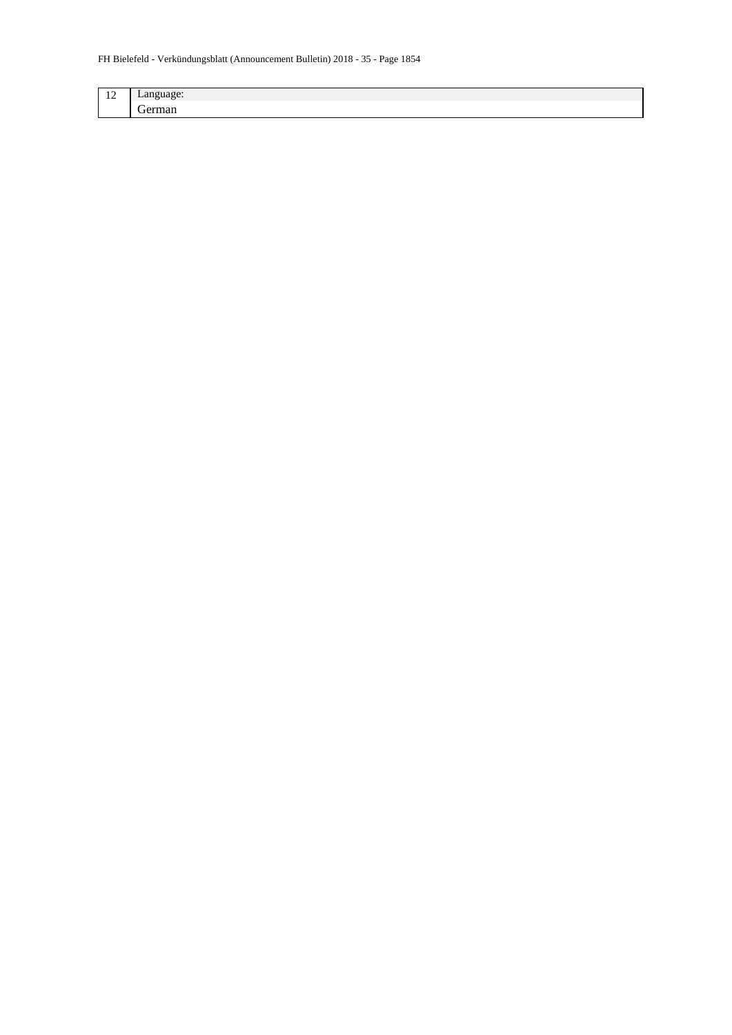| 12 | Language:<br>German |
|---|---|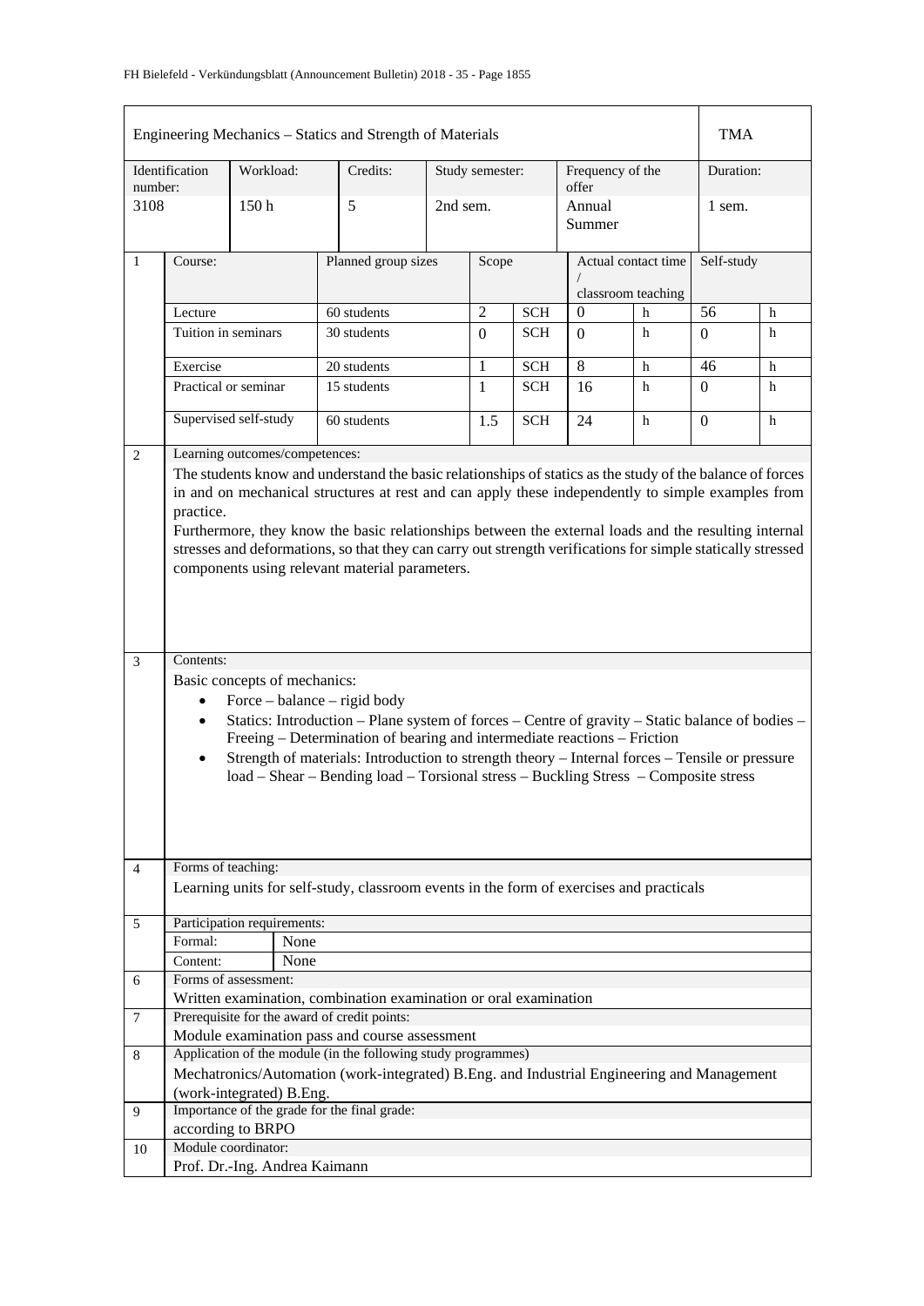| Engineering Mechanics – Statics and Strength of Materials | | | | | TMA |
|---|---|---|---|---|---|
| Identification number: | Workload: | Credits: | Study semester: | Frequency of the offer | Duration: |
| 3108 | 150 h | 5 | 2nd sem. | Annual Summer | 1 sem. |

| | Course: | Planned group sizes | Scope | | Actual contact time / classroom teaching | | Self-study | |
|---|---|---|---|---|---|---|---|---|
| 1 | Lecture | 60 students | 2 | SCH | 0 | h | 56 | h |
| | Tuition in seminars | 30 students | 0 | SCH | 0 | h | 0 | h |
| | Exercise | 20 students | 1 | SCH | 8 | h | 46 | h |
| | Practical or seminar | 15 students | 1 | SCH | 16 | h | 0 | h |
| | Supervised self-study | 60 students | 1.5 | SCH | 24 | h | 0 | h |

**2 Learning outcomes/competences:**

The students know and understand the basic relationships of statics as the study of the balance of forces in and on mechanical structures at rest and can apply these independently to simple examples from practice.

Furthermore, they know the basic relationships between the external loads and the resulting internal stresses and deformations, so that they can carry out strength verifications for simple statically stressed components using relevant material parameters.

**3 Contents:**

Basic concepts of mechanics:

- Force – balance – rigid body
- Statics: Introduction – Plane system of forces – Centre of gravity – Static balance of bodies – Freeing – Determination of bearing and intermediate reactions – Friction
- Strength of materials: Introduction to strength theory – Internal forces – Tensile or pressure load – Shear – Bending load – Torsional stress – Buckling Stress – Composite stress

**4 Forms of teaching:**

Learning units for self-study, classroom events in the form of exercises and practicals

**5 Participation requirements:**

| Formal: | None |
|---|---|
| Content: | None |

**6 Forms of assessment:**

Written examination, combination examination or oral examination

**7 Prerequisite for the award of credit points:**

Module examination pass and course assessment

**8 Application of the module (in the following study programmes)**

Mechatronics/Automation (work-integrated) B.Eng. and Industrial Engineering and Management (work-integrated) B.Eng.

**9 Importance of the grade for the final grade:**

according to BRPO

**10 Module coordinator:**

Prof. Dr.-Ing. Andrea Kaimann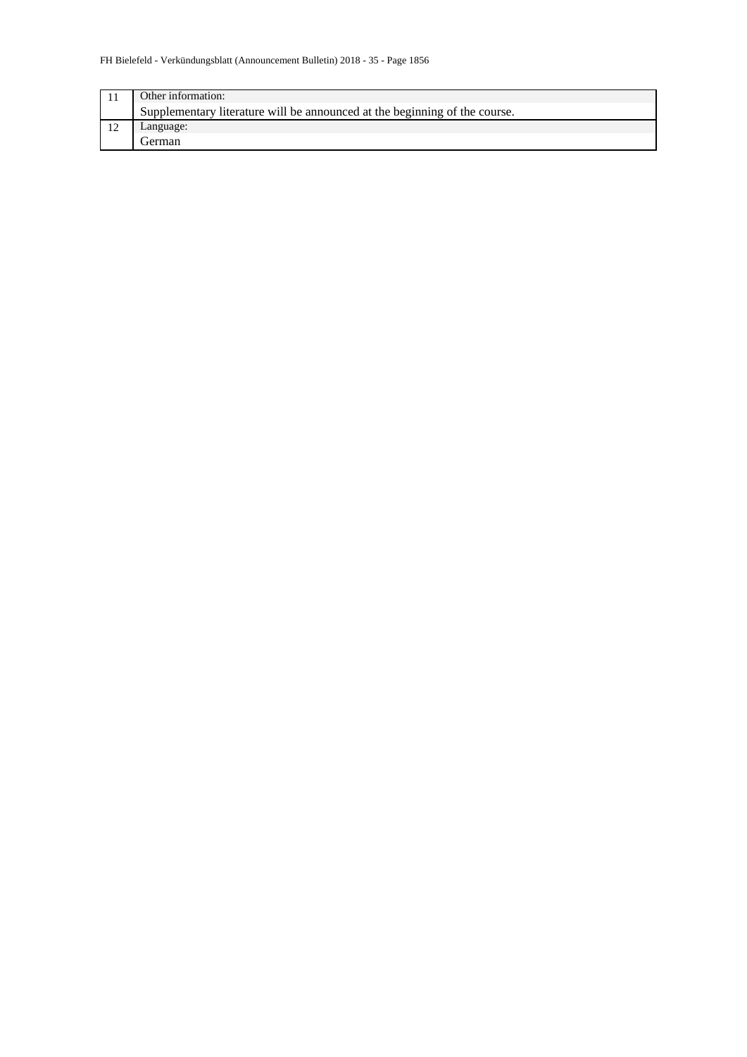| | |
|---|---|
| 11 | Other information:<br>Supplementary literature will be announced at the beginning of the course. |
| 12 | Language:<br>German |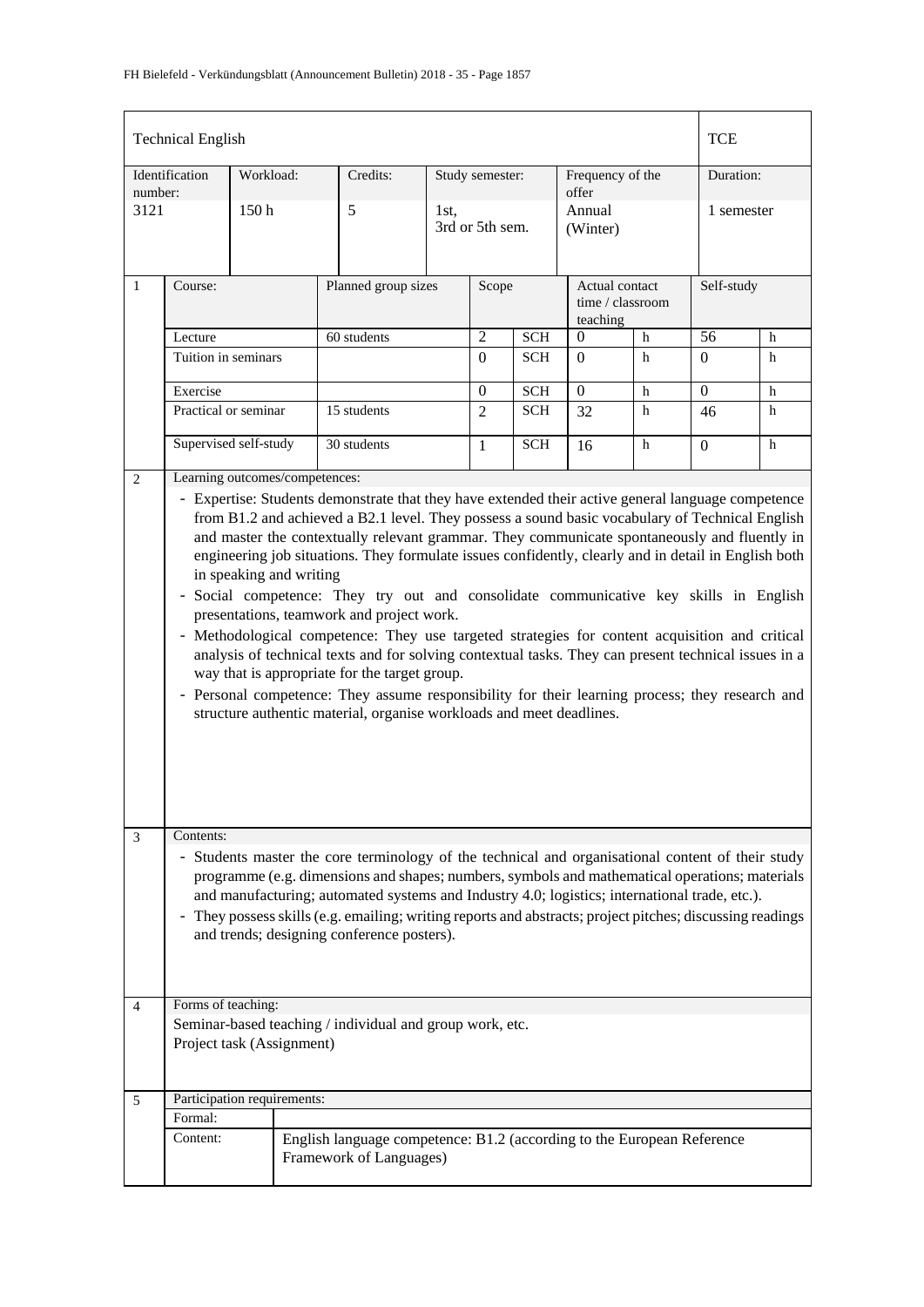| Technical English | | | | | | TCE |
|---|---|---|---|---|---|---|
| Identification number: | Workload: | Credits: | Study semester: | Frequency of the offer | | Duration: |
| 3121 | 150 h | 5 | 1st, 3rd or 5th sem. | Annual (Winter) | | 1 semester |

| | Course: | Planned group sizes | Scope | | Actual contact time / classroom teaching | | Self-study | |
|---|---|---|---|---|---|---|---|---|
| 1 | Lecture | 60 students | 2 | SCH | 0 | h | 56 | h |
| | Tuition in seminars | | 0 | SCH | 0 | h | 0 | h |
| | Exercise | | 0 | SCH | 0 | h | 0 | h |
| | Practical or seminar | 15 students | 2 | SCH | 32 | h | 46 | h |
| | Supervised self-study | 30 students | 1 | SCH | 16 | h | 0 | h |

**2 Learning outcomes/competences:**

- Expertise: Students demonstrate that they have extended their active general language competence from B1.2 and achieved a B2.1 level. They possess a sound basic vocabulary of Technical English and master the contextually relevant grammar. They communicate spontaneously and fluently in engineering job situations. They formulate issues confidently, clearly and in detail in English both in speaking and writing
- Social competence: They try out and consolidate communicative key skills in English presentations, teamwork and project work.
- Methodological competence: They use targeted strategies for content acquisition and critical analysis of technical texts and for solving contextual tasks. They can present technical issues in a way that is appropriate for the target group.
- Personal competence: They assume responsibility for their learning process; they research and structure authentic material, organise workloads and meet deadlines.

**3 Contents:**

- Students master the core terminology of the technical and organisational content of their study programme (e.g. dimensions and shapes; numbers, symbols and mathematical operations; materials and manufacturing; automated systems and Industry 4.0; logistics; international trade, etc.).
- They possess skills (e.g. emailing; writing reports and abstracts; project pitches; discussing readings and trends; designing conference posters).

**4 Forms of teaching:**

Seminar-based teaching / individual and group work, etc.
Project task (Assignment)

**5 Participation requirements:**

| | |
|---|---|
| Formal: | |
| Content: | English language competence: B1.2 (according to the European Reference Framework of Languages) |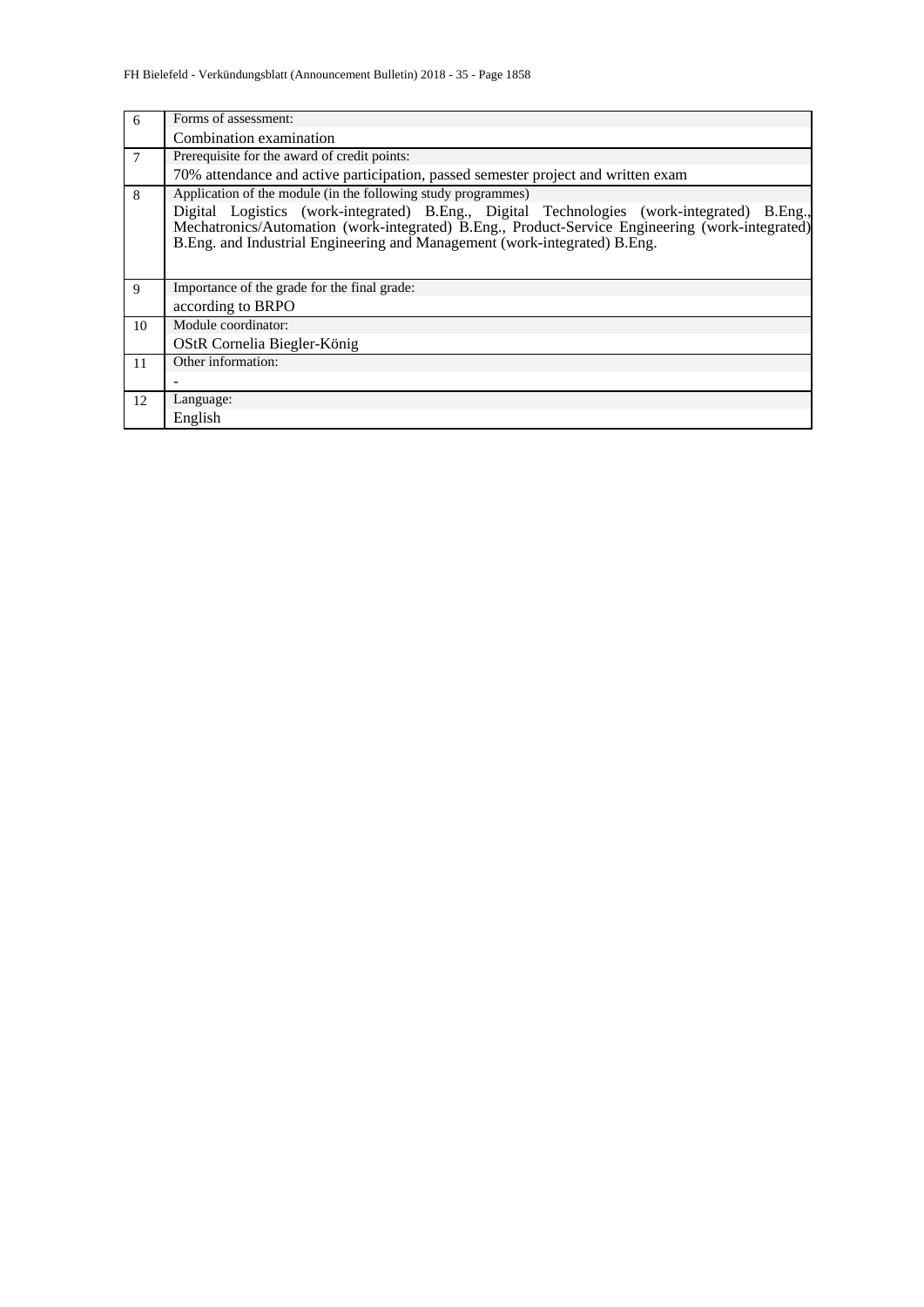| | |
|---|---|
| 6 | Forms of assessment:<br>Combination examination |
| 7 | Prerequisite for the award of credit points:<br>70% attendance and active participation, passed semester project and written exam |
| 8 | Application of the module (in the following study programmes)<br>Digital Logistics (work-integrated) B.Eng., Digital Technologies (work-integrated) B.Eng., Mechatronics/Automation (work-integrated) B.Eng., Product-Service Engineering (work-integrated) B.Eng. and Industrial Engineering and Management (work-integrated) B.Eng. |
| 9 | Importance of the grade for the final grade:<br>according to BRPO |
| 10 | Module coordinator:<br>OStR Cornelia Biegler-König |
| 11 | Other information:<br>- |
| 12 | Language:<br>English |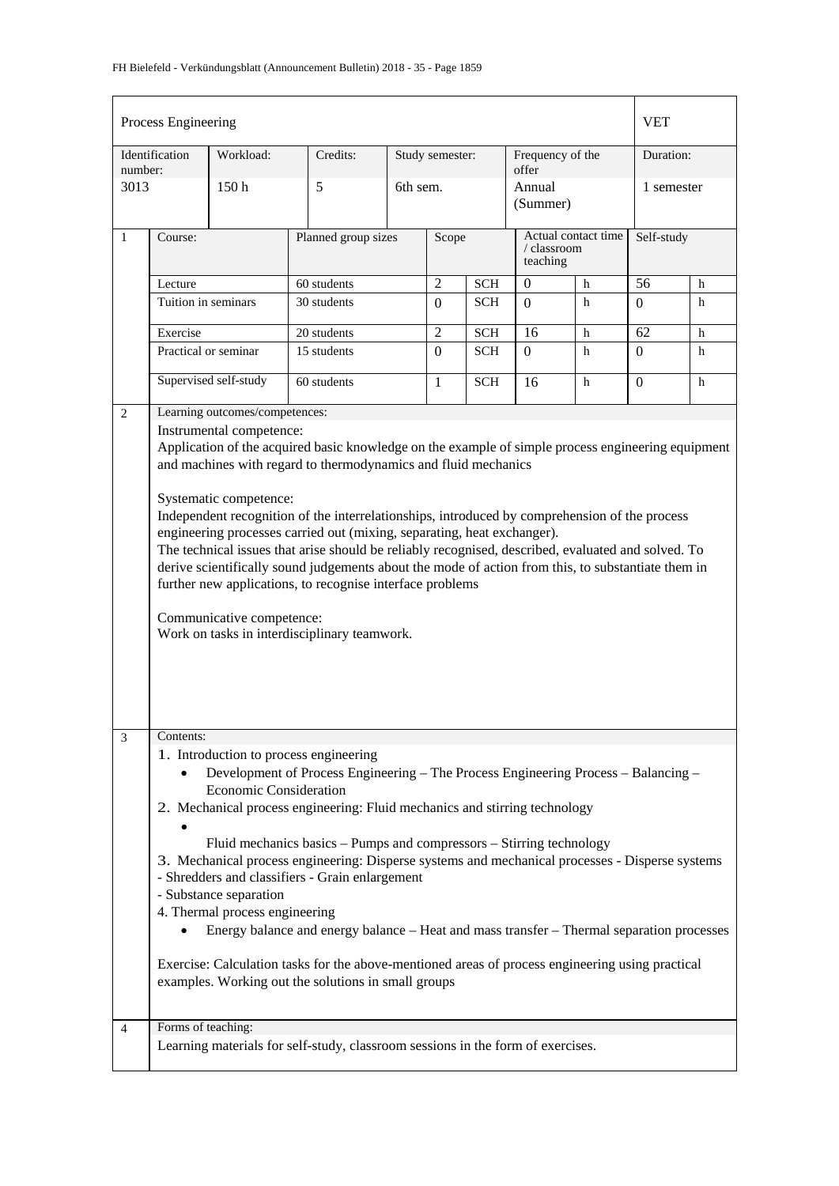| Process Engineering | | | | | VET |
|---|---|---|---|---|---|
| Identification number: | Workload: | Credits: | Study semester: | Frequency of the offer | Duration: |
| 3013 | 150 h | 5 | 6th sem. | Annual (Summer) | 1 semester |

| 1 | Course: | Planned group sizes | Scope | | Actual contact time / classroom teaching | | Self-study | |
|---|---|---|---|---|---|---|---|---|
| | Lecture | 60 students | 2 | SCH | 0 | h | 56 | h |
| | Tuition in seminars | 30 students | 0 | SCH | 0 | h | 0 | h |
| | Exercise | 20 students | 2 | SCH | 16 | h | 62 | h |
| | Practical or seminar | 15 students | 0 | SCH | 0 | h | 0 | h |
| | Supervised self-study | 60 students | 1 | SCH | 16 | h | 0 | h |

**2 Learning outcomes/competences:**

Instrumental competence:
Application of the acquired basic knowledge on the example of simple process engineering equipment and machines with regard to thermodynamics and fluid mechanics

Systematic competence:
Independent recognition of the interrelationships, introduced by comprehension of the process engineering processes carried out (mixing, separating, heat exchanger).
The technical issues that arise should be reliably recognised, described, evaluated and solved. To derive scientifically sound judgements about the mode of action from this, to substantiate them in further new applications, to recognise interface problems

Communicative competence:
Work on tasks in interdisciplinary teamwork.

**3 Contents:**

1. Introduction to process engineering
   - Development of Process Engineering – The Process Engineering Process – Balancing – Economic Consideration
2. Mechanical process engineering: Fluid mechanics and stirring technology
   - Fluid mechanics basics – Pumps and compressors – Stirring technology
3. Mechanical process engineering: Disperse systems and mechanical processes - Disperse systems
   - Shredders and classifiers - Grain enlargement
   - Substance separation
4. Thermal process engineering
   - Energy balance and energy balance – Heat and mass transfer – Thermal separation processes

Exercise: Calculation tasks for the above-mentioned areas of process engineering using practical examples. Working out the solutions in small groups

**4 Forms of teaching:**

Learning materials for self-study, classroom sessions in the form of exercises.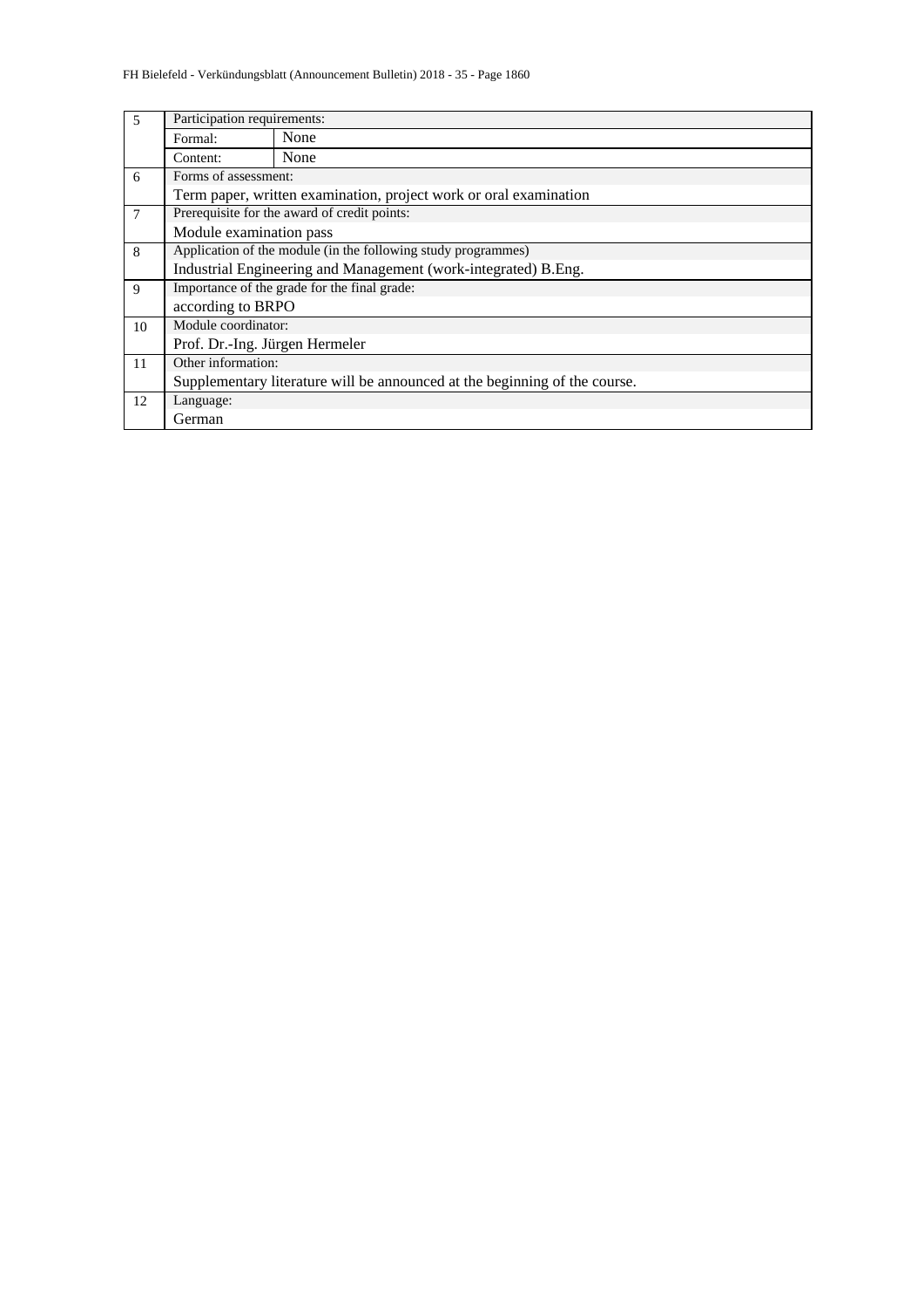| | | |
|---|---|---|
| 5 | Participation requirements: | |
| | Formal: | None |
| | Content: | None |
| 6 | Forms of assessment: | |
| | Term paper, written examination, project work or oral examination | |
| 7 | Prerequisite for the award of credit points: | |
| | Module examination pass | |
| 8 | Application of the module (in the following study programmes) | |
| | Industrial Engineering and Management (work-integrated) B.Eng. | |
| 9 | Importance of the grade for the final grade: | |
| | according to BRPO | |
| 10 | Module coordinator: | |
| | Prof. Dr.-Ing. Jürgen Hermeler | |
| 11 | Other information: | |
| | Supplementary literature will be announced at the beginning of the course. | |
| 12 | Language: | |
| | German | |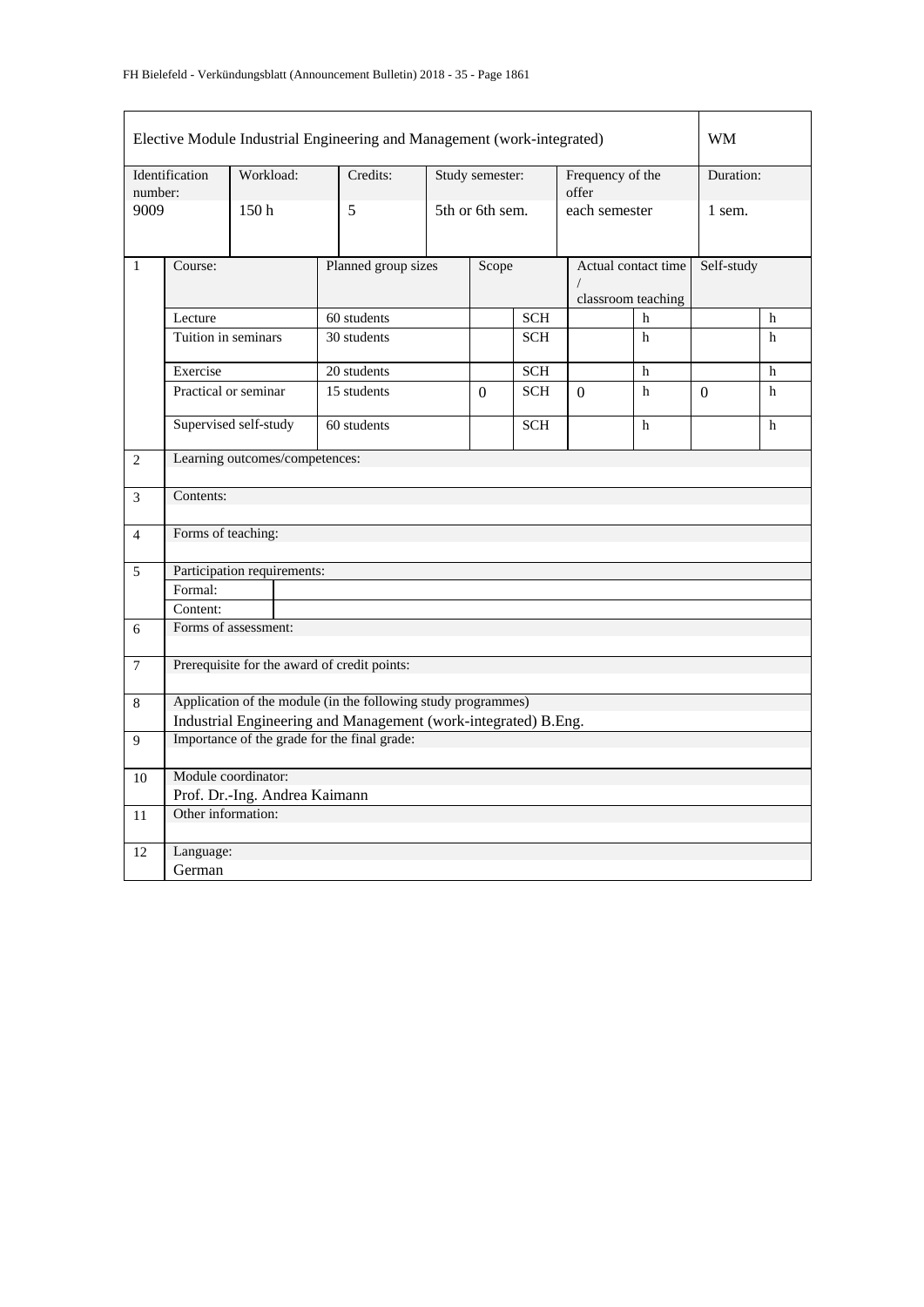| Elective Module Industrial Engineering and Management (work-integrated) | | | | | WM |
|---|---|---|---|---|---|
| Identification number: | Workload: | Credits: | Study semester: | Frequency of the offer | Duration: |
| 9009 | 150 h | 5 | 5th or 6th sem. | each semester | 1 sem. |

| | Course: | Planned group sizes | Scope | | Actual contact time / classroom teaching | | Self-study | |
|---|---|---|---|---|---|---|---|---|
| 1 | Lecture | 60 students | | SCH | | h | | h |
| | Tuition in seminars | 30 students | | SCH | | h | | h |
| | Exercise | 20 students | | SCH | | h | | h |
| | Practical or seminar | 15 students | 0 | SCH | 0 | h | 0 | h |
| | Supervised self-study | 60 students | | SCH | | h | | h |

| | | |
|---|---|---|
| 2 | Learning outcomes/competences: | |
| 3 | Contents: | |
| 4 | Forms of teaching: | |
| 5 | Participation requirements: | |
| | Formal: | |
| | Content: | |
| 6 | Forms of assessment: | |
| 7 | Prerequisite for the award of credit points: | |
| 8 | Application of the module (in the following study programmes)<br>Industrial Engineering and Management (work-integrated) B.Eng. | |
| 9 | Importance of the grade for the final grade: | |
| 10 | Module coordinator:<br>Prof. Dr.-Ing. Andrea Kaimann | |
| 11 | Other information: | |
| 12 | Language:<br>German | |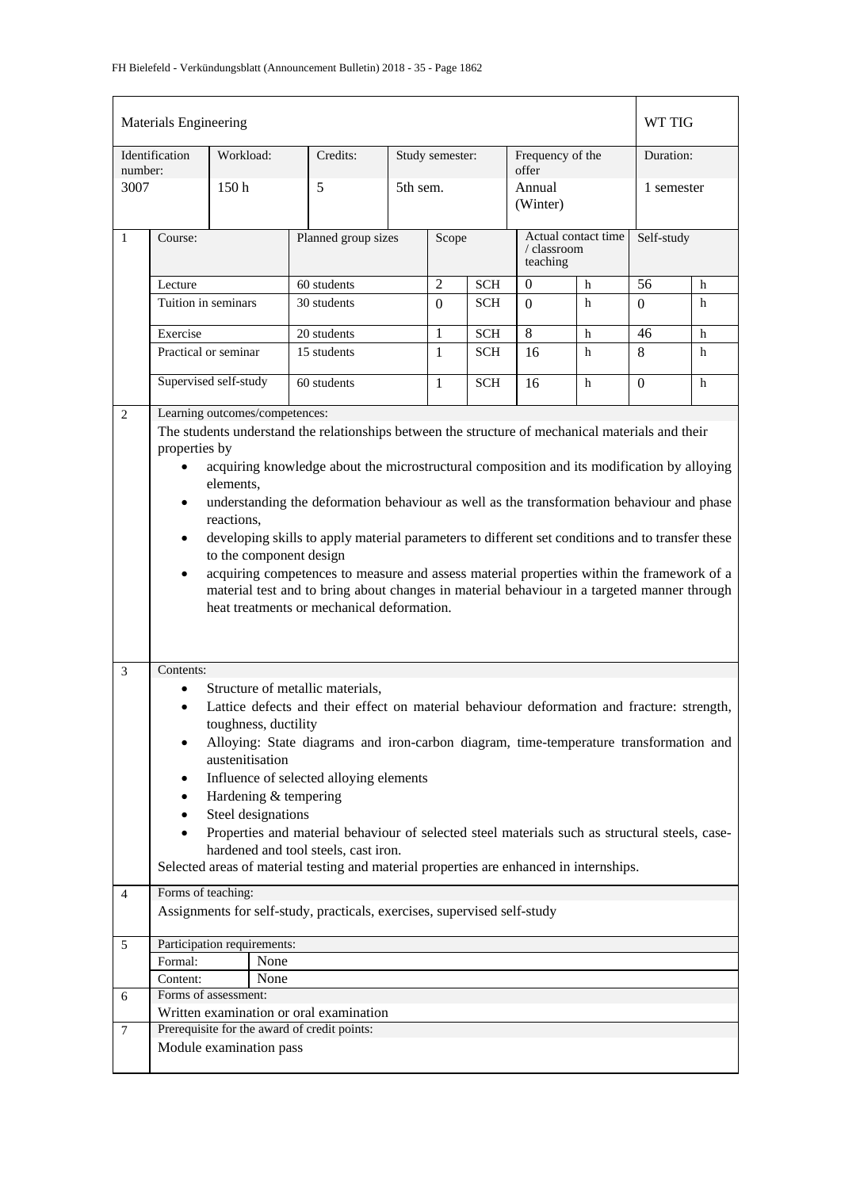| Materials Engineering | | | | | | WT TIG |
|---|---|---|---|---|---|---|
| Identification number: | Workload: | Credits: | Study semester: | Frequency of the offer | | Duration: |
| 3007 | 150 h | 5 | 5th sem. | Annual (Winter) | | 1 semester |

| 1 | Course: | Planned group sizes | Scope | | Actual contact time / classroom teaching | | Self-study | |
|---|---|---|---|---|---|---|---|---|
| | Lecture | 60 students | 2 | SCH | 0 | h | 56 | h |
| | Tuition in seminars | 30 students | 0 | SCH | 0 | h | 0 | h |
| | Exercise | 20 students | 1 | SCH | 8 | h | 46 | h |
| | Practical or seminar | 15 students | 1 | SCH | 16 | h | 8 | h |
| | Supervised self-study | 60 students | 1 | SCH | 16 | h | 0 | h |

**2 Learning outcomes/competences:**

The students understand the relationships between the structure of mechanical materials and their properties by

- acquiring knowledge about the microstructural composition and its modification by alloying elements,
- understanding the deformation behaviour as well as the transformation behaviour and phase reactions,
- developing skills to apply material parameters to different set conditions and to transfer these to the component design
- acquiring competences to measure and assess material properties within the framework of a material test and to bring about changes in material behaviour in a targeted manner through heat treatments or mechanical deformation.

**3 Contents:**

- Structure of metallic materials,
- Lattice defects and their effect on material behaviour deformation and fracture: strength, toughness, ductility
- Alloying: State diagrams and iron-carbon diagram, time-temperature transformation and austenitisation
- Influence of selected alloying elements
- Hardening & tempering
- Steel designations
- Properties and material behaviour of selected steel materials such as structural steels, case-hardened and tool steels, cast iron.

Selected areas of material testing and material properties are enhanced in internships.

**4 Forms of teaching:**

Assignments for self-study, practicals, exercises, supervised self-study

**5 Participation requirements:**

| Formal: | None |
|---|---|
| Content: | None |

**6 Forms of assessment:**

Written examination or oral examination

**7 Prerequisite for the award of credit points:**

Module examination pass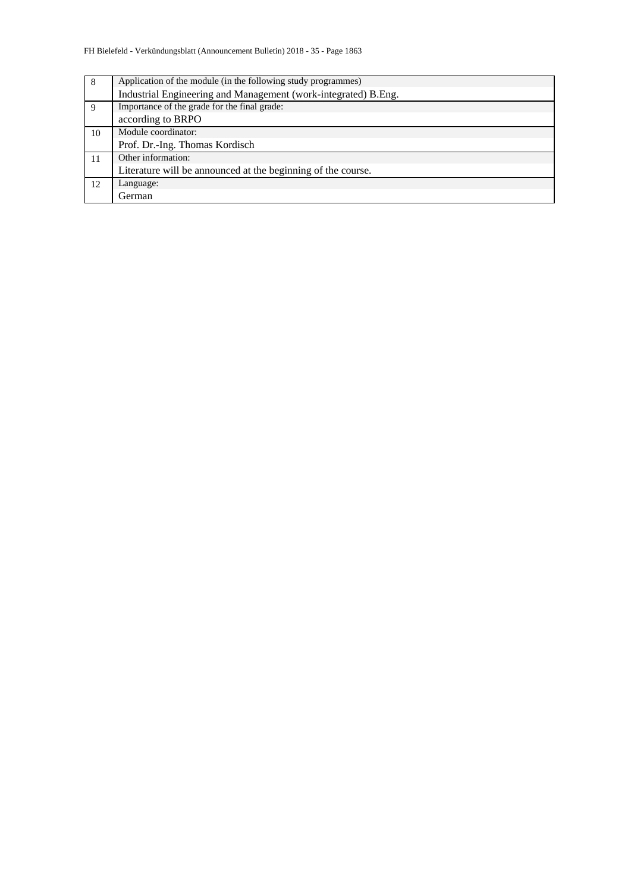| | |
|---|---|
| 8 | Application of the module (in the following study programmes)<br>Industrial Engineering and Management (work-integrated) B.Eng. |
| 9 | Importance of the grade for the final grade:<br>according to BRPO |
| 10 | Module coordinator:<br>Prof. Dr.-Ing. Thomas Kordisch |
| 11 | Other information:<br>Literature will be announced at the beginning of the course. |
| 12 | Language:<br>German |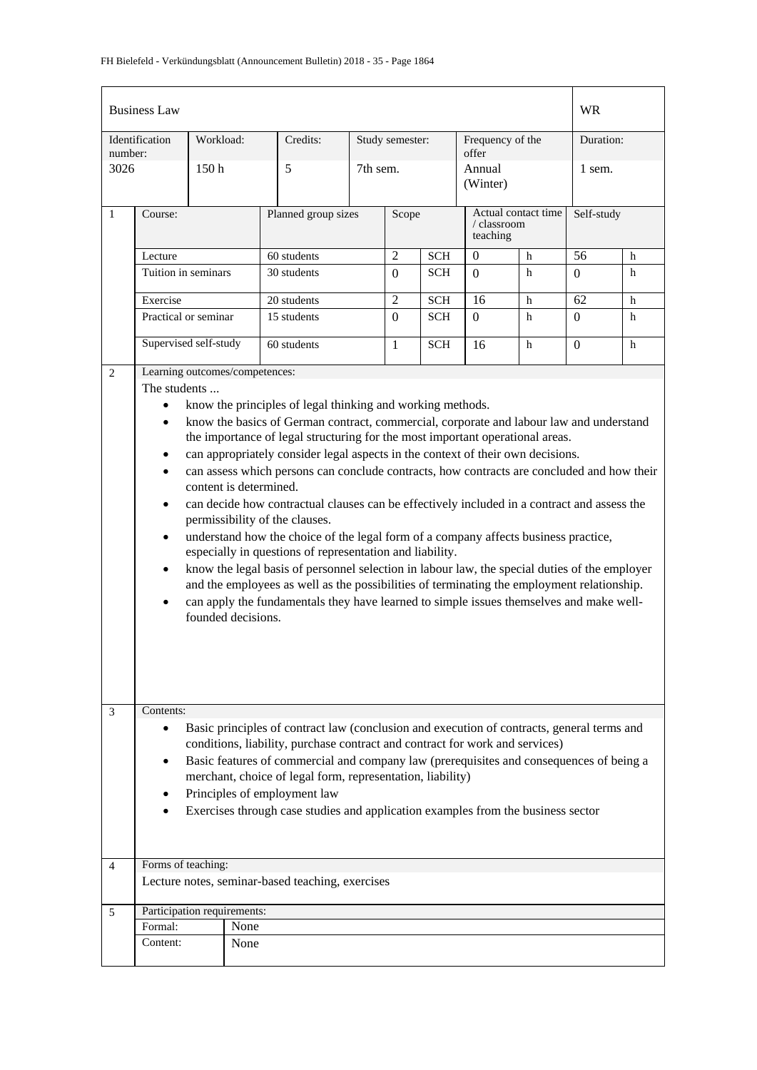| Business Law | | | | | | WR |
|---|---|---|---|---|---|---|
| Identification number: | Workload: | Credits: | Study semester: | Frequency of the offer | | Duration: |
| 3026 | 150 h | 5 | 7th sem. | Annual (Winter) | | 1 sem. |

| 1 | Course: | Planned group sizes | Scope | | Actual contact time / classroom teaching | | Self-study | |
|---|---|---|---|---|---|---|---|---|
| | Lecture | 60 students | 2 | SCH | 0 | h | 56 | h |
| | Tuition in seminars | 30 students | 0 | SCH | 0 | h | 0 | h |
| | Exercise | 20 students | 2 | SCH | 16 | h | 62 | h |
| | Practical or seminar | 15 students | 0 | SCH | 0 | h | 0 | h |
| | Supervised self-study | 60 students | 1 | SCH | 16 | h | 0 | h |

**2 Learning outcomes/competences:**

The students ...

- know the principles of legal thinking and working methods.
- know the basics of German contract, commercial, corporate and labour law and understand the importance of legal structuring for the most important operational areas.
- can appropriately consider legal aspects in the context of their own decisions.
- can assess which persons can conclude contracts, how contracts are concluded and how their content is determined.
- can decide how contractual clauses can be effectively included in a contract and assess the permissibility of the clauses.
- understand how the choice of the legal form of a company affects business practice, especially in questions of representation and liability.
- know the legal basis of personnel selection in labour law, the special duties of the employer and the employees as well as the possibilities of terminating the employment relationship.
- can apply the fundamentals they have learned to simple issues themselves and make well-founded decisions.

**3 Contents:**

- Basic principles of contract law (conclusion and execution of contracts, general terms and conditions, liability, purchase contract and contract for work and services)
- Basic features of commercial and company law (prerequisites and consequences of being a merchant, choice of legal form, representation, liability)
- Principles of employment law
- Exercises through case studies and application examples from the business sector

**4 Forms of teaching:**

Lecture notes, seminar-based teaching, exercises

**5 Participation requirements:**

| Formal: | None |
|---|---|
| Content: | None |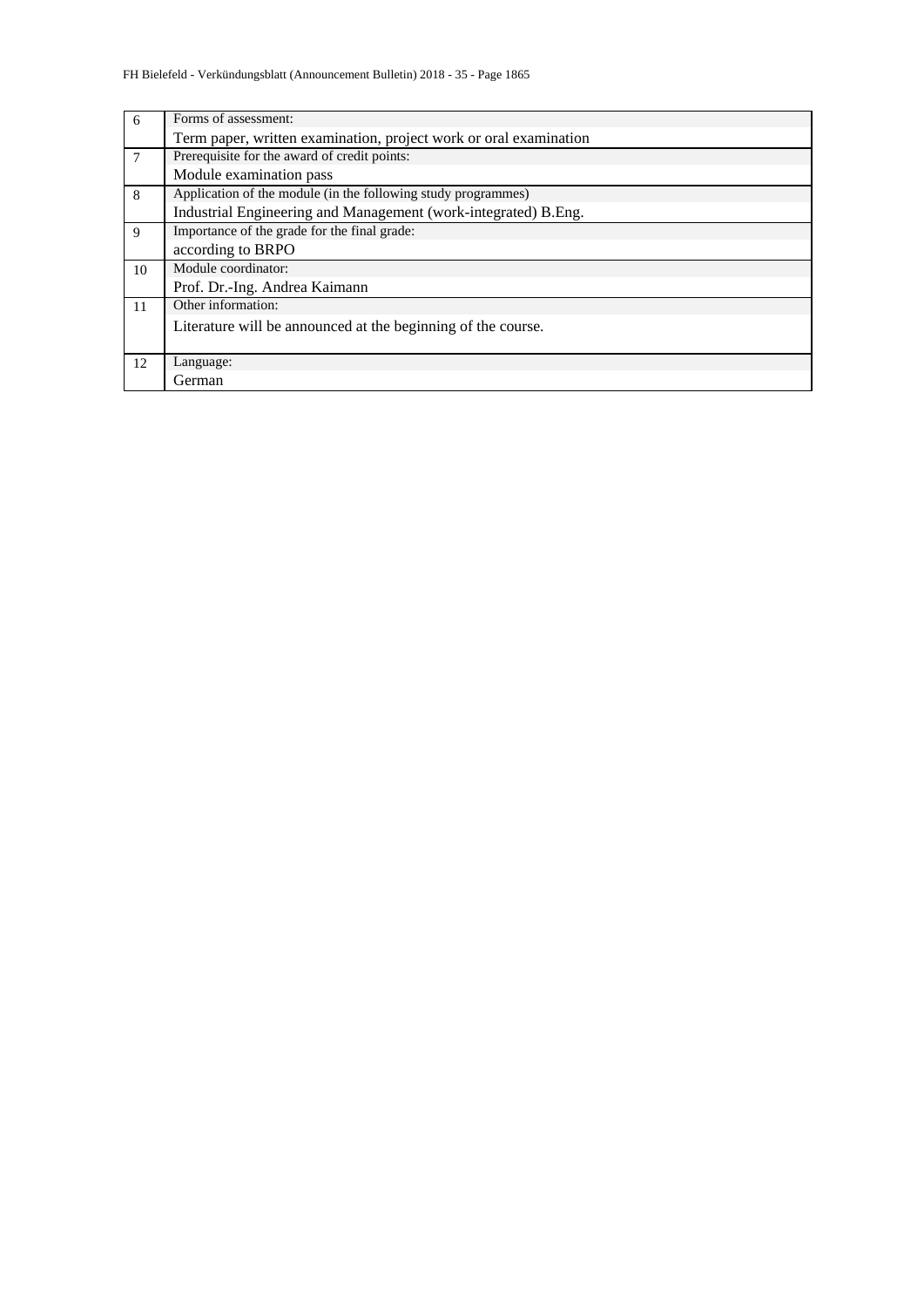| | |
|---|---|
| 6 | Forms of assessment:<br>Term paper, written examination, project work or oral examination |
| 7 | Prerequisite for the award of credit points:<br>Module examination pass |
| 8 | Application of the module (in the following study programmes)<br>Industrial Engineering and Management (work-integrated) B.Eng. |
| 9 | Importance of the grade for the final grade:<br>according to BRPO |
| 10 | Module coordinator:<br>Prof. Dr.-Ing. Andrea Kaimann |
| 11 | Other information:<br>Literature will be announced at the beginning of the course. |
| 12 | Language:<br>German |